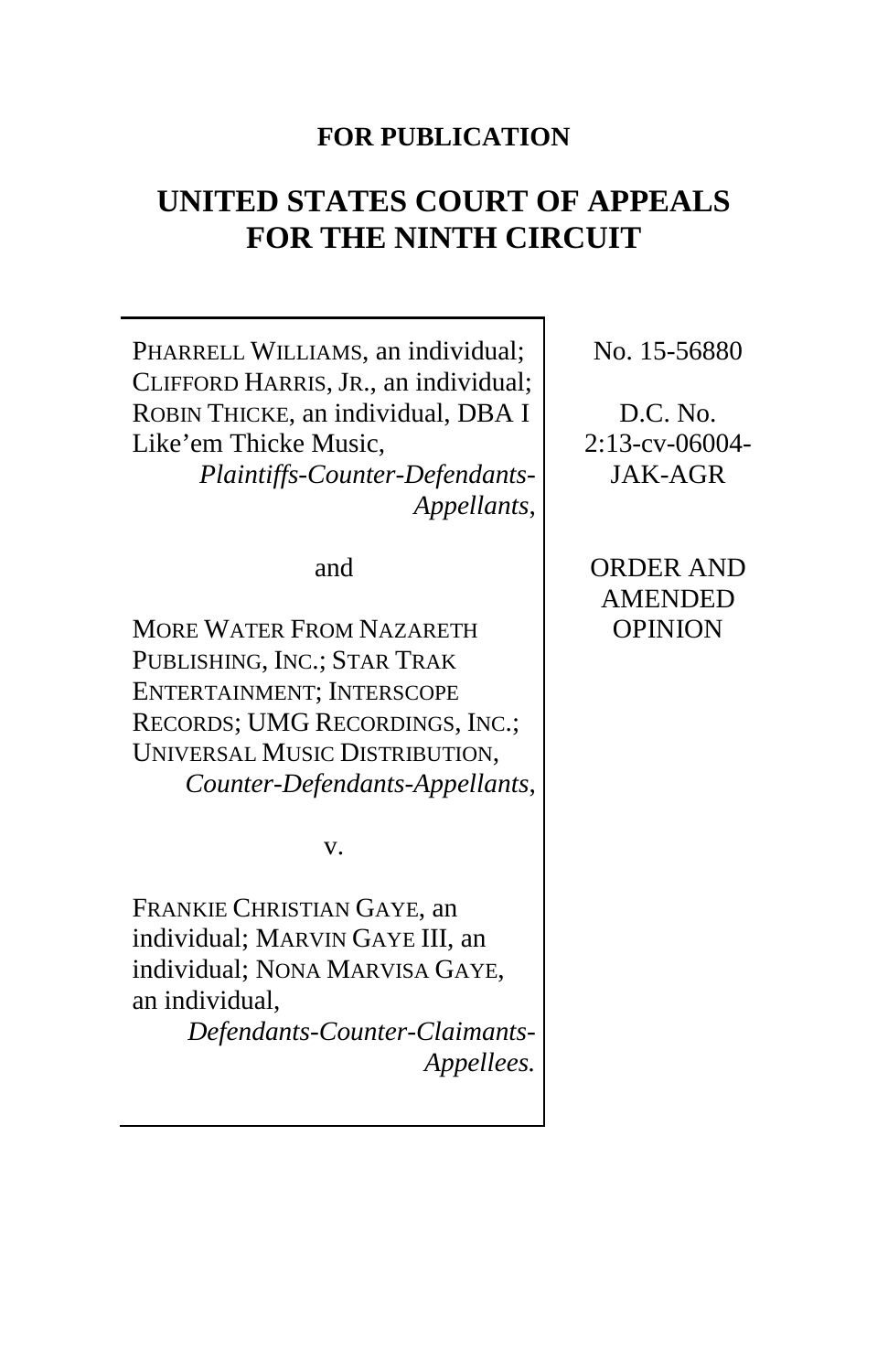**FOR PUBLICATION**

# UNITED STATES COURT OF APPEALS FOR THE NINTH CIRCUIT

PHARRELL WILLIAMS, an individual; CLIFFORD HARRIS, JR., an individual; ROBIN THICKE, an individual, DBA I Like'em Thicke Music,
*Plaintiffs-Counter-Defendants-Appellants*,

and

MORE WATER FROM NAZARETH PUBLISHING, INC.; STAR TRAK ENTERTAINMENT; INTERSCOPE RECORDS; UMG RECORDINGS, INC.; UNIVERSAL MUSIC DISTRIBUTION,
*Counter-Defendants-Appellants*,

v.

FRANKIE CHRISTIAN GAYE, an individual; MARVIN GAYE III, an individual; NONA MARVISA GAYE, an individual,
*Defendants-Counter-Claimants-Appellees.*

No. 15-56880

D.C. No. 2:13-cv-06004-JAK-AGR

ORDER AND AMENDED OPINION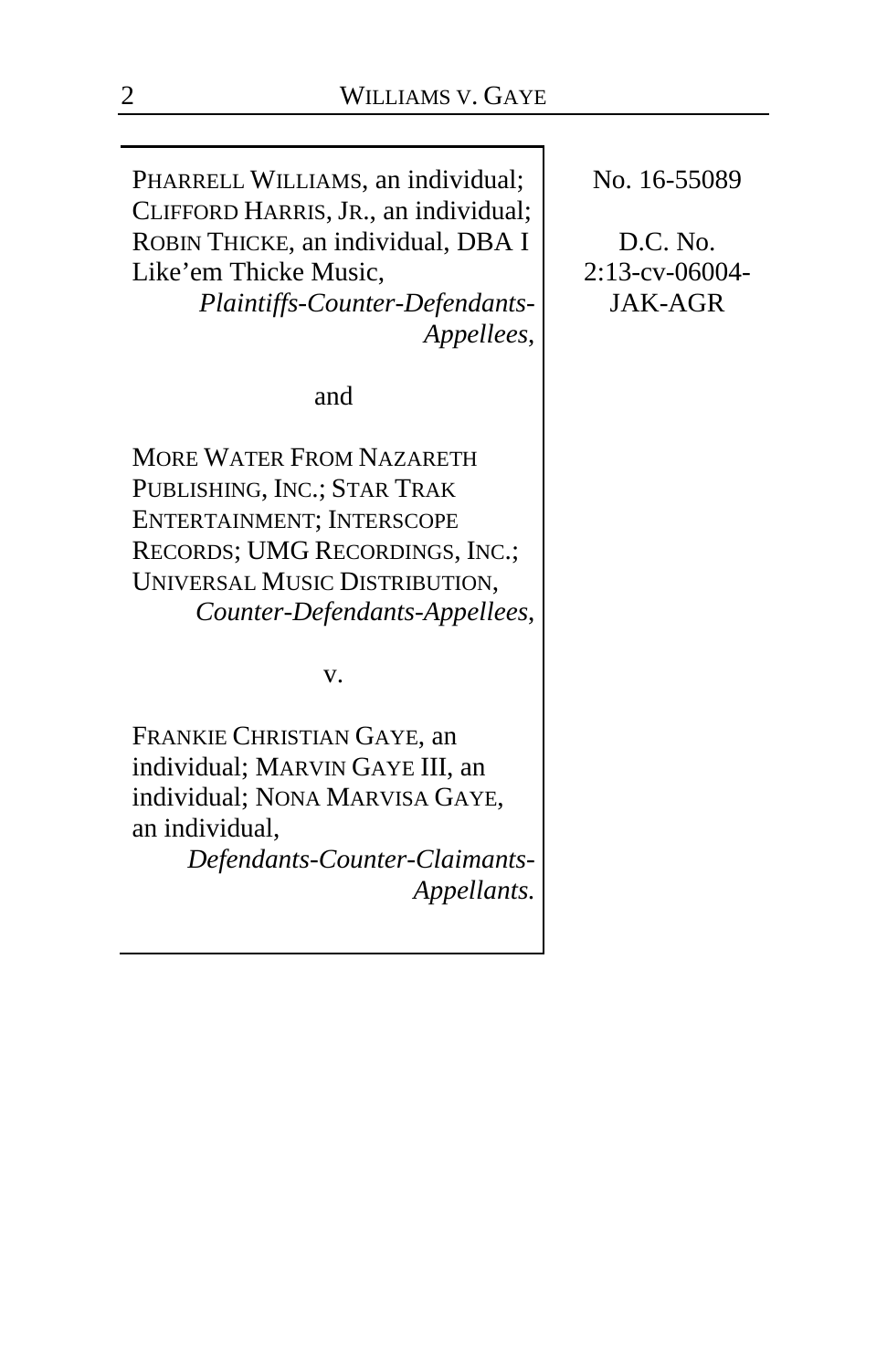PHARRELL WILLIAMS, an individual; CLIFFORD HARRIS, JR., an individual; ROBIN THICKE, an individual, DBA I Like'em Thicke Music,
*Plaintiffs-Counter-Defendants-Appellees*,

and

MORE WATER FROM NAZARETH PUBLISHING, INC.; STAR TRAK ENTERTAINMENT; INTERSCOPE RECORDS; UMG RECORDINGS, INC.; UNIVERSAL MUSIC DISTRIBUTION,
*Counter-Defendants-Appellees*,

v.

FRANKIE CHRISTIAN GAYE, an individual; MARVIN GAYE III, an individual; NONA MARVISA GAYE, an individual,
*Defendants-Counter-Claimants-Appellants.*

No. 16-55089

D.C. No.
2:13-cv-06004-JAK-AGR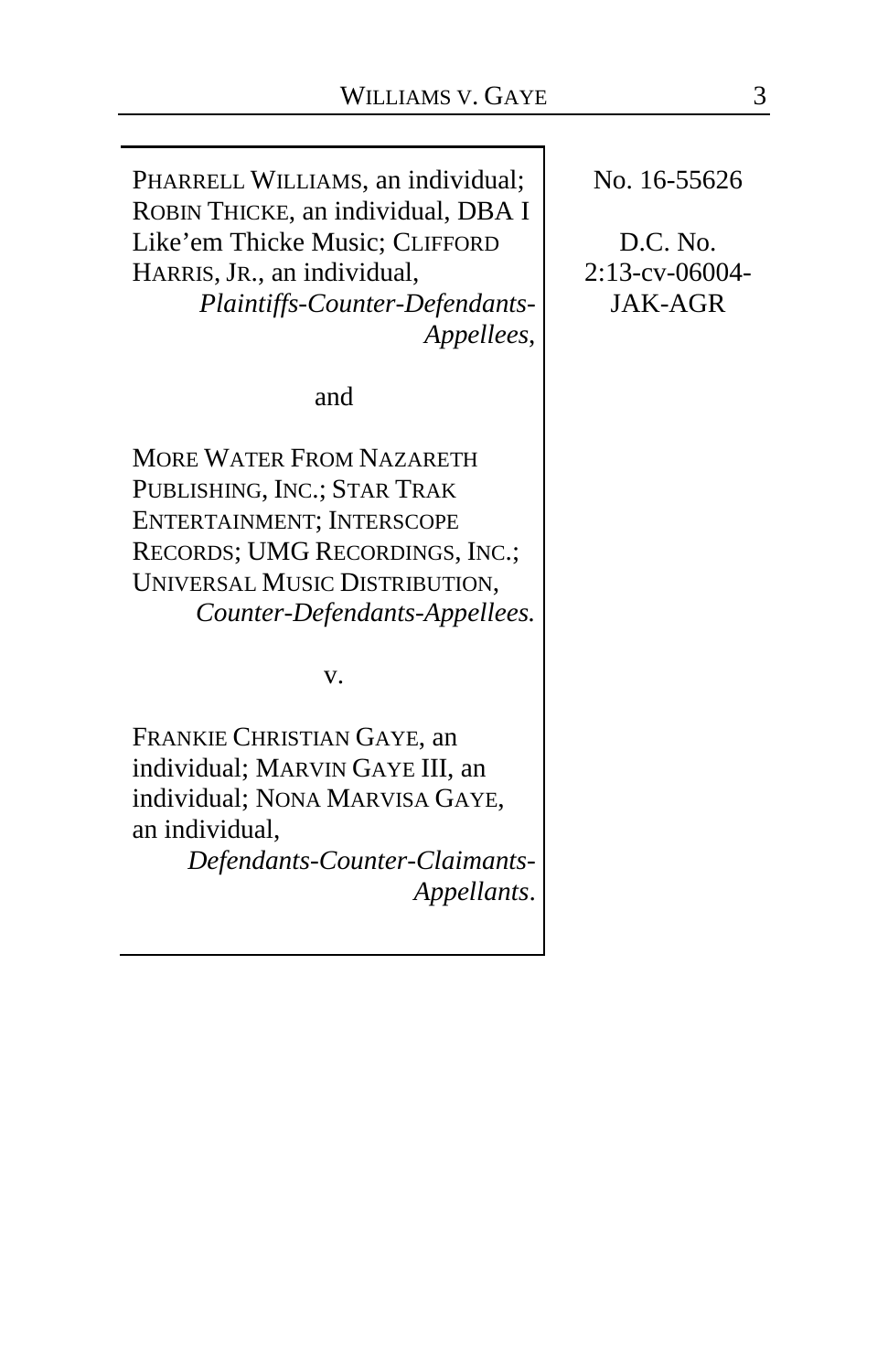PHARRELL WILLIAMS, an individual; ROBIN THICKE, an individual, DBA I Like'em Thicke Music; CLIFFORD HARRIS, JR., an individual,
*Plaintiffs-Counter-Defendants-Appellees*,

and

MORE WATER FROM NAZARETH PUBLISHING, INC.; STAR TRAK ENTERTAINMENT; INTERSCOPE RECORDS; UMG RECORDINGS, INC.; UNIVERSAL MUSIC DISTRIBUTION,
*Counter-Defendants-Appellees.*

v.

FRANKIE CHRISTIAN GAYE, an individual; MARVIN GAYE III, an individual; NONA MARVISA GAYE, an individual,
*Defendants-Counter-Claimants-Appellants*.

No. 16-55626

D.C. No. 2:13-cv-06004-JAK-AGR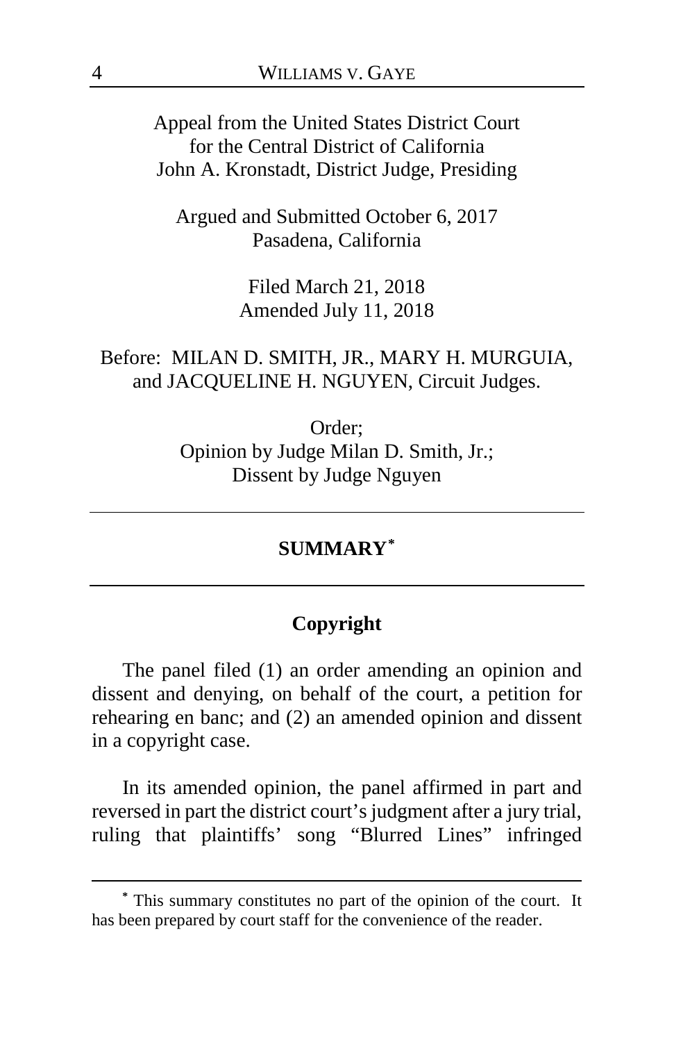Appeal from the United States District Court
for the Central District of California
John A. Kronstadt, District Judge, Presiding

Argued and Submitted October 6, 2017
Pasadena, California

Filed March 21, 2018
Amended July 11, 2018

Before: MILAN D. SMITH, JR., MARY H. MURGUIA,
and JACQUELINE H. NGUYEN, Circuit Judges.

Order;
Opinion by Judge Milan D. Smith, Jr.;
Dissent by Judge Nguyen

---

## SUMMARY[*]

---

### Copyright

The panel filed (1) an order amending an opinion and dissent and denying, on behalf of the court, a petition for rehearing en banc; and (2) an amended opinion and dissent in a copyright case.

In its amended opinion, the panel affirmed in part and reversed in part the district court's judgment after a jury trial, ruling that plaintiffs' song "Blurred Lines" infringed

---

[*] This summary constitutes no part of the opinion of the court. It has been prepared by court staff for the convenience of the reader.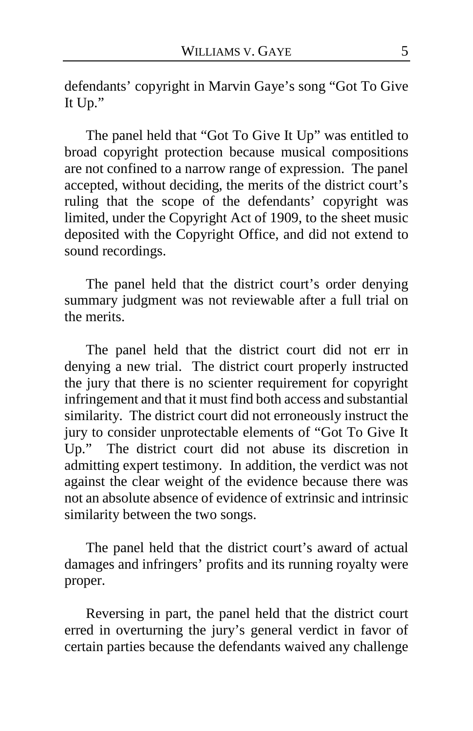defendants' copyright in Marvin Gaye's song "Got To Give It Up."

The panel held that "Got To Give It Up" was entitled to broad copyright protection because musical compositions are not confined to a narrow range of expression. The panel accepted, without deciding, the merits of the district court's ruling that the scope of the defendants' copyright was limited, under the Copyright Act of 1909, to the sheet music deposited with the Copyright Office, and did not extend to sound recordings.

The panel held that the district court's order denying summary judgment was not reviewable after a full trial on the merits.

The panel held that the district court did not err in denying a new trial. The district court properly instructed the jury that there is no scienter requirement for copyright infringement and that it must find both access and substantial similarity. The district court did not erroneously instruct the jury to consider unprotectable elements of "Got To Give It Up." The district court did not abuse its discretion in admitting expert testimony. In addition, the verdict was not against the clear weight of the evidence because there was not an absolute absence of evidence of extrinsic and intrinsic similarity between the two songs.

The panel held that the district court's award of actual damages and infringers' profits and its running royalty were proper.

Reversing in part, the panel held that the district court erred in overturning the jury's general verdict in favor of certain parties because the defendants waived any challenge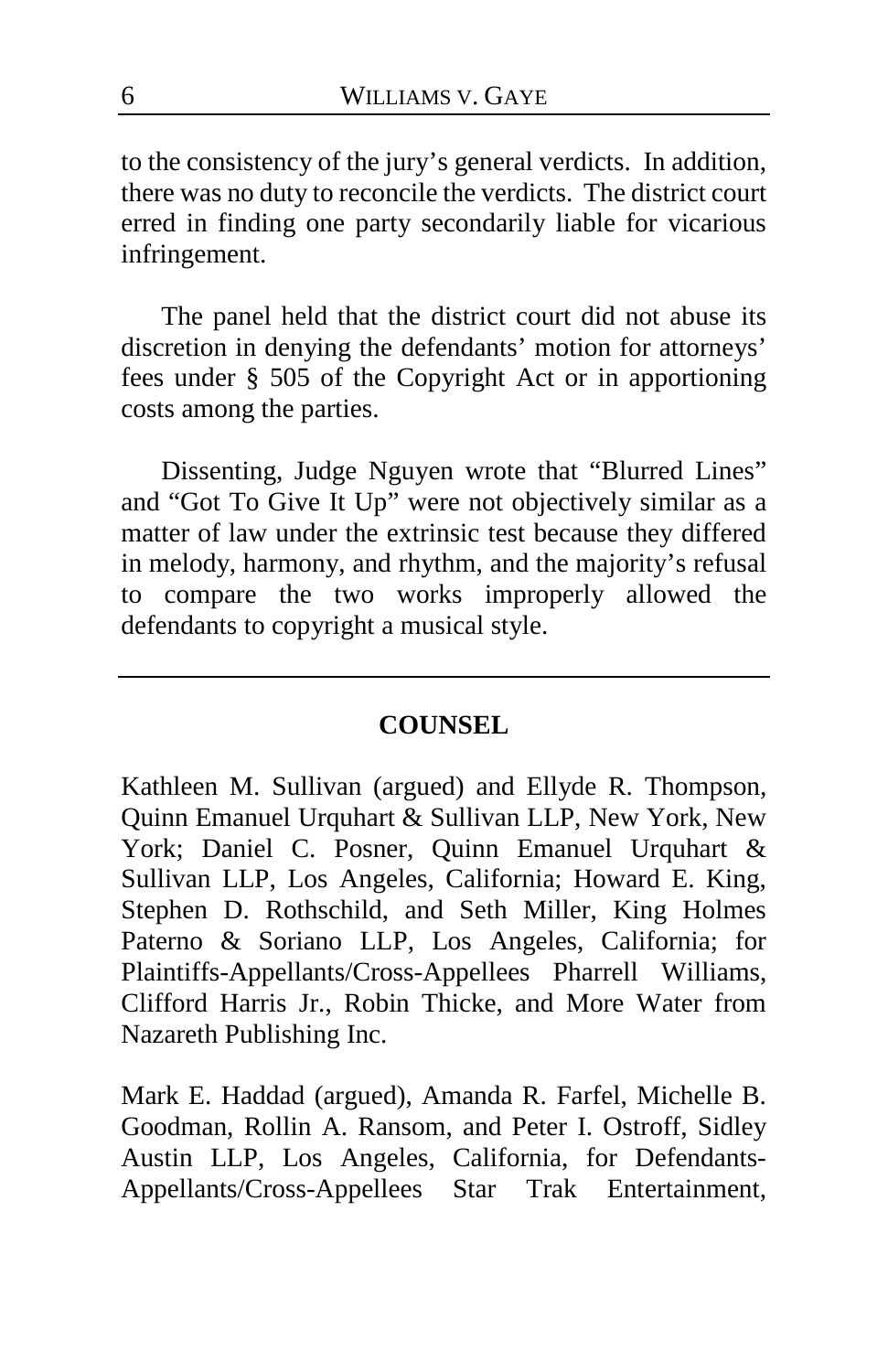to the consistency of the jury's general verdicts. In addition, there was no duty to reconcile the verdicts. The district court erred in finding one party secondarily liable for vicarious infringement.

The panel held that the district court did not abuse its discretion in denying the defendants' motion for attorneys' fees under § 505 of the Copyright Act or in apportioning costs among the parties.

Dissenting, Judge Nguyen wrote that "Blurred Lines" and "Got To Give It Up" were not objectively similar as a matter of law under the extrinsic test because they differed in melody, harmony, and rhythm, and the majority's refusal to compare the two works improperly allowed the defendants to copyright a musical style.

---

## COUNSEL

Kathleen M. Sullivan (argued) and Ellyde R. Thompson, Quinn Emanuel Urquhart & Sullivan LLP, New York, New York; Daniel C. Posner, Quinn Emanuel Urquhart & Sullivan LLP, Los Angeles, California; Howard E. King, Stephen D. Rothschild, and Seth Miller, King Holmes Paterno & Soriano LLP, Los Angeles, California; for Plaintiffs-Appellants/Cross-Appellees Pharrell Williams, Clifford Harris Jr., Robin Thicke, and More Water from Nazareth Publishing Inc.

Mark E. Haddad (argued), Amanda R. Farfel, Michelle B. Goodman, Rollin A. Ransom, and Peter I. Ostroff, Sidley Austin LLP, Los Angeles, California, for Defendants-Appellants/Cross-Appellees Star Trak Entertainment,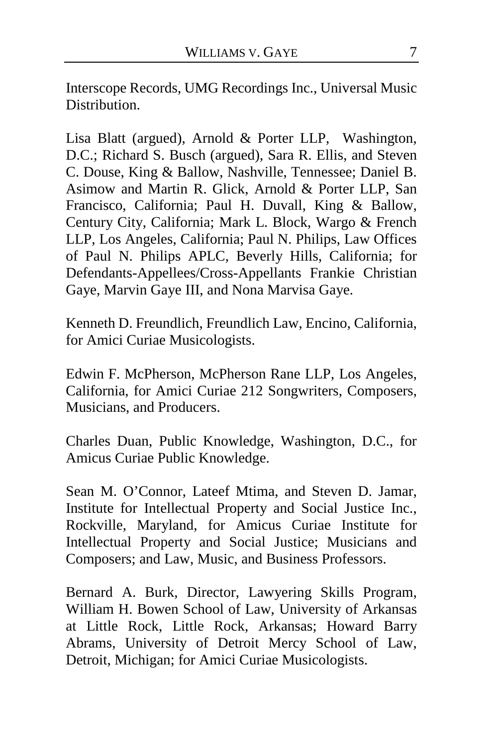Interscope Records, UMG Recordings Inc., Universal Music Distribution.

Lisa Blatt (argued), Arnold & Porter LLP, Washington, D.C.; Richard S. Busch (argued), Sara R. Ellis, and Steven C. Douse, King & Ballow, Nashville, Tennessee; Daniel B. Asimow and Martin R. Glick, Arnold & Porter LLP, San Francisco, California; Paul H. Duvall, King & Ballow, Century City, California; Mark L. Block, Wargo & French LLP, Los Angeles, California; Paul N. Philips, Law Offices of Paul N. Philips APLC, Beverly Hills, California; for Defendants-Appellees/Cross-Appellants Frankie Christian Gaye, Marvin Gaye III, and Nona Marvisa Gaye.

Kenneth D. Freundlich, Freundlich Law, Encino, California, for Amici Curiae Musicologists.

Edwin F. McPherson, McPherson Rane LLP, Los Angeles, California, for Amici Curiae 212 Songwriters, Composers, Musicians, and Producers.

Charles Duan, Public Knowledge, Washington, D.C., for Amicus Curiae Public Knowledge.

Sean M. O'Connor, Lateef Mtima, and Steven D. Jamar, Institute for Intellectual Property and Social Justice Inc., Rockville, Maryland, for Amicus Curiae Institute for Intellectual Property and Social Justice; Musicians and Composers; and Law, Music, and Business Professors.

Bernard A. Burk, Director, Lawyering Skills Program, William H. Bowen School of Law, University of Arkansas at Little Rock, Little Rock, Arkansas; Howard Barry Abrams, University of Detroit Mercy School of Law, Detroit, Michigan; for Amici Curiae Musicologists.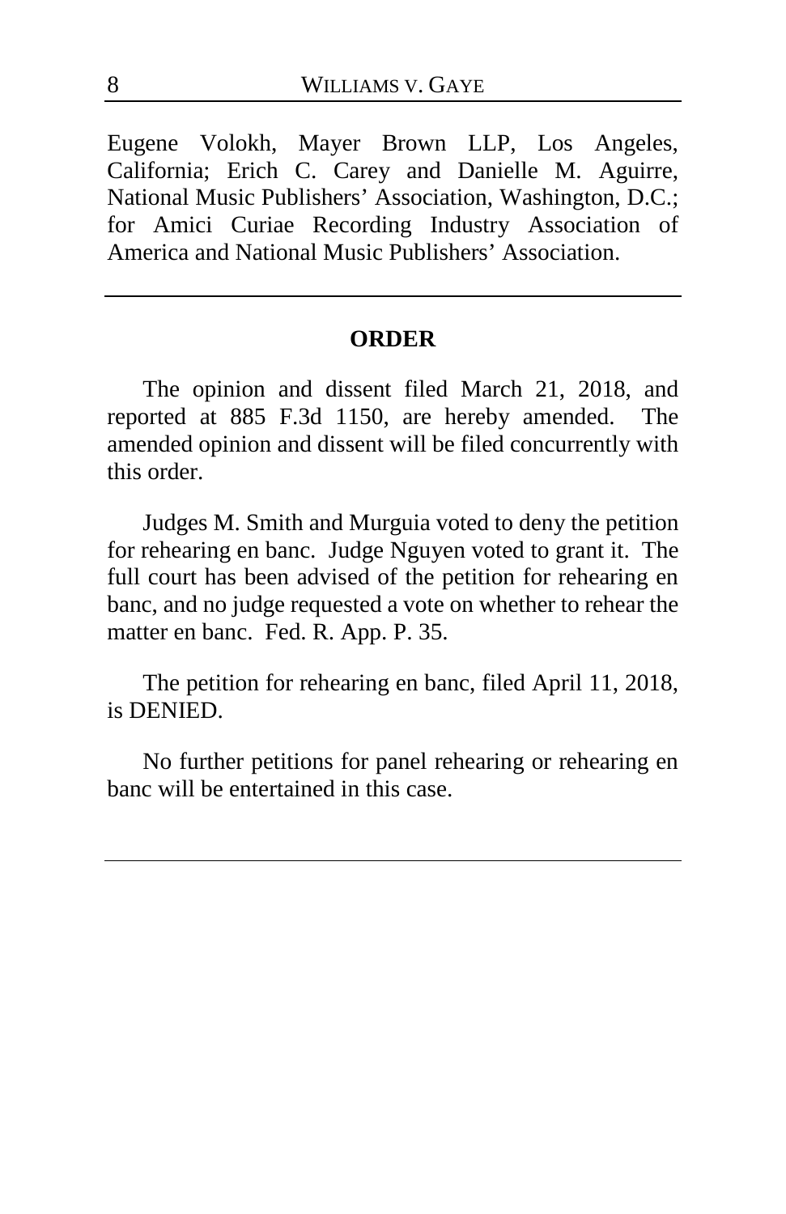Eugene Volokh, Mayer Brown LLP, Los Angeles, California; Erich C. Carey and Danielle M. Aguirre, National Music Publishers' Association, Washington, D.C.; for Amici Curiae Recording Industry Association of America and National Music Publishers' Association.

---

## ORDER

The opinion and dissent filed March 21, 2018, and reported at 885 F.3d 1150, are hereby amended. The amended opinion and dissent will be filed concurrently with this order.

Judges M. Smith and Murguia voted to deny the petition for rehearing en banc. Judge Nguyen voted to grant it. The full court has been advised of the petition for rehearing en banc, and no judge requested a vote on whether to rehear the matter en banc. Fed. R. App. P. 35.

The petition for rehearing en banc, filed April 11, 2018, is DENIED.

No further petitions for panel rehearing or rehearing en banc will be entertained in this case.

---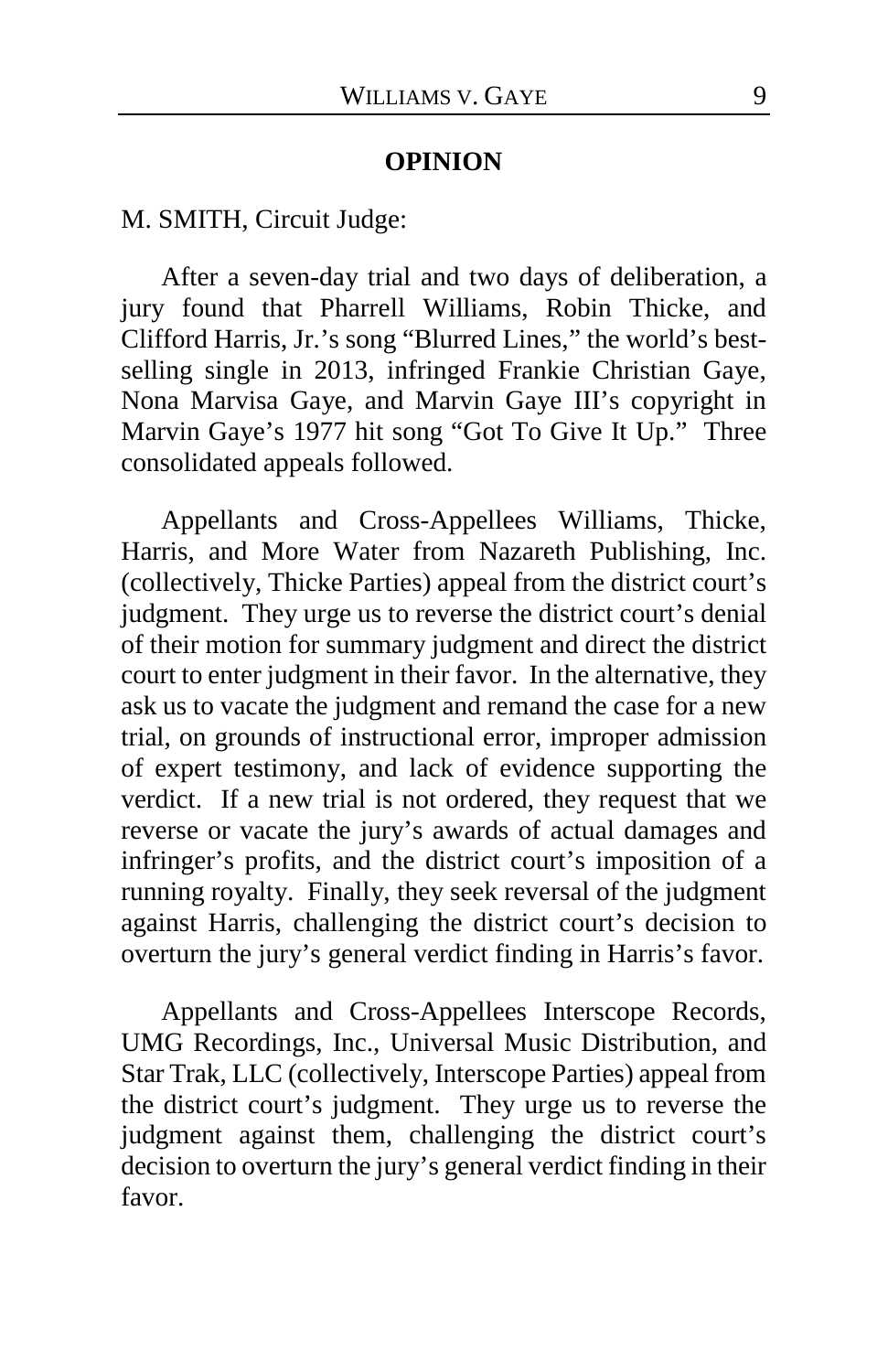## OPINION

M. SMITH, Circuit Judge:

After a seven-day trial and two days of deliberation, a jury found that Pharrell Williams, Robin Thicke, and Clifford Harris, Jr.'s song "Blurred Lines," the world's best-selling single in 2013, infringed Frankie Christian Gaye, Nona Marvisa Gaye, and Marvin Gaye III's copyright in Marvin Gaye's 1977 hit song "Got To Give It Up." Three consolidated appeals followed.

Appellants and Cross-Appellees Williams, Thicke, Harris, and More Water from Nazareth Publishing, Inc. (collectively, Thicke Parties) appeal from the district court's judgment. They urge us to reverse the district court's denial of their motion for summary judgment and direct the district court to enter judgment in their favor. In the alternative, they ask us to vacate the judgment and remand the case for a new trial, on grounds of instructional error, improper admission of expert testimony, and lack of evidence supporting the verdict. If a new trial is not ordered, they request that we reverse or vacate the jury's awards of actual damages and infringer's profits, and the district court's imposition of a running royalty. Finally, they seek reversal of the judgment against Harris, challenging the district court's decision to overturn the jury's general verdict finding in Harris's favor.

Appellants and Cross-Appellees Interscope Records, UMG Recordings, Inc., Universal Music Distribution, and Star Trak, LLC (collectively, Interscope Parties) appeal from the district court's judgment. They urge us to reverse the judgment against them, challenging the district court's decision to overturn the jury's general verdict finding in their favor.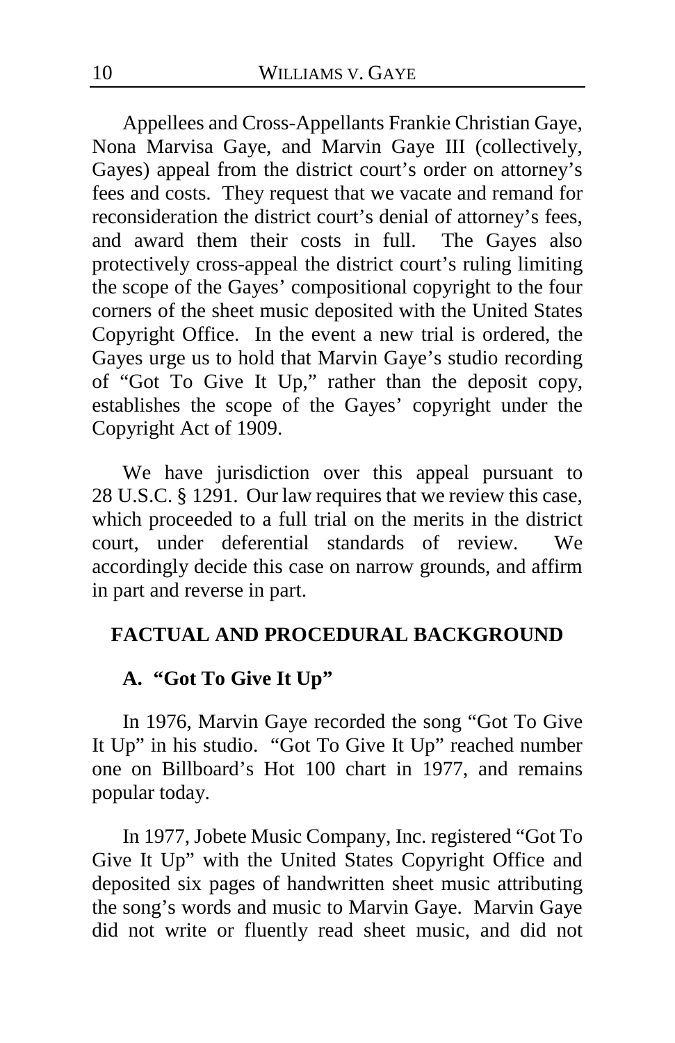Appellees and Cross-Appellants Frankie Christian Gaye, Nona Marvisa Gaye, and Marvin Gaye III (collectively, Gayes) appeal from the district court's order on attorney's fees and costs. They request that we vacate and remand for reconsideration the district court's denial of attorney's fees, and award them their costs in full. The Gayes also protectively cross-appeal the district court's ruling limiting the scope of the Gayes' compositional copyright to the four corners of the sheet music deposited with the United States Copyright Office. In the event a new trial is ordered, the Gayes urge us to hold that Marvin Gaye's studio recording of "Got To Give It Up," rather than the deposit copy, establishes the scope of the Gayes' copyright under the Copyright Act of 1909.

We have jurisdiction over this appeal pursuant to 28 U.S.C. § 1291. Our law requires that we review this case, which proceeded to a full trial on the merits in the district court, under deferential standards of review. We accordingly decide this case on narrow grounds, and affirm in part and reverse in part.

## FACTUAL AND PROCEDURAL BACKGROUND

### A. "Got To Give It Up"

In 1976, Marvin Gaye recorded the song "Got To Give It Up" in his studio. "Got To Give It Up" reached number one on Billboard's Hot 100 chart in 1977, and remains popular today.

In 1977, Jobete Music Company, Inc. registered "Got To Give It Up" with the United States Copyright Office and deposited six pages of handwritten sheet music attributing the song's words and music to Marvin Gaye. Marvin Gaye did not write or fluently read sheet music, and did not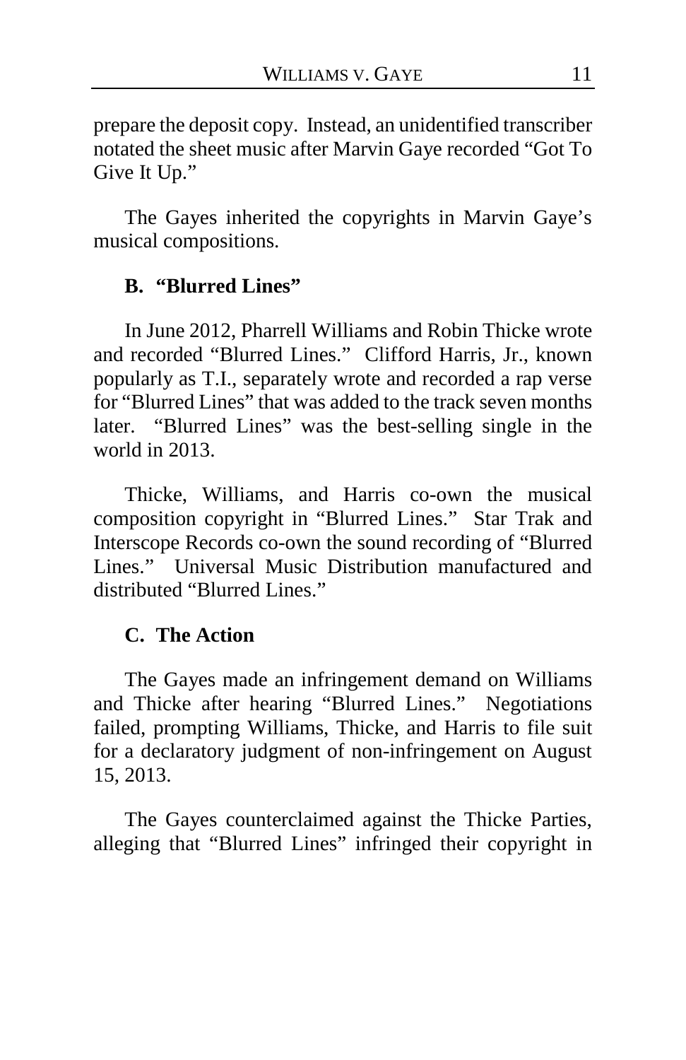prepare the deposit copy. Instead, an unidentified transcriber notated the sheet music after Marvin Gaye recorded "Got To Give It Up."

The Gayes inherited the copyrights in Marvin Gaye's musical compositions.

### B. "Blurred Lines"

In June 2012, Pharrell Williams and Robin Thicke wrote and recorded "Blurred Lines." Clifford Harris, Jr., known popularly as T.I., separately wrote and recorded a rap verse for "Blurred Lines" that was added to the track seven months later. "Blurred Lines" was the best-selling single in the world in 2013.

Thicke, Williams, and Harris co-own the musical composition copyright in "Blurred Lines." Star Trak and Interscope Records co-own the sound recording of "Blurred Lines." Universal Music Distribution manufactured and distributed "Blurred Lines."

### C. The Action

The Gayes made an infringement demand on Williams and Thicke after hearing "Blurred Lines." Negotiations failed, prompting Williams, Thicke, and Harris to file suit for a declaratory judgment of non-infringement on August 15, 2013.

The Gayes counterclaimed against the Thicke Parties, alleging that "Blurred Lines" infringed their copyright in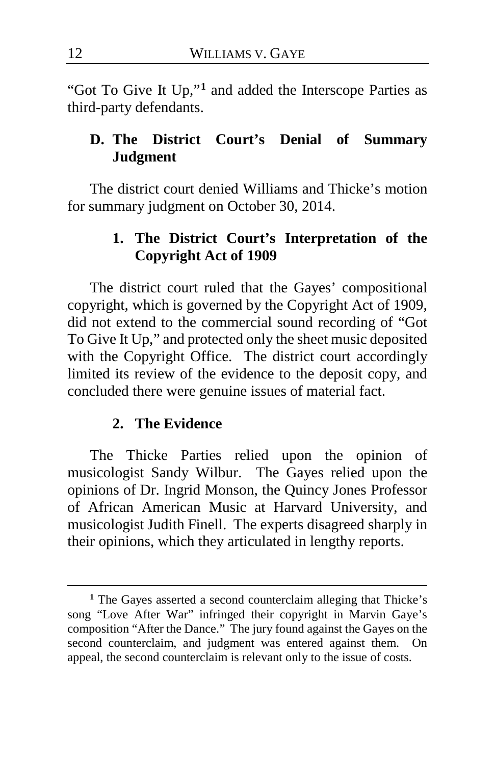"Got To Give It Up,"[1] and added the Interscope Parties as third-party defendants.

### D. The District Court's Denial of Summary Judgment

The district court denied Williams and Thicke's motion for summary judgment on October 30, 2014.

#### 1. The District Court's Interpretation of the Copyright Act of 1909

The district court ruled that the Gayes' compositional copyright, which is governed by the Copyright Act of 1909, did not extend to the commercial sound recording of "Got To Give It Up," and protected only the sheet music deposited with the Copyright Office. The district court accordingly limited its review of the evidence to the deposit copy, and concluded there were genuine issues of material fact.

#### 2. The Evidence

The Thicke Parties relied upon the opinion of musicologist Sandy Wilbur. The Gayes relied upon the opinions of Dr. Ingrid Monson, the Quincy Jones Professor of African American Music at Harvard University, and musicologist Judith Finell. The experts disagreed sharply in their opinions, which they articulated in lengthy reports.

---

[1] The Gayes asserted a second counterclaim alleging that Thicke's song "Love After War" infringed their copyright in Marvin Gaye's composition "After the Dance." The jury found against the Gayes on the second counterclaim, and judgment was entered against them. On appeal, the second counterclaim is relevant only to the issue of costs.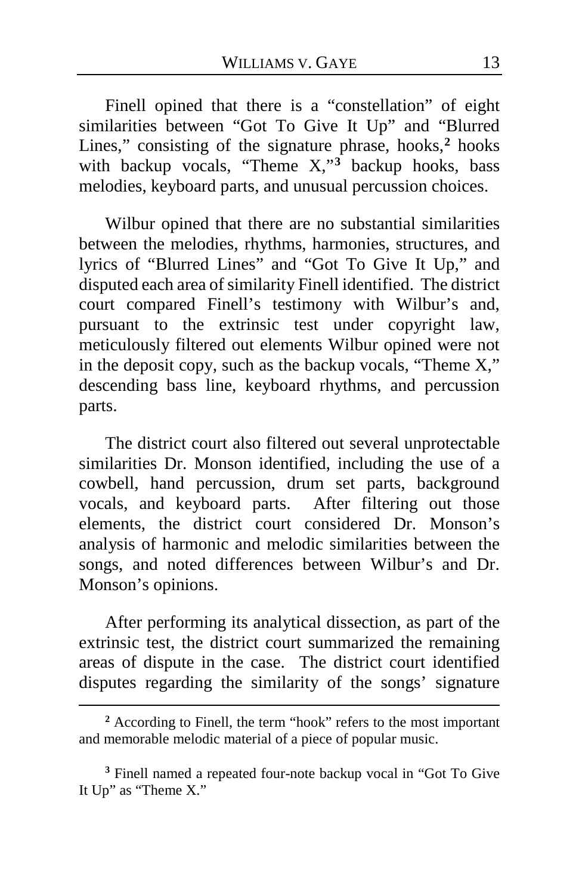Finell opined that there is a "constellation" of eight similarities between "Got To Give It Up" and "Blurred Lines," consisting of the signature phrase, hooks,[2] hooks with backup vocals, "Theme X,"[3] backup hooks, bass melodies, keyboard parts, and unusual percussion choices.

Wilbur opined that there are no substantial similarities between the melodies, rhythms, harmonies, structures, and lyrics of "Blurred Lines" and "Got To Give It Up," and disputed each area of similarity Finell identified. The district court compared Finell's testimony with Wilbur's and, pursuant to the extrinsic test under copyright law, meticulously filtered out elements Wilbur opined were not in the deposit copy, such as the backup vocals, "Theme X," descending bass line, keyboard rhythms, and percussion parts.

The district court also filtered out several unprotectable similarities Dr. Monson identified, including the use of a cowbell, hand percussion, drum set parts, background vocals, and keyboard parts. After filtering out those elements, the district court considered Dr. Monson's analysis of harmonic and melodic similarities between the songs, and noted differences between Wilbur's and Dr. Monson's opinions.

After performing its analytical dissection, as part of the extrinsic test, the district court summarized the remaining areas of dispute in the case. The district court identified disputes regarding the similarity of the songs' signature

---

[2] According to Finell, the term "hook" refers to the most important and memorable melodic material of a piece of popular music.

[3] Finell named a repeated four-note backup vocal in "Got To Give It Up" as "Theme X."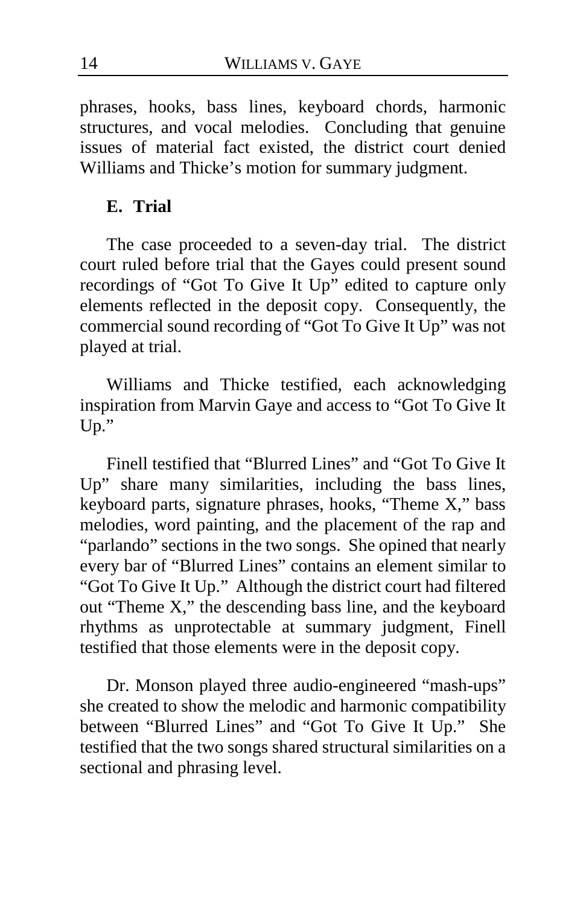phrases, hooks, bass lines, keyboard chords, harmonic structures, and vocal melodies. Concluding that genuine issues of material fact existed, the district court denied Williams and Thicke's motion for summary judgment.

### E. Trial

The case proceeded to a seven-day trial. The district court ruled before trial that the Gayes could present sound recordings of "Got To Give It Up" edited to capture only elements reflected in the deposit copy. Consequently, the commercial sound recording of "Got To Give It Up" was not played at trial.

Williams and Thicke testified, each acknowledging inspiration from Marvin Gaye and access to "Got To Give It Up."

Finell testified that "Blurred Lines" and "Got To Give It Up" share many similarities, including the bass lines, keyboard parts, signature phrases, hooks, "Theme X," bass melodies, word painting, and the placement of the rap and "parlando" sections in the two songs. She opined that nearly every bar of "Blurred Lines" contains an element similar to "Got To Give It Up." Although the district court had filtered out "Theme X," the descending bass line, and the keyboard rhythms as unprotectable at summary judgment, Finell testified that those elements were in the deposit copy.

Dr. Monson played three audio-engineered "mash-ups" she created to show the melodic and harmonic compatibility between "Blurred Lines" and "Got To Give It Up." She testified that the two songs shared structural similarities on a sectional and phrasing level.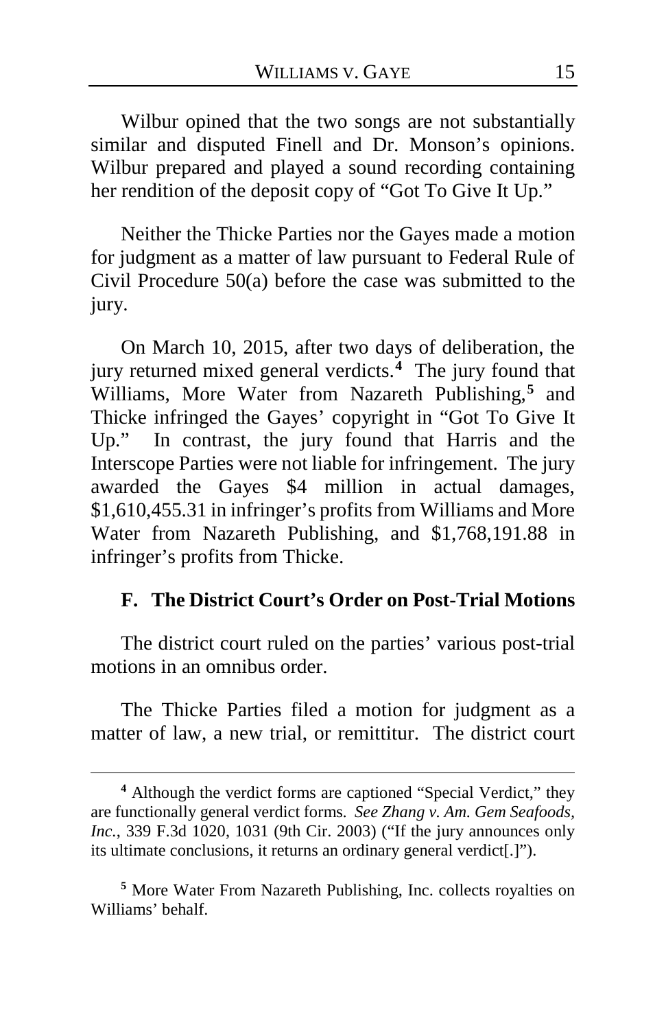Wilbur opined that the two songs are not substantially similar and disputed Finell and Dr. Monson's opinions. Wilbur prepared and played a sound recording containing her rendition of the deposit copy of "Got To Give It Up."

Neither the Thicke Parties nor the Gayes made a motion for judgment as a matter of law pursuant to Federal Rule of Civil Procedure 50(a) before the case was submitted to the jury.

On March 10, 2015, after two days of deliberation, the jury returned mixed general verdicts.[4] The jury found that Williams, More Water from Nazareth Publishing,[5] and Thicke infringed the Gayes' copyright in "Got To Give It Up." In contrast, the jury found that Harris and the Interscope Parties were not liable for infringement. The jury awarded the Gayes $4 million in actual damages, $1,610,455.31 in infringer's profits from Williams and More Water from Nazareth Publishing, and $1,768,191.88 in infringer's profits from Thicke.

### F. The District Court's Order on Post-Trial Motions

The district court ruled on the parties' various post-trial motions in an omnibus order.

The Thicke Parties filed a motion for judgment as a matter of law, a new trial, or remittitur. The district court

---

[4] Although the verdict forms are captioned "Special Verdict," they are functionally general verdict forms. *See Zhang v. Am. Gem Seafoods, Inc.*, 339 F.3d 1020, 1031 (9th Cir. 2003) ("If the jury announces only its ultimate conclusions, it returns an ordinary general verdict[.]").

[5] More Water From Nazareth Publishing, Inc. collects royalties on Williams' behalf.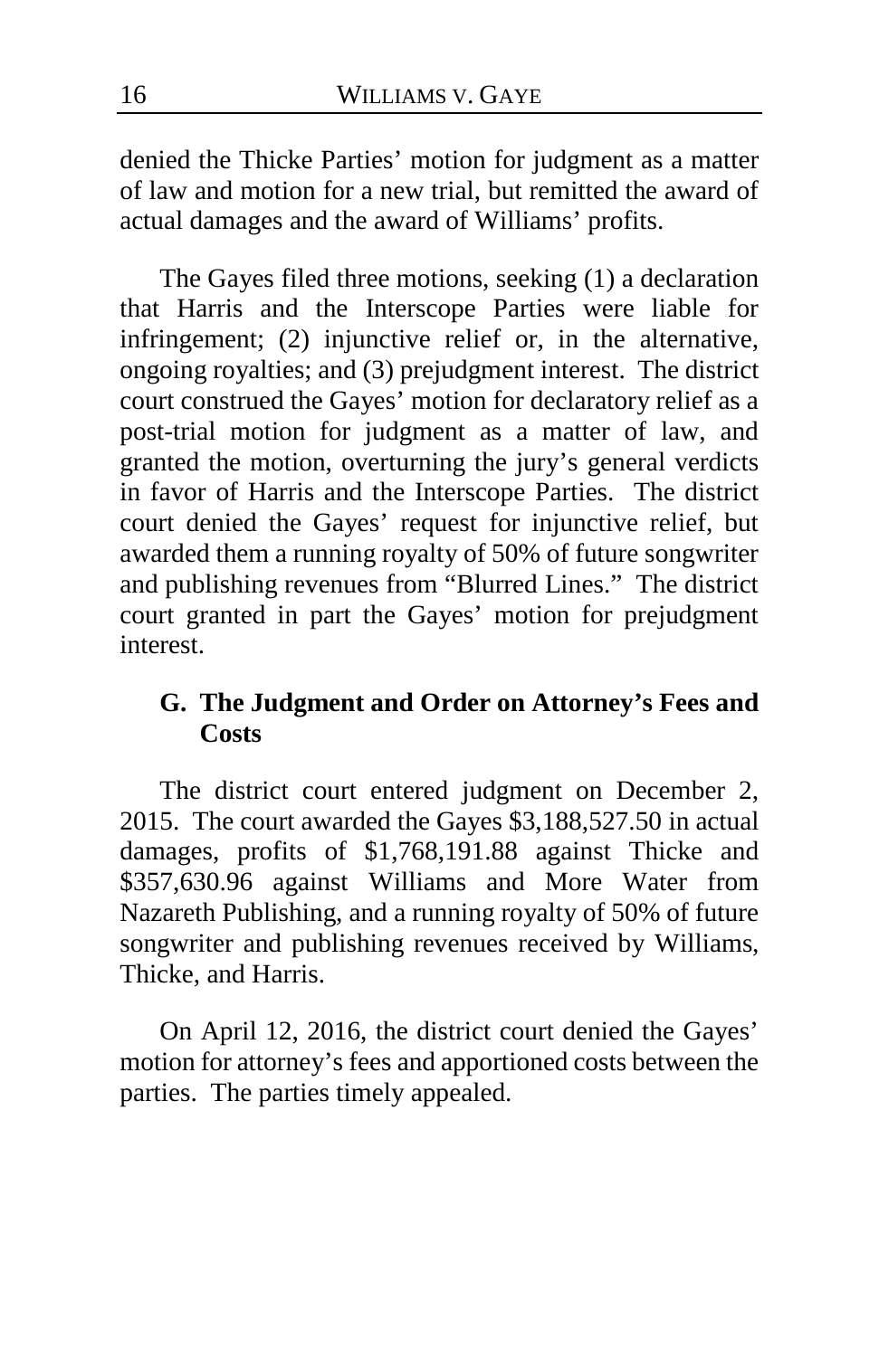denied the Thicke Parties' motion for judgment as a matter of law and motion for a new trial, but remitted the award of actual damages and the award of Williams' profits.

The Gayes filed three motions, seeking (1) a declaration that Harris and the Interscope Parties were liable for infringement; (2) injunctive relief or, in the alternative, ongoing royalties; and (3) prejudgment interest. The district court construed the Gayes' motion for declaratory relief as a post-trial motion for judgment as a matter of law, and granted the motion, overturning the jury's general verdicts in favor of Harris and the Interscope Parties. The district court denied the Gayes' request for injunctive relief, but awarded them a running royalty of 50% of future songwriter and publishing revenues from "Blurred Lines." The district court granted in part the Gayes' motion for prejudgment interest.

### G. The Judgment and Order on Attorney's Fees and Costs

The district court entered judgment on December 2, 2015. The court awarded the Gayes $3,188,527.50 in actual damages, profits of $1,768,191.88 against Thicke and $357,630.96 against Williams and More Water from Nazareth Publishing, and a running royalty of 50% of future songwriter and publishing revenues received by Williams, Thicke, and Harris.

On April 12, 2016, the district court denied the Gayes' motion for attorney's fees and apportioned costs between the parties. The parties timely appealed.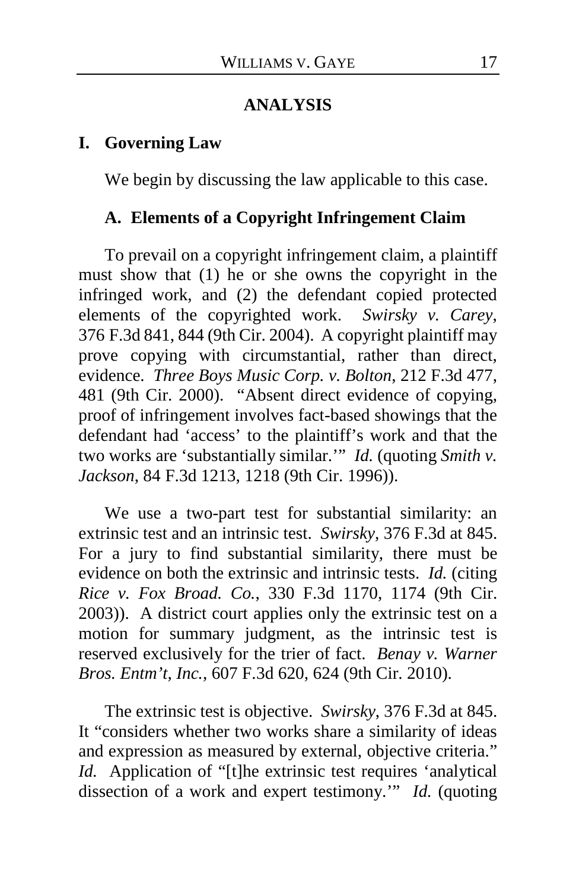## ANALYSIS

### I. Governing Law

We begin by discussing the law applicable to this case.

#### A. Elements of a Copyright Infringement Claim

To prevail on a copyright infringement claim, a plaintiff must show that (1) he or she owns the copyright in the infringed work, and (2) the defendant copied protected elements of the copyrighted work. *Swirsky v. Carey*, 376 F.3d 841, 844 (9th Cir. 2004). A copyright plaintiff may prove copying with circumstantial, rather than direct, evidence. *Three Boys Music Corp. v. Bolton*, 212 F.3d 477, 481 (9th Cir. 2000). "Absent direct evidence of copying, proof of infringement involves fact-based showings that the defendant had 'access' to the plaintiff's work and that the two works are 'substantially similar.'" *Id.* (quoting *Smith v. Jackson*, 84 F.3d 1213, 1218 (9th Cir. 1996)).

We use a two-part test for substantial similarity: an extrinsic test and an intrinsic test. *Swirsky*, 376 F.3d at 845. For a jury to find substantial similarity, there must be evidence on both the extrinsic and intrinsic tests. *Id.* (citing *Rice v. Fox Broad. Co.*, 330 F.3d 1170, 1174 (9th Cir. 2003)). A district court applies only the extrinsic test on a motion for summary judgment, as the intrinsic test is reserved exclusively for the trier of fact. *Benay v. Warner Bros. Entm't, Inc.*, 607 F.3d 620, 624 (9th Cir. 2010).

The extrinsic test is objective. *Swirsky*, 376 F.3d at 845. It "considers whether two works share a similarity of ideas and expression as measured by external, objective criteria." *Id.* Application of "[t]he extrinsic test requires 'analytical dissection of a work and expert testimony.'" *Id.* (quoting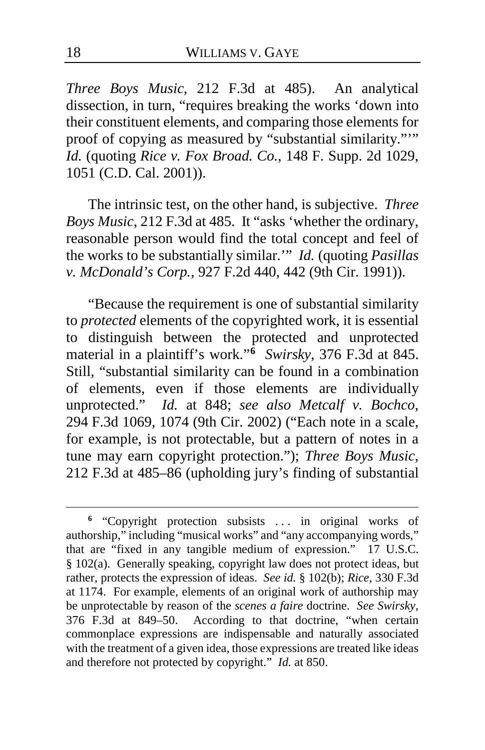*Three Boys Music*, 212 F.3d at 485). An analytical dissection, in turn, "requires breaking the works 'down into their constituent elements, and comparing those elements for proof of copying as measured by "substantial similarity."'" *Id.* (quoting *Rice v. Fox Broad. Co.*, 148 F. Supp. 2d 1029, 1051 (C.D. Cal. 2001)).

The intrinsic test, on the other hand, is subjective. *Three Boys Music*, 212 F.3d at 485. It "asks 'whether the ordinary, reasonable person would find the total concept and feel of the works to be substantially similar.'" *Id.* (quoting *Pasillas v. McDonald's Corp.*, 927 F.2d 440, 442 (9th Cir. 1991)).

"Because the requirement is one of substantial similarity to *protected* elements of the copyrighted work, it is essential to distinguish between the protected and unprotected material in a plaintiff's work."[6] *Swirsky*, 376 F.3d at 845. Still, "substantial similarity can be found in a combination of elements, even if those elements are individually unprotected." *Id.* at 848; *see also Metcalf v. Bochco*, 294 F.3d 1069, 1074 (9th Cir. 2002) ("Each note in a scale, for example, is not protectable, but a pattern of notes in a tune may earn copyright protection."); *Three Boys Music*, 212 F.3d at 485–86 (upholding jury's finding of substantial

[6] "Copyright protection subsists . . . in original works of authorship," including "musical works" and "any accompanying words," that are "fixed in any tangible medium of expression." 17 U.S.C. § 102(a). Generally speaking, copyright law does not protect ideas, but rather, protects the expression of ideas. *See id.* § 102(b); *Rice*, 330 F.3d at 1174. For example, elements of an original work of authorship may be unprotectable by reason of the *scenes a faire* doctrine. *See Swirsky*, 376 F.3d at 849–50. According to that doctrine, "when certain commonplace expressions are indispensable and naturally associated with the treatment of a given idea, those expressions are treated like ideas and therefore not protected by copyright." *Id.* at 850.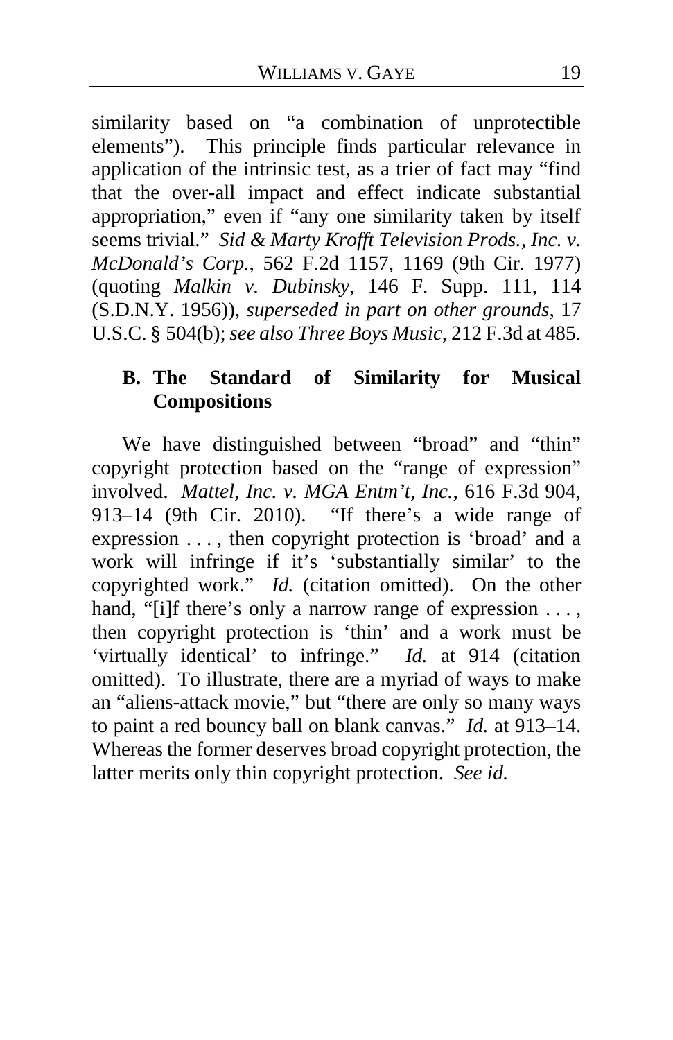similarity based on "a combination of unprotectible elements"). This principle finds particular relevance in application of the intrinsic test, as a trier of fact may "find that the over-all impact and effect indicate substantial appropriation," even if "any one similarity taken by itself seems trivial." *Sid & Marty Krofft Television Prods., Inc. v. McDonald's Corp.*, 562 F.2d 1157, 1169 (9th Cir. 1977) (quoting *Malkin v. Dubinsky*, 146 F. Supp. 111, 114 (S.D.N.Y. 1956)), *superseded in part on other grounds*, 17 U.S.C. § 504(b); *see also Three Boys Music*, 212 F.3d at 485.

### B. The Standard of Similarity for Musical Compositions

We have distinguished between "broad" and "thin" copyright protection based on the "range of expression" involved. *Mattel, Inc. v. MGA Entm't, Inc.*, 616 F.3d 904, 913–14 (9th Cir. 2010). "If there's a wide range of expression . . . , then copyright protection is 'broad' and a work will infringe if it's 'substantially similar' to the copyrighted work." *Id.* (citation omitted). On the other hand, "[i]f there's only a narrow range of expression . . . , then copyright protection is 'thin' and a work must be 'virtually identical' to infringe." *Id.* at 914 (citation omitted). To illustrate, there are a myriad of ways to make an "aliens-attack movie," but "there are only so many ways to paint a red bouncy ball on blank canvas." *Id.* at 913–14. Whereas the former deserves broad copyright protection, the latter merits only thin copyright protection. *See id.*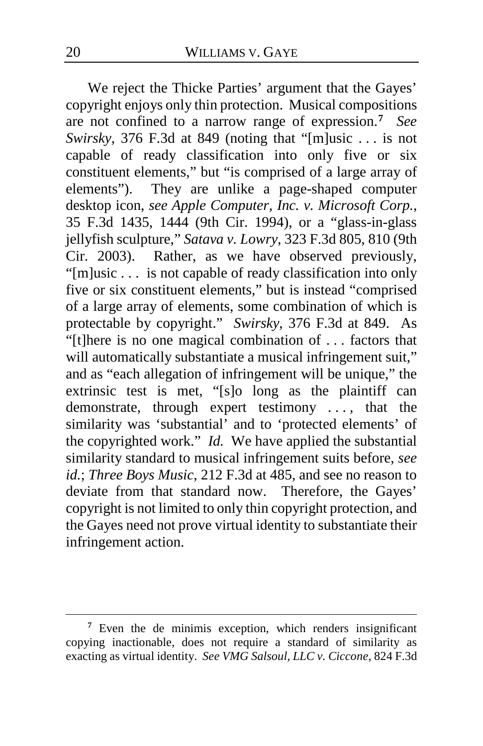We reject the Thicke Parties' argument that the Gayes' copyright enjoys only thin protection. Musical compositions are not confined to a narrow range of expression.[7] *See Swirsky*, 376 F.3d at 849 (noting that "[m]usic . . . is not capable of ready classification into only five or six constituent elements," but "is comprised of a large array of elements"). They are unlike a page-shaped computer desktop icon, *see Apple Computer, Inc. v. Microsoft Corp.*, 35 F.3d 1435, 1444 (9th Cir. 1994), or a "glass-in-glass jellyfish sculpture," *Satava v. Lowry*, 323 F.3d 805, 810 (9th Cir. 2003). Rather, as we have observed previously, "[m]usic . . . is not capable of ready classification into only five or six constituent elements," but is instead "comprised of a large array of elements, some combination of which is protectable by copyright." *Swirsky*, 376 F.3d at 849. As "[t]here is no one magical combination of . . . factors that will automatically substantiate a musical infringement suit," and as "each allegation of infringement will be unique," the extrinsic test is met, "[s]o long as the plaintiff can demonstrate, through expert testimony . . . , that the similarity was 'substantial' and to 'protected elements' of the copyrighted work." *Id.* We have applied the substantial similarity standard to musical infringement suits before, *see id.*; *Three Boys Music*, 212 F.3d at 485, and see no reason to deviate from that standard now. Therefore, the Gayes' copyright is not limited to only thin copyright protection, and the Gayes need not prove virtual identity to substantiate their infringement action.

---

[7] Even the de minimis exception, which renders insignificant copying inactionable, does not require a standard of similarity as exacting as virtual identity. *See VMG Salsoul, LLC v. Ciccone*, 824 F.3d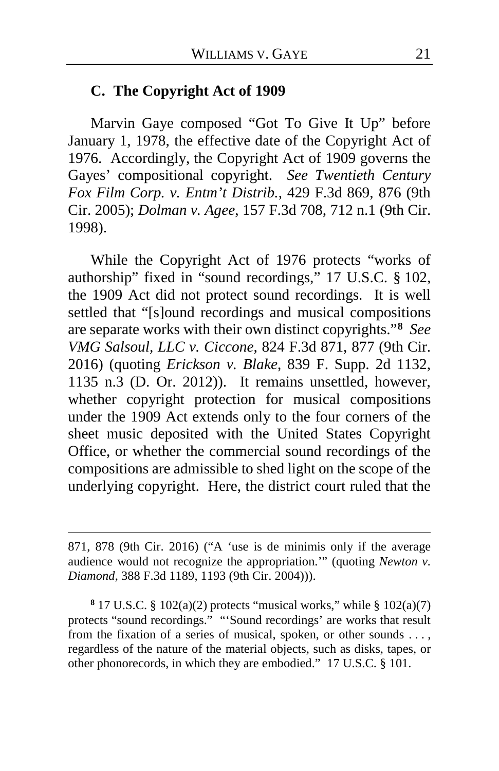### C. The Copyright Act of 1909

Marvin Gaye composed "Got To Give It Up" before January 1, 1978, the effective date of the Copyright Act of 1976. Accordingly, the Copyright Act of 1909 governs the Gayes' compositional copyright. *See Twentieth Century Fox Film Corp. v. Entm't Distrib.*, 429 F.3d 869, 876 (9th Cir. 2005); *Dolman v. Agee*, 157 F.3d 708, 712 n.1 (9th Cir. 1998).

While the Copyright Act of 1976 protects "works of authorship" fixed in "sound recordings," 17 U.S.C. § 102, the 1909 Act did not protect sound recordings. It is well settled that "[s]ound recordings and musical compositions are separate works with their own distinct copyrights."[8] *See VMG Salsoul, LLC v. Ciccone*, 824 F.3d 871, 877 (9th Cir. 2016) (quoting *Erickson v. Blake*, 839 F. Supp. 2d 1132, 1135 n.3 (D. Or. 2012)). It remains unsettled, however, whether copyright protection for musical compositions under the 1909 Act extends only to the four corners of the sheet music deposited with the United States Copyright Office, or whether the commercial sound recordings of the compositions are admissible to shed light on the scope of the underlying copyright. Here, the district court ruled that the

---

871, 878 (9th Cir. 2016) ("A 'use is de minimis only if the average audience would not recognize the appropriation.'" (quoting *Newton v. Diamond*, 388 F.3d 1189, 1193 (9th Cir. 2004))).

[8] 17 U.S.C. § 102(a)(2) protects "musical works," while § 102(a)(7) protects "sound recordings." "'Sound recordings' are works that result from the fixation of a series of musical, spoken, or other sounds . . . , regardless of the nature of the material objects, such as disks, tapes, or other phonorecords, in which they are embodied." 17 U.S.C. § 101.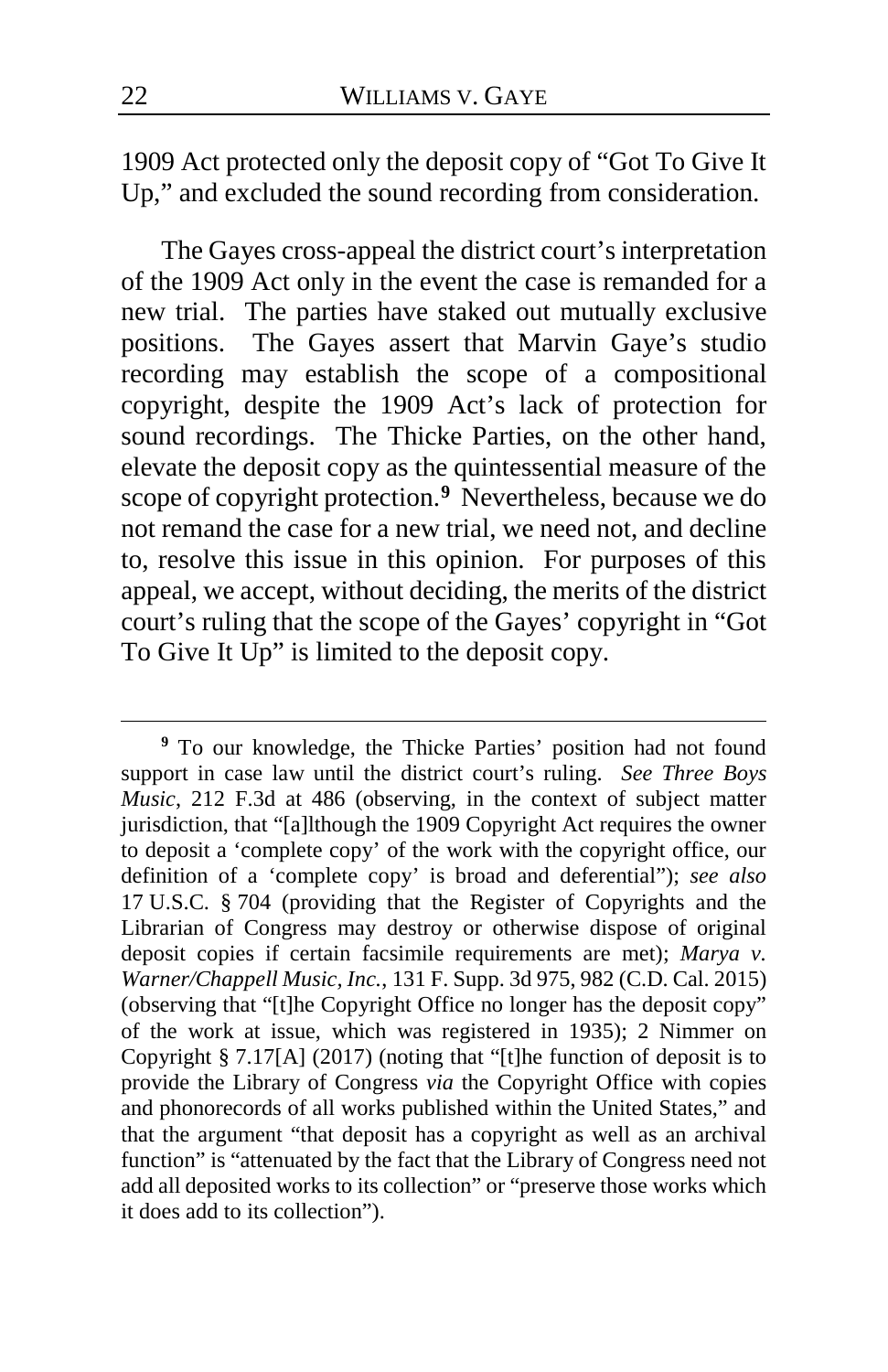1909 Act protected only the deposit copy of "Got To Give It Up," and excluded the sound recording from consideration.

The Gayes cross-appeal the district court's interpretation of the 1909 Act only in the event the case is remanded for a new trial. The parties have staked out mutually exclusive positions. The Gayes assert that Marvin Gaye's studio recording may establish the scope of a compositional copyright, despite the 1909 Act's lack of protection for sound recordings. The Thicke Parties, on the other hand, elevate the deposit copy as the quintessential measure of the scope of copyright protection.[9] Nevertheless, because we do not remand the case for a new trial, we need not, and decline to, resolve this issue in this opinion. For purposes of this appeal, we accept, without deciding, the merits of the district court's ruling that the scope of the Gayes' copyright in "Got To Give It Up" is limited to the deposit copy.

---

[9] To our knowledge, the Thicke Parties' position had not found support in case law until the district court's ruling. *See Three Boys Music*, 212 F.3d at 486 (observing, in the context of subject matter jurisdiction, that "[a]lthough the 1909 Copyright Act requires the owner to deposit a 'complete copy' of the work with the copyright office, our definition of a 'complete copy' is broad and deferential"); *see also* 17 U.S.C. § 704 (providing that the Register of Copyrights and the Librarian of Congress may destroy or otherwise dispose of original deposit copies if certain facsimile requirements are met); *Marya v. Warner/Chappell Music, Inc.*, 131 F. Supp. 3d 975, 982 (C.D. Cal. 2015) (observing that "[t]he Copyright Office no longer has the deposit copy" of the work at issue, which was registered in 1935); 2 Nimmer on Copyright § 7.17[A] (2017) (noting that "[t]he function of deposit is to provide the Library of Congress *via* the Copyright Office with copies and phonorecords of all works published within the United States," and that the argument "that deposit has a copyright as well as an archival function" is "attenuated by the fact that the Library of Congress need not add all deposited works to its collection" or "preserve those works which it does add to its collection").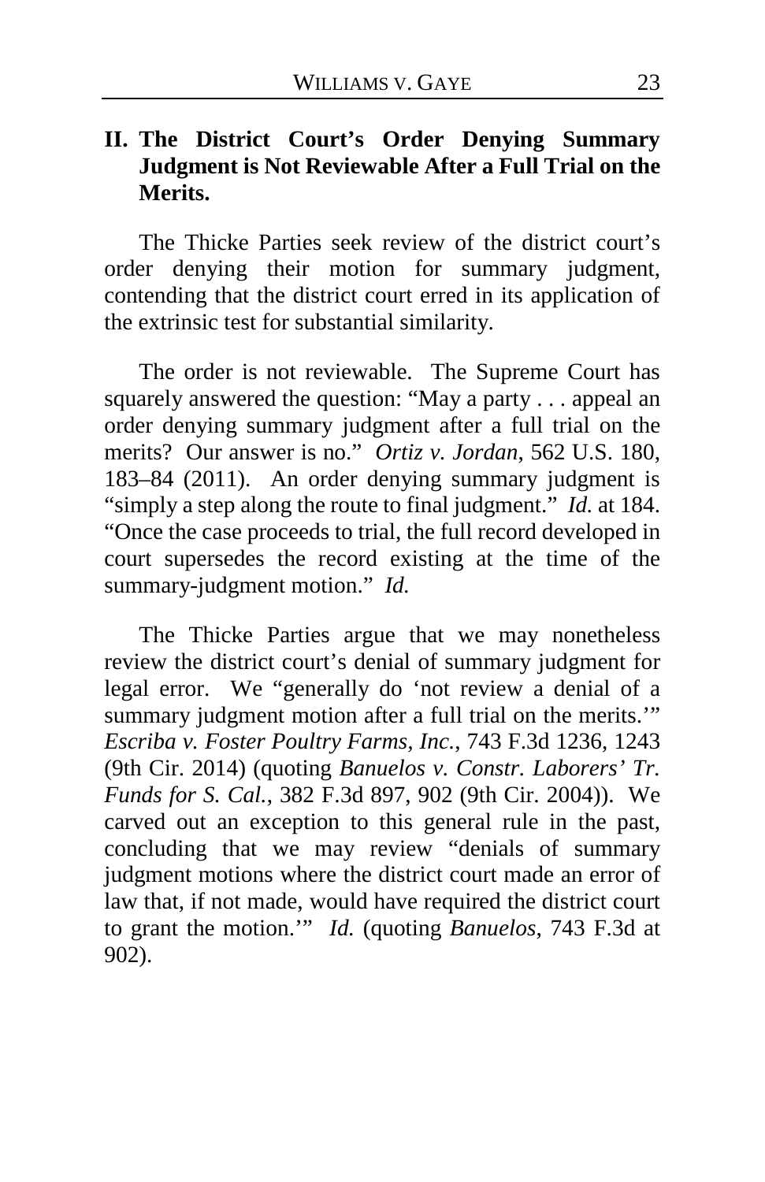## II. The District Court's Order Denying Summary Judgment is Not Reviewable After a Full Trial on the Merits.

The Thicke Parties seek review of the district court's order denying their motion for summary judgment, contending that the district court erred in its application of the extrinsic test for substantial similarity.

The order is not reviewable. The Supreme Court has squarely answered the question: "May a party . . . appeal an order denying summary judgment after a full trial on the merits? Our answer is no." *Ortiz v. Jordan*, 562 U.S. 180, 183–84 (2011). An order denying summary judgment is "simply a step along the route to final judgment." *Id.* at 184. "Once the case proceeds to trial, the full record developed in court supersedes the record existing at the time of the summary-judgment motion." *Id.*

The Thicke Parties argue that we may nonetheless review the district court's denial of summary judgment for legal error. We "generally do 'not review a denial of a summary judgment motion after a full trial on the merits.'" *Escriba v. Foster Poultry Farms, Inc.*, 743 F.3d 1236, 1243 (9th Cir. 2014) (quoting *Banuelos v. Constr. Laborers' Tr. Funds for S. Cal.*, 382 F.3d 897, 902 (9th Cir. 2004)). We carved out an exception to this general rule in the past, concluding that we may review "denials of summary judgment motions where the district court made an error of law that, if not made, would have required the district court to grant the motion.'" *Id.* (quoting *Banuelos*, 743 F.3d at 902).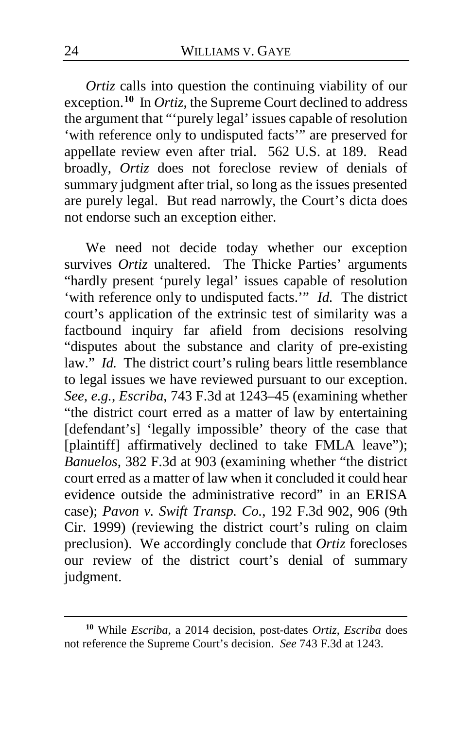*Ortiz* calls into question the continuing viability of our exception.[10] In *Ortiz*, the Supreme Court declined to address the argument that "'purely legal' issues capable of resolution 'with reference only to undisputed facts'" are preserved for appellate review even after trial. 562 U.S. at 189. Read broadly, *Ortiz* does not foreclose review of denials of summary judgment after trial, so long as the issues presented are purely legal. But read narrowly, the Court's dicta does not endorse such an exception either.

We need not decide today whether our exception survives *Ortiz* unaltered. The Thicke Parties' arguments "hardly present 'purely legal' issues capable of resolution 'with reference only to undisputed facts.'" *Id.* The district court's application of the extrinsic test of similarity was a factbound inquiry far afield from decisions resolving "disputes about the substance and clarity of pre-existing law." *Id.* The district court's ruling bears little resemblance to legal issues we have reviewed pursuant to our exception. *See, e.g.*, *Escriba*, 743 F.3d at 1243–45 (examining whether "the district court erred as a matter of law by entertaining [defendant's] 'legally impossible' theory of the case that [plaintiff] affirmatively declined to take FMLA leave"); *Banuelos*, 382 F.3d at 903 (examining whether "the district court erred as a matter of law when it concluded it could hear evidence outside the administrative record" in an ERISA case); *Pavon v. Swift Transp. Co.*, 192 F.3d 902, 906 (9th Cir. 1999) (reviewing the district court's ruling on claim preclusion). We accordingly conclude that *Ortiz* forecloses our review of the district court's denial of summary judgment.

[10] While *Escriba*, a 2014 decision, post-dates *Ortiz*, *Escriba* does not reference the Supreme Court's decision. *See* 743 F.3d at 1243.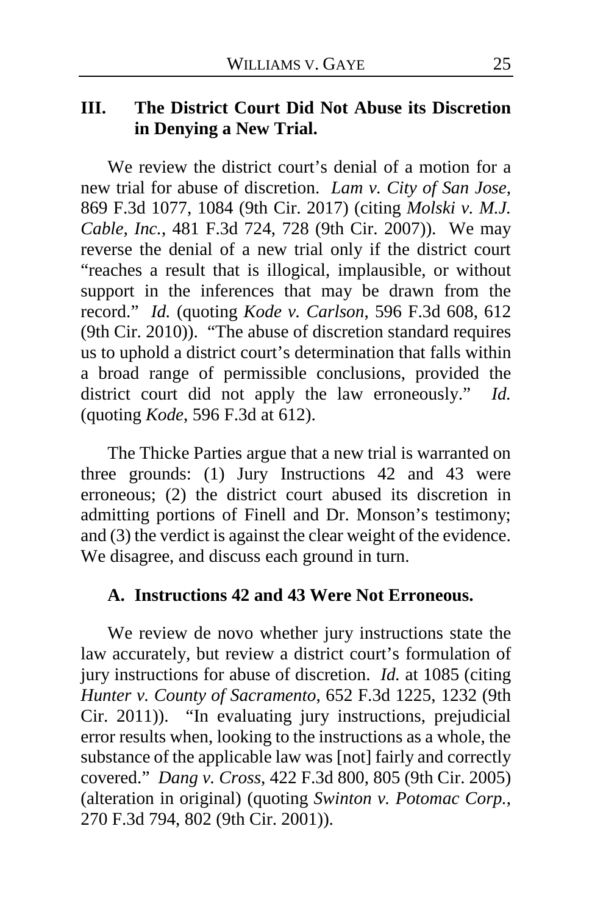## III. The District Court Did Not Abuse its Discretion in Denying a New Trial.

We review the district court's denial of a motion for a new trial for abuse of discretion. *Lam v. City of San Jose*, 869 F.3d 1077, 1084 (9th Cir. 2017) (citing *Molski v. M.J. Cable, Inc.*, 481 F.3d 724, 728 (9th Cir. 2007)). We may reverse the denial of a new trial only if the district court "reaches a result that is illogical, implausible, or without support in the inferences that may be drawn from the record." *Id.* (quoting *Kode v. Carlson*, 596 F.3d 608, 612 (9th Cir. 2010)). "The abuse of discretion standard requires us to uphold a district court's determination that falls within a broad range of permissible conclusions, provided the district court did not apply the law erroneously." *Id.* (quoting *Kode*, 596 F.3d at 612).

The Thicke Parties argue that a new trial is warranted on three grounds: (1) Jury Instructions 42 and 43 were erroneous; (2) the district court abused its discretion in admitting portions of Finell and Dr. Monson's testimony; and (3) the verdict is against the clear weight of the evidence. We disagree, and discuss each ground in turn.

### A. Instructions 42 and 43 Were Not Erroneous.

We review de novo whether jury instructions state the law accurately, but review a district court's formulation of jury instructions for abuse of discretion. *Id.* at 1085 (citing *Hunter v. County of Sacramento*, 652 F.3d 1225, 1232 (9th Cir. 2011)). "In evaluating jury instructions, prejudicial error results when, looking to the instructions as a whole, the substance of the applicable law was [not] fairly and correctly covered." *Dang v. Cross*, 422 F.3d 800, 805 (9th Cir. 2005) (alteration in original) (quoting *Swinton v. Potomac Corp.*, 270 F.3d 794, 802 (9th Cir. 2001)).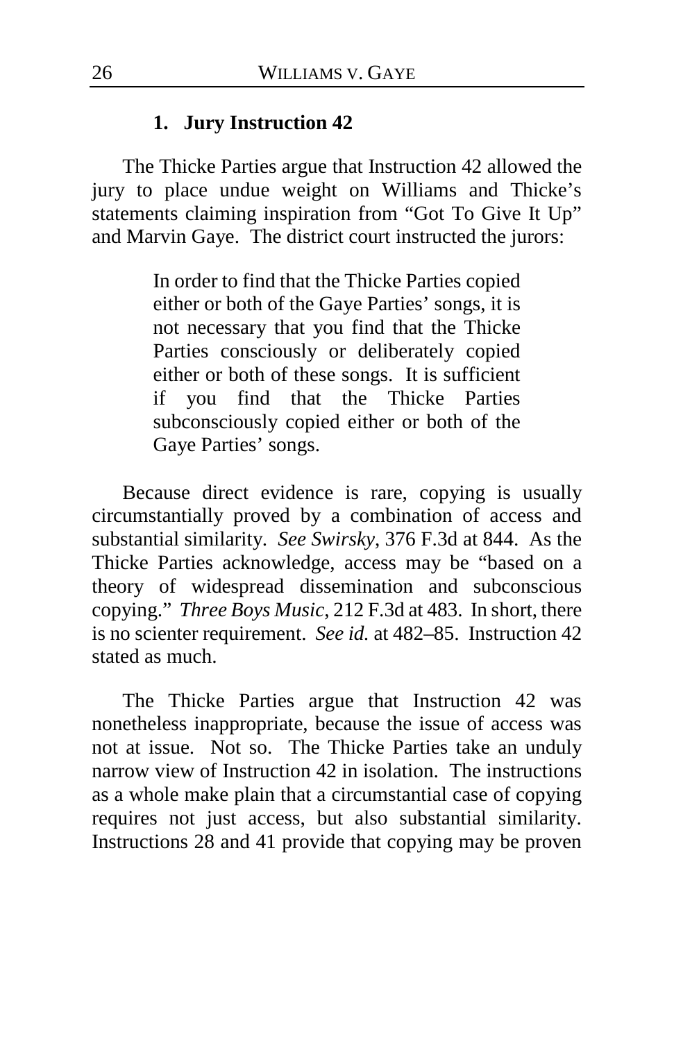### 1. Jury Instruction 42

The Thicke Parties argue that Instruction 42 allowed the jury to place undue weight on Williams and Thicke's statements claiming inspiration from "Got To Give It Up" and Marvin Gaye. The district court instructed the jurors:

> In order to find that the Thicke Parties copied either or both of the Gaye Parties' songs, it is not necessary that you find that the Thicke Parties consciously or deliberately copied either or both of these songs. It is sufficient if you find that the Thicke Parties subconsciously copied either or both of the Gaye Parties' songs.

Because direct evidence is rare, copying is usually circumstantially proved by a combination of access and substantial similarity. *See Swirsky*, 376 F.3d at 844. As the Thicke Parties acknowledge, access may be "based on a theory of widespread dissemination and subconscious copying." *Three Boys Music*, 212 F.3d at 483. In short, there is no scienter requirement. *See id.* at 482–85. Instruction 42 stated as much.

The Thicke Parties argue that Instruction 42 was nonetheless inappropriate, because the issue of access was not at issue. Not so. The Thicke Parties take an unduly narrow view of Instruction 42 in isolation. The instructions as a whole make plain that a circumstantial case of copying requires not just access, but also substantial similarity. Instructions 28 and 41 provide that copying may be proven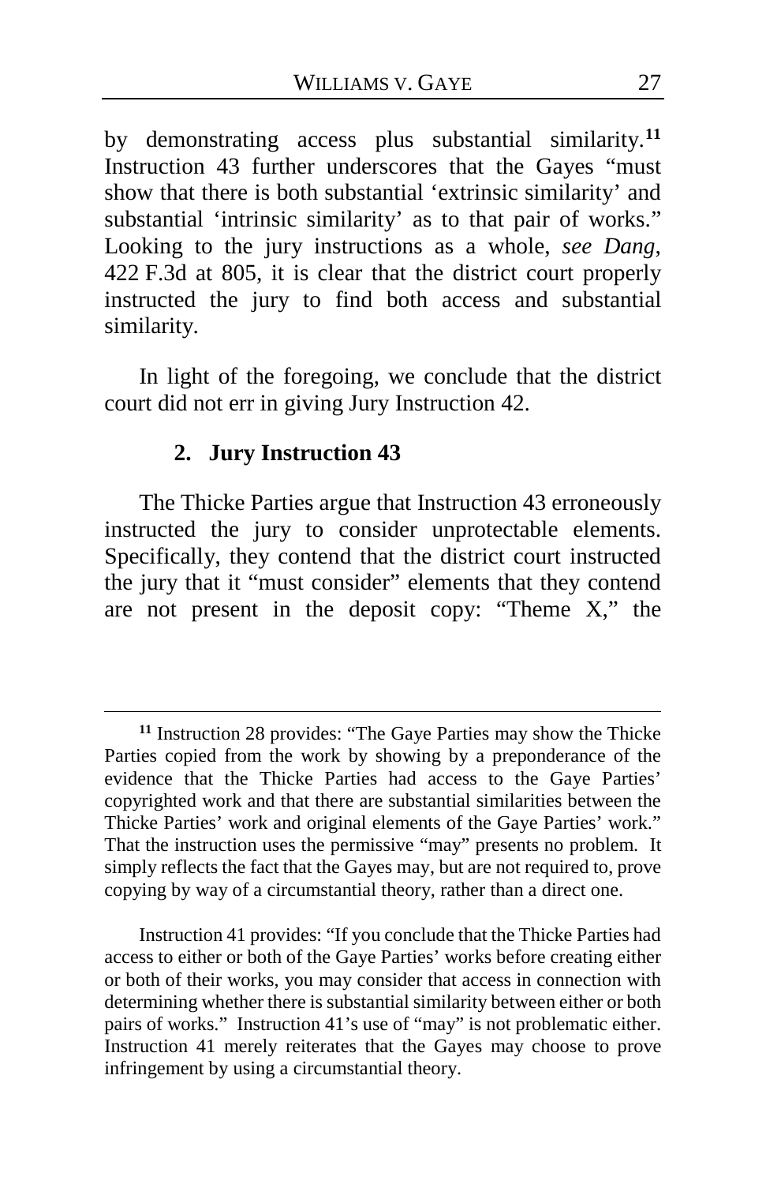by demonstrating access plus substantial similarity.[11] Instruction 43 further underscores that the Gayes "must show that there is both substantial 'extrinsic similarity' and substantial 'intrinsic similarity' as to that pair of works." Looking to the jury instructions as a whole, *see Dang*, 422 F.3d at 805, it is clear that the district court properly instructed the jury to find both access and substantial similarity.

In light of the foregoing, we conclude that the district court did not err in giving Jury Instruction 42.

### 2. Jury Instruction 43

The Thicke Parties argue that Instruction 43 erroneously instructed the jury to consider unprotectable elements. Specifically, they contend that the district court instructed the jury that it "must consider" elements that they contend are not present in the deposit copy: "Theme X," the

---

[11] Instruction 28 provides: "The Gaye Parties may show the Thicke Parties copied from the work by showing by a preponderance of the evidence that the Thicke Parties had access to the Gaye Parties' copyrighted work and that there are substantial similarities between the Thicke Parties' work and original elements of the Gaye Parties' work." That the instruction uses the permissive "may" presents no problem. It simply reflects the fact that the Gayes may, but are not required to, prove copying by way of a circumstantial theory, rather than a direct one.

Instruction 41 provides: "If you conclude that the Thicke Parties had access to either or both of the Gaye Parties' works before creating either or both of their works, you may consider that access in connection with determining whether there is substantial similarity between either or both pairs of works." Instruction 41's use of "may" is not problematic either. Instruction 41 merely reiterates that the Gayes may choose to prove infringement by using a circumstantial theory.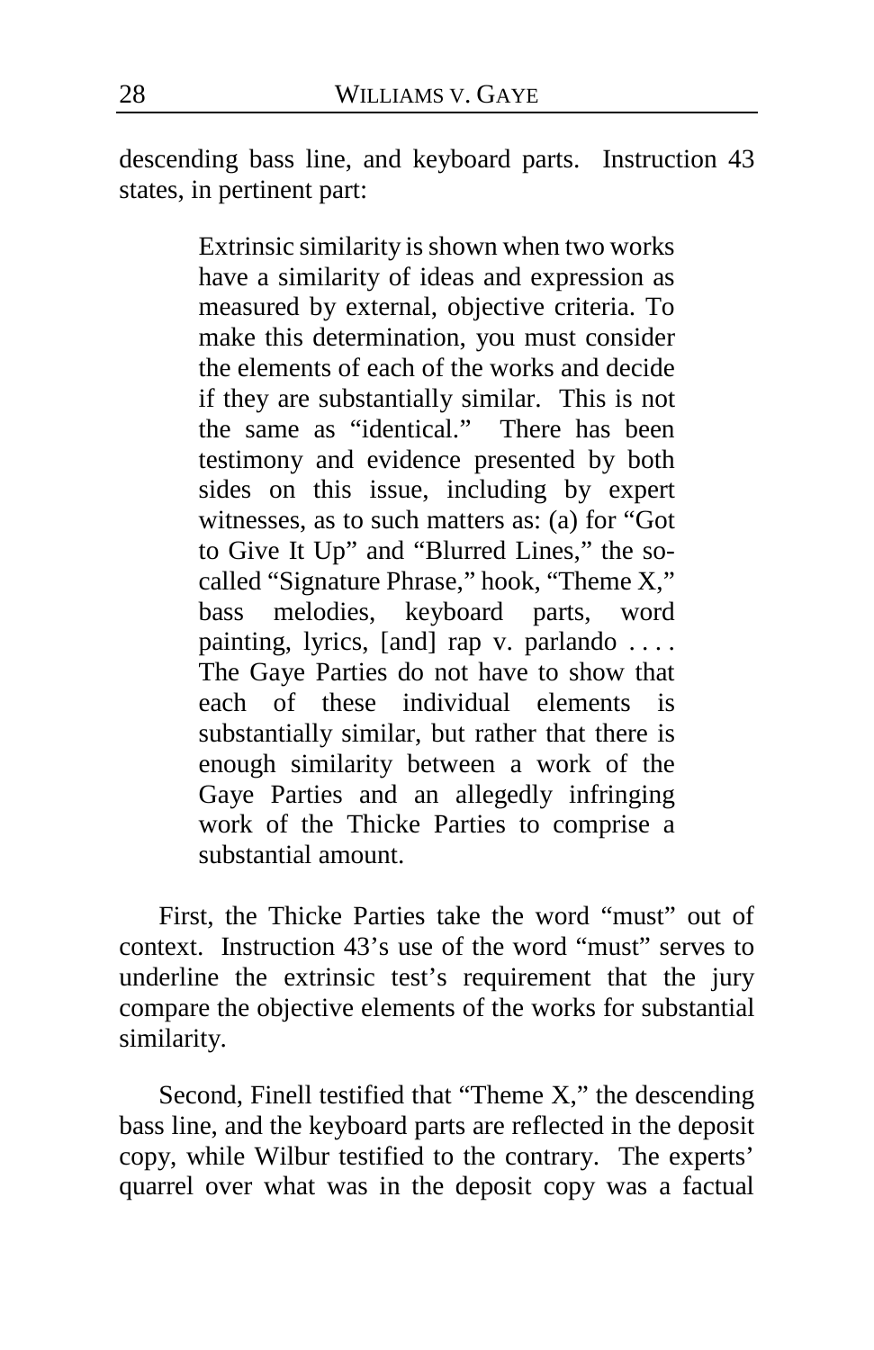descending bass line, and keyboard parts. Instruction 43 states, in pertinent part:

> Extrinsic similarity is shown when two works have a similarity of ideas and expression as measured by external, objective criteria. To make this determination, you must consider the elements of each of the works and decide if they are substantially similar. This is not the same as "identical." There has been testimony and evidence presented by both sides on this issue, including by expert witnesses, as to such matters as: (a) for "Got to Give It Up" and "Blurred Lines," the so-called "Signature Phrase," hook, "Theme X," bass melodies, keyboard parts, word painting, lyrics, [and] rap v. parlando . . . . The Gaye Parties do not have to show that each of these individual elements is substantially similar, but rather that there is enough similarity between a work of the Gaye Parties and an allegedly infringing work of the Thicke Parties to comprise a substantial amount.

First, the Thicke Parties take the word "must" out of context. Instruction 43's use of the word "must" serves to underline the extrinsic test's requirement that the jury compare the objective elements of the works for substantial similarity.

Second, Finell testified that "Theme X," the descending bass line, and the keyboard parts are reflected in the deposit copy, while Wilbur testified to the contrary. The experts' quarrel over what was in the deposit copy was a factual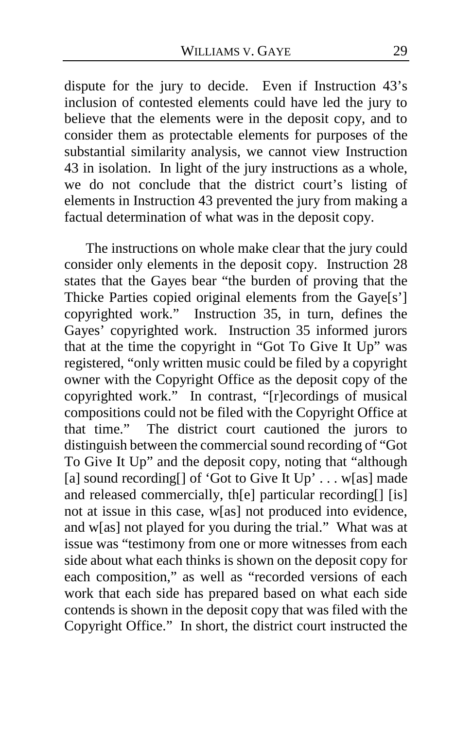dispute for the jury to decide. Even if Instruction 43's inclusion of contested elements could have led the jury to believe that the elements were in the deposit copy, and to consider them as protectable elements for purposes of the substantial similarity analysis, we cannot view Instruction 43 in isolation. In light of the jury instructions as a whole, we do not conclude that the district court's listing of elements in Instruction 43 prevented the jury from making a factual determination of what was in the deposit copy.

The instructions on whole make clear that the jury could consider only elements in the deposit copy. Instruction 28 states that the Gayes bear "the burden of proving that the Thicke Parties copied original elements from the Gaye[s'] copyrighted work." Instruction 35, in turn, defines the Gayes' copyrighted work. Instruction 35 informed jurors that at the time the copyright in "Got To Give It Up" was registered, "only written music could be filed by a copyright owner with the Copyright Office as the deposit copy of the copyrighted work." In contrast, "[r]ecordings of musical compositions could not be filed with the Copyright Office at that time." The district court cautioned the jurors to distinguish between the commercial sound recording of "Got To Give It Up" and the deposit copy, noting that "although [a] sound recording[] of 'Got to Give It Up' . . . w[as] made and released commercially, th[e] particular recording[] [is] not at issue in this case, w[as] not produced into evidence, and w[as] not played for you during the trial." What was at issue was "testimony from one or more witnesses from each side about what each thinks is shown on the deposit copy for each composition," as well as "recorded versions of each work that each side has prepared based on what each side contends is shown in the deposit copy that was filed with the Copyright Office." In short, the district court instructed the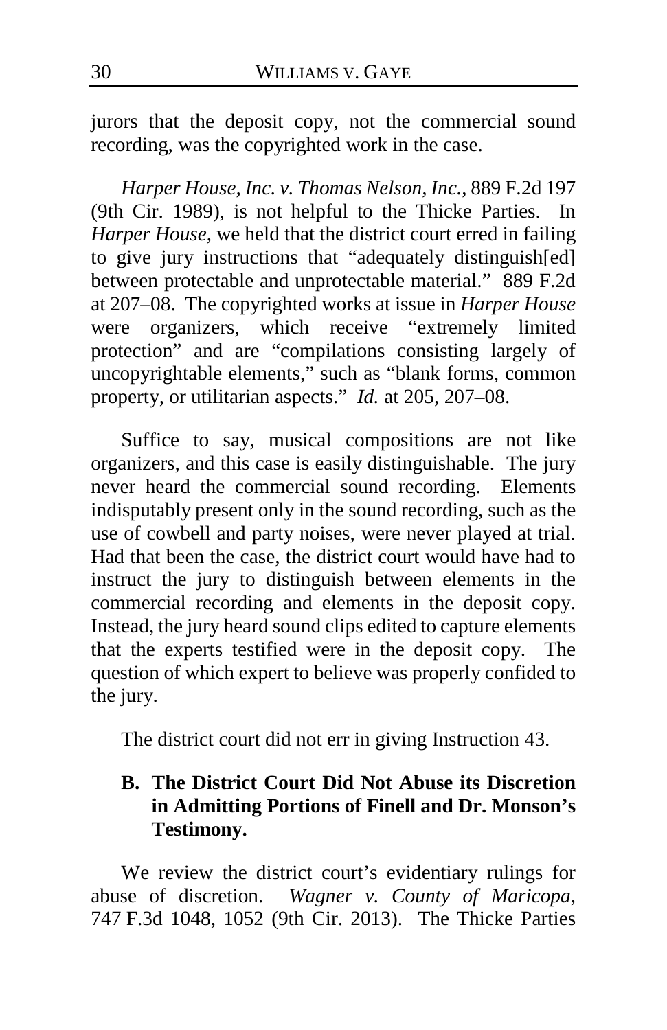jurors that the deposit copy, not the commercial sound recording, was the copyrighted work in the case.

*Harper House, Inc. v. Thomas Nelson, Inc.*, 889 F.2d 197 (9th Cir. 1989), is not helpful to the Thicke Parties. In *Harper House*, we held that the district court erred in failing to give jury instructions that "adequately distinguish[ed] between protectable and unprotectable material." 889 F.2d at 207–08. The copyrighted works at issue in *Harper House* were organizers, which receive "extremely limited protection" and are "compilations consisting largely of uncopyrightable elements," such as "blank forms, common property, or utilitarian aspects." *Id.* at 205, 207–08.

Suffice to say, musical compositions are not like organizers, and this case is easily distinguishable. The jury never heard the commercial sound recording. Elements indisputably present only in the sound recording, such as the use of cowbell and party noises, were never played at trial. Had that been the case, the district court would have had to instruct the jury to distinguish between elements in the commercial recording and elements in the deposit copy. Instead, the jury heard sound clips edited to capture elements that the experts testified were in the deposit copy. The question of which expert to believe was properly confided to the jury.

The district court did not err in giving Instruction 43.

### B. The District Court Did Not Abuse its Discretion in Admitting Portions of Finell and Dr. Monson's Testimony.

We review the district court's evidentiary rulings for abuse of discretion. *Wagner v. County of Maricopa*, 747 F.3d 1048, 1052 (9th Cir. 2013). The Thicke Parties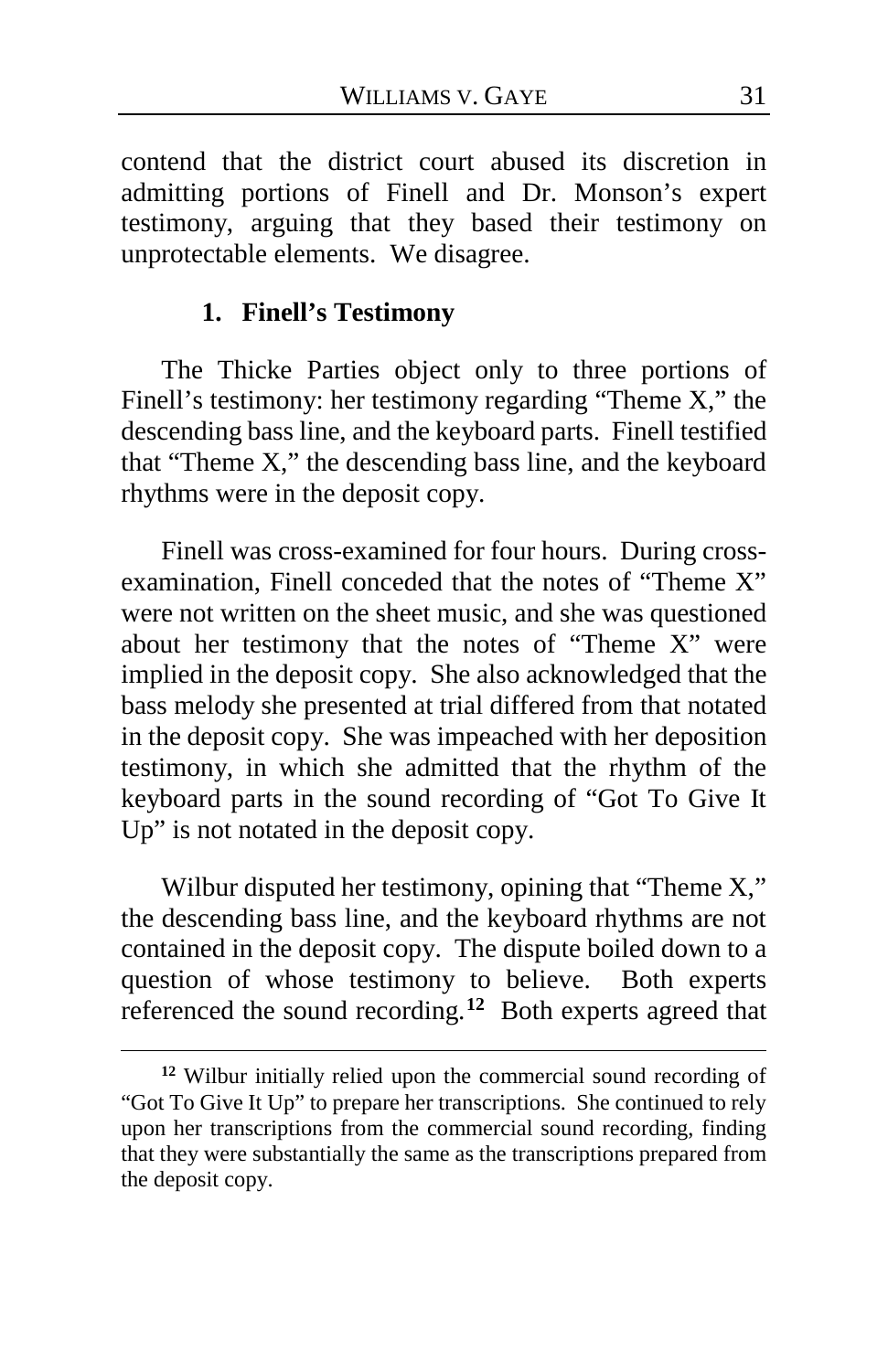contend that the district court abused its discretion in admitting portions of Finell and Dr. Monson's expert testimony, arguing that they based their testimony on unprotectable elements. We disagree.

### 1. Finell's Testimony

The Thicke Parties object only to three portions of Finell's testimony: her testimony regarding "Theme X," the descending bass line, and the keyboard parts. Finell testified that "Theme X," the descending bass line, and the keyboard rhythms were in the deposit copy.

Finell was cross-examined for four hours. During cross-examination, Finell conceded that the notes of "Theme X" were not written on the sheet music, and she was questioned about her testimony that the notes of "Theme X" were implied in the deposit copy. She also acknowledged that the bass melody she presented at trial differed from that notated in the deposit copy. She was impeached with her deposition testimony, in which she admitted that the rhythm of the keyboard parts in the sound recording of "Got To Give It Up" is not notated in the deposit copy.

Wilbur disputed her testimony, opining that "Theme X," the descending bass line, and the keyboard rhythms are not contained in the deposit copy. The dispute boiled down to a question of whose testimony to believe. Both experts referenced the sound recording.[12] Both experts agreed that

[12] Wilbur initially relied upon the commercial sound recording of "Got To Give It Up" to prepare her transcriptions. She continued to rely upon her transcriptions from the commercial sound recording, finding that they were substantially the same as the transcriptions prepared from the deposit copy.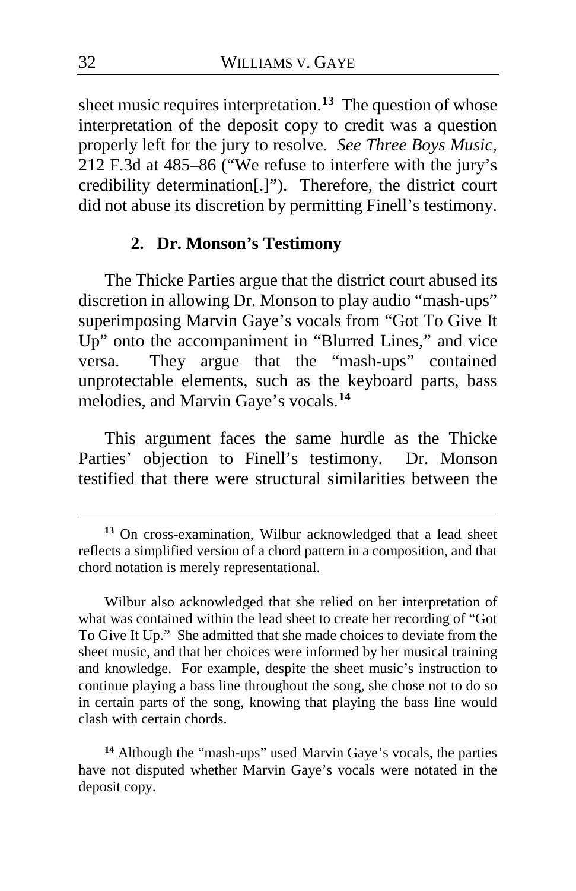sheet music requires interpretation.[13] The question of whose interpretation of the deposit copy to credit was a question properly left for the jury to resolve. *See Three Boys Music*, 212 F.3d at 485–86 ("We refuse to interfere with the jury's credibility determination[.]"). Therefore, the district court did not abuse its discretion by permitting Finell's testimony.

### 2. Dr. Monson's Testimony

The Thicke Parties argue that the district court abused its discretion in allowing Dr. Monson to play audio "mash-ups" superimposing Marvin Gaye's vocals from "Got To Give It Up" onto the accompaniment in "Blurred Lines," and vice versa. They argue that the "mash-ups" contained unprotectable elements, such as the keyboard parts, bass melodies, and Marvin Gaye's vocals.[14]

This argument faces the same hurdle as the Thicke Parties' objection to Finell's testimony. Dr. Monson testified that there were structural similarities between the

---

[13] On cross-examination, Wilbur acknowledged that a lead sheet reflects a simplified version of a chord pattern in a composition, and that chord notation is merely representational.

Wilbur also acknowledged that she relied on her interpretation of what was contained within the lead sheet to create her recording of "Got To Give It Up." She admitted that she made choices to deviate from the sheet music, and that her choices were informed by her musical training and knowledge. For example, despite the sheet music's instruction to continue playing a bass line throughout the song, she chose not to do so in certain parts of the song, knowing that playing the bass line would clash with certain chords.

[14] Although the "mash-ups" used Marvin Gaye's vocals, the parties have not disputed whether Marvin Gaye's vocals were notated in the deposit copy.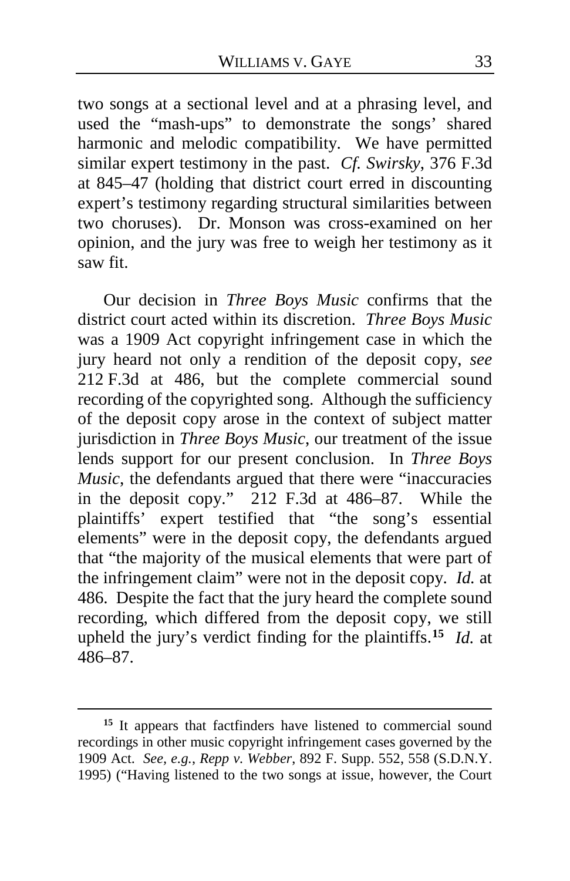two songs at a sectional level and at a phrasing level, and used the "mash-ups" to demonstrate the songs' shared harmonic and melodic compatibility. We have permitted similar expert testimony in the past. *Cf. Swirsky*, 376 F.3d at 845–47 (holding that district court erred in discounting expert's testimony regarding structural similarities between two choruses). Dr. Monson was cross-examined on her opinion, and the jury was free to weigh her testimony as it saw fit.

Our decision in *Three Boys Music* confirms that the district court acted within its discretion. *Three Boys Music* was a 1909 Act copyright infringement case in which the jury heard not only a rendition of the deposit copy, *see* 212 F.3d at 486, but the complete commercial sound recording of the copyrighted song. Although the sufficiency of the deposit copy arose in the context of subject matter jurisdiction in *Three Boys Music*, our treatment of the issue lends support for our present conclusion. In *Three Boys Music*, the defendants argued that there were "inaccuracies in the deposit copy." 212 F.3d at 486–87. While the plaintiffs' expert testified that "the song's essential elements" were in the deposit copy, the defendants argued that "the majority of the musical elements that were part of the infringement claim" were not in the deposit copy. *Id.* at 486. Despite the fact that the jury heard the complete sound recording, which differed from the deposit copy, we still upheld the jury's verdict finding for the plaintiffs.[15] *Id.* at 486–87.

---

[15] It appears that factfinders have listened to commercial sound recordings in other music copyright infringement cases governed by the 1909 Act. *See, e.g.*, *Repp v. Webber*, 892 F. Supp. 552, 558 (S.D.N.Y. 1995) ("Having listened to the two songs at issue, however, the Court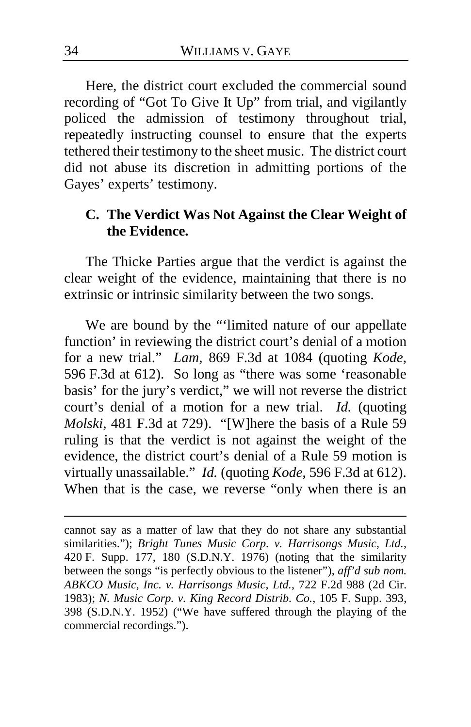Here, the district court excluded the commercial sound recording of "Got To Give It Up" from trial, and vigilantly policed the admission of testimony throughout trial, repeatedly instructing counsel to ensure that the experts tethered their testimony to the sheet music. The district court did not abuse its discretion in admitting portions of the Gayes' experts' testimony.

### C. The Verdict Was Not Against the Clear Weight of the Evidence.

The Thicke Parties argue that the verdict is against the clear weight of the evidence, maintaining that there is no extrinsic or intrinsic similarity between the two songs.

We are bound by the "'limited nature of our appellate function' in reviewing the district court's denial of a motion for a new trial." *Lam*, 869 F.3d at 1084 (quoting *Kode*, 596 F.3d at 612). So long as "there was some 'reasonable basis' for the jury's verdict," we will not reverse the district court's denial of a motion for a new trial. *Id.* (quoting *Molski*, 481 F.3d at 729). "[W]here the basis of a Rule 59 ruling is that the verdict is not against the weight of the evidence, the district court's denial of a Rule 59 motion is virtually unassailable." *Id.* (quoting *Kode*, 596 F.3d at 612). When that is the case, we reverse "only when there is an

---

cannot say as a matter of law that they do not share any substantial similarities."); *Bright Tunes Music Corp. v. Harrisongs Music, Ltd.*, 420 F. Supp. 177, 180 (S.D.N.Y. 1976) (noting that the similarity between the songs "is perfectly obvious to the listener"), *aff'd sub nom. ABKCO Music, Inc. v. Harrisongs Music, Ltd.*, 722 F.2d 988 (2d Cir. 1983); *N. Music Corp. v. King Record Distrib. Co.*, 105 F. Supp. 393, 398 (S.D.N.Y. 1952) ("We have suffered through the playing of the commercial recordings.").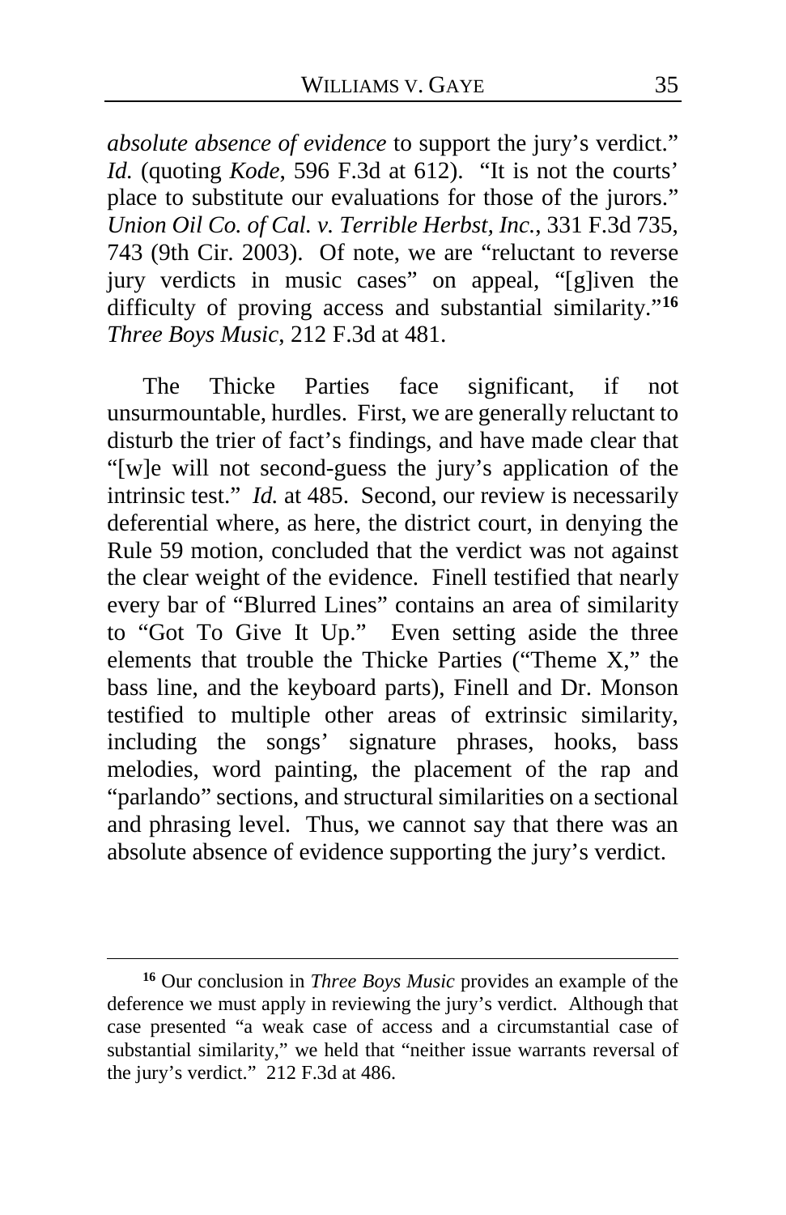*absolute absence of evidence* to support the jury's verdict." *Id.* (quoting *Kode*, 596 F.3d at 612). "It is not the courts' place to substitute our evaluations for those of the jurors." *Union Oil Co. of Cal. v. Terrible Herbst, Inc.*, 331 F.3d 735, 743 (9th Cir. 2003). Of note, we are "reluctant to reverse jury verdicts in music cases" on appeal, "[g]iven the difficulty of proving access and substantial similarity."[16] *Three Boys Music*, 212 F.3d at 481.

The Thicke Parties face significant, if not unsurmountable, hurdles. First, we are generally reluctant to disturb the trier of fact's findings, and have made clear that "[w]e will not second-guess the jury's application of the intrinsic test." *Id.* at 485. Second, our review is necessarily deferential where, as here, the district court, in denying the Rule 59 motion, concluded that the verdict was not against the clear weight of the evidence. Finell testified that nearly every bar of "Blurred Lines" contains an area of similarity to "Got To Give It Up." Even setting aside the three elements that trouble the Thicke Parties ("Theme X," the bass line, and the keyboard parts), Finell and Dr. Monson testified to multiple other areas of extrinsic similarity, including the songs' signature phrases, hooks, bass melodies, word painting, the placement of the rap and "parlando" sections, and structural similarities on a sectional and phrasing level. Thus, we cannot say that there was an absolute absence of evidence supporting the jury's verdict.

---

[16] Our conclusion in *Three Boys Music* provides an example of the deference we must apply in reviewing the jury's verdict. Although that case presented "a weak case of access and a circumstantial case of substantial similarity," we held that "neither issue warrants reversal of the jury's verdict." 212 F.3d at 486.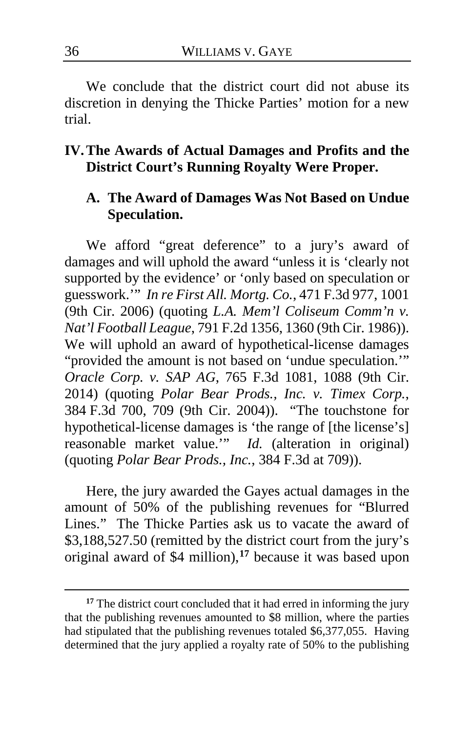We conclude that the district court did not abuse its discretion in denying the Thicke Parties' motion for a new trial.

## IV. The Awards of Actual Damages and Profits and the District Court's Running Royalty Were Proper.

### A. The Award of Damages Was Not Based on Undue Speculation.

We afford "great deference" to a jury's award of damages and will uphold the award "unless it is 'clearly not supported by the evidence' or 'only based on speculation or guesswork.'" *In re First All. Mortg. Co.*, 471 F.3d 977, 1001 (9th Cir. 2006) (quoting *L.A. Mem'l Coliseum Comm'n v. Nat'l Football League*, 791 F.2d 1356, 1360 (9th Cir. 1986)). We will uphold an award of hypothetical-license damages "provided the amount is not based on 'undue speculation.'" *Oracle Corp. v. SAP AG*, 765 F.3d 1081, 1088 (9th Cir. 2014) (quoting *Polar Bear Prods., Inc. v. Timex Corp.*, 384 F.3d 700, 709 (9th Cir. 2004)). "The touchstone for hypothetical-license damages is 'the range of [the license's] reasonable market value.'" *Id.* (alteration in original) (quoting *Polar Bear Prods., Inc.*, 384 F.3d at 709)).

Here, the jury awarded the Gayes actual damages in the amount of 50% of the publishing revenues for "Blurred Lines." The Thicke Parties ask us to vacate the award of \$3,188,527.50 (remitted by the district court from the jury's original award of \$4 million),[17] because it was based upon

---

[17] The district court concluded that it had erred in informing the jury that the publishing revenues amounted to \$8 million, where the parties had stipulated that the publishing revenues totaled \$6,377,055. Having determined that the jury applied a royalty rate of 50% to the publishing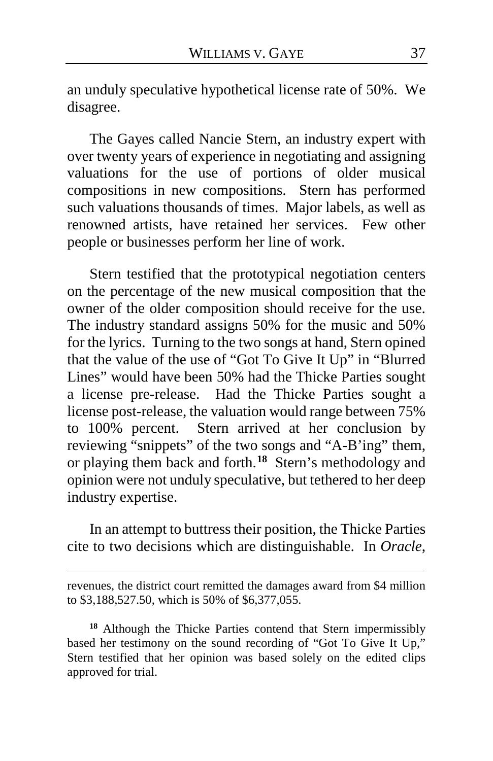an unduly speculative hypothetical license rate of 50%. We disagree.

The Gayes called Nancie Stern, an industry expert with over twenty years of experience in negotiating and assigning valuations for the use of portions of older musical compositions in new compositions. Stern has performed such valuations thousands of times. Major labels, as well as renowned artists, have retained her services. Few other people or businesses perform her line of work.

Stern testified that the prototypical negotiation centers on the percentage of the new musical composition that the owner of the older composition should receive for the use. The industry standard assigns 50% for the music and 50% for the lyrics. Turning to the two songs at hand, Stern opined that the value of the use of "Got To Give It Up" in "Blurred Lines" would have been 50% had the Thicke Parties sought a license pre-release. Had the Thicke Parties sought a license post-release, the valuation would range between 75% to 100% percent. Stern arrived at her conclusion by reviewing "snippets" of the two songs and "A-B'ing" them, or playing them back and forth.[18] Stern's methodology and opinion were not unduly speculative, but tethered to her deep industry expertise.

In an attempt to buttress their position, the Thicke Parties cite to two decisions which are distinguishable. In *Oracle*,

revenues, the district court remitted the damages award from $4 million to $3,188,527.50, which is 50% of $6,377,055.

[18] Although the Thicke Parties contend that Stern impermissibly based her testimony on the sound recording of "Got To Give It Up," Stern testified that her opinion was based solely on the edited clips approved for trial.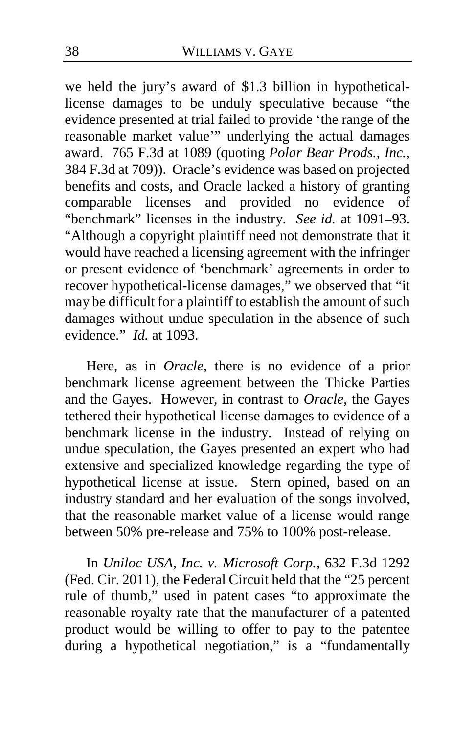we held the jury's award of $1.3 billion in hypothetical-license damages to be unduly speculative because "the evidence presented at trial failed to provide 'the range of the reasonable market value'" underlying the actual damages award. 765 F.3d at 1089 (quoting *Polar Bear Prods., Inc.*, 384 F.3d at 709)). Oracle's evidence was based on projected benefits and costs, and Oracle lacked a history of granting comparable licenses and provided no evidence of "benchmark" licenses in the industry. *See id.* at 1091–93. "Although a copyright plaintiff need not demonstrate that it would have reached a licensing agreement with the infringer or present evidence of 'benchmark' agreements in order to recover hypothetical-license damages," we observed that "it may be difficult for a plaintiff to establish the amount of such damages without undue speculation in the absence of such evidence." *Id.* at 1093.

Here, as in *Oracle*, there is no evidence of a prior benchmark license agreement between the Thicke Parties and the Gayes. However, in contrast to *Oracle*, the Gayes tethered their hypothetical license damages to evidence of a benchmark license in the industry. Instead of relying on undue speculation, the Gayes presented an expert who had extensive and specialized knowledge regarding the type of hypothetical license at issue. Stern opined, based on an industry standard and her evaluation of the songs involved, that the reasonable market value of a license would range between 50% pre-release and 75% to 100% post-release.

In *Uniloc USA, Inc. v. Microsoft Corp.*, 632 F.3d 1292 (Fed. Cir. 2011), the Federal Circuit held that the "25 percent rule of thumb," used in patent cases "to approximate the reasonable royalty rate that the manufacturer of a patented product would be willing to offer to pay to the patentee during a hypothetical negotiation," is a "fundamentally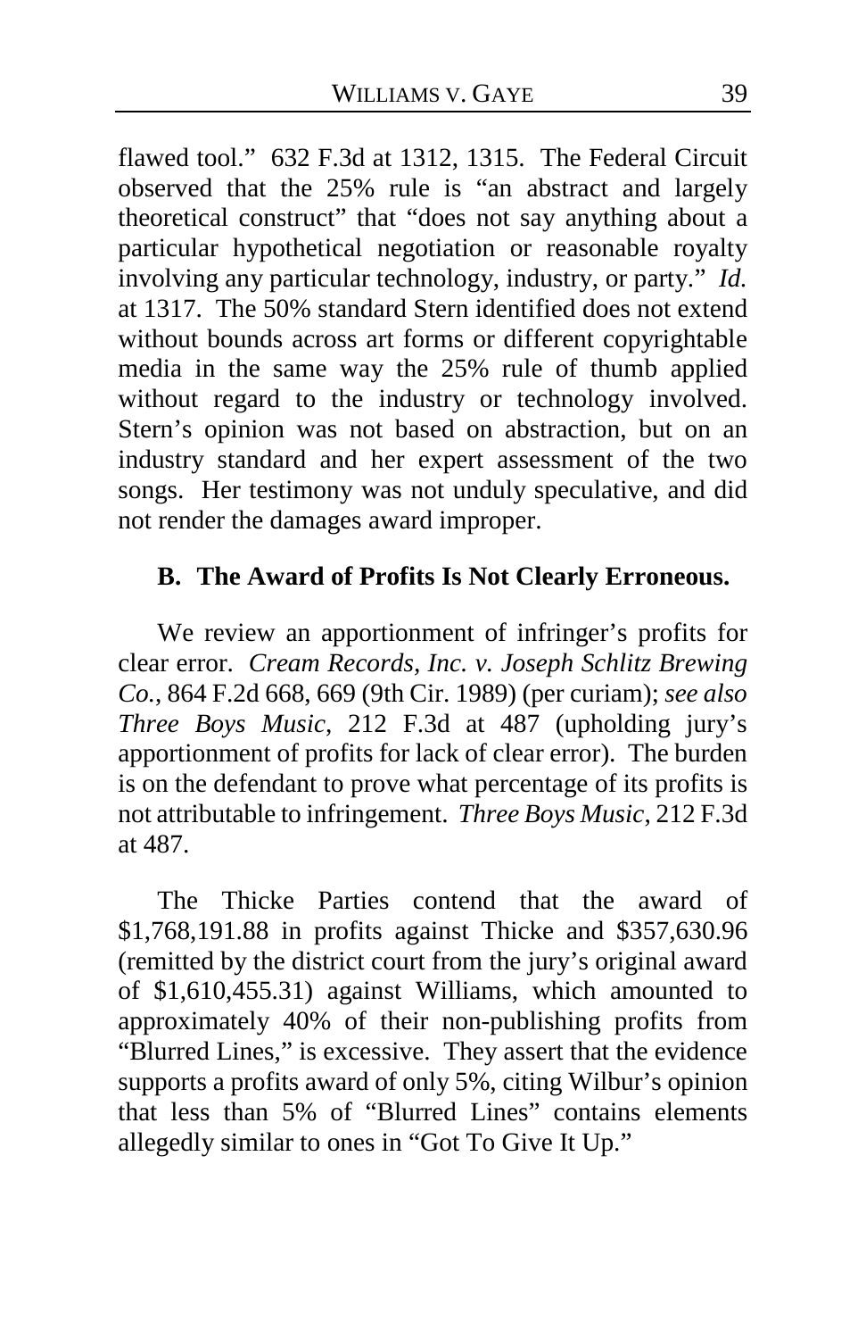flawed tool." 632 F.3d at 1312, 1315. The Federal Circuit observed that the 25% rule is "an abstract and largely theoretical construct" that "does not say anything about a particular hypothetical negotiation or reasonable royalty involving any particular technology, industry, or party." *Id.* at 1317. The 50% standard Stern identified does not extend without bounds across art forms or different copyrightable media in the same way the 25% rule of thumb applied without regard to the industry or technology involved. Stern's opinion was not based on abstraction, but on an industry standard and her expert assessment of the two songs. Her testimony was not unduly speculative, and did not render the damages award improper.

### B. The Award of Profits Is Not Clearly Erroneous.

We review an apportionment of infringer's profits for clear error. *Cream Records, Inc. v. Joseph Schlitz Brewing Co.*, 864 F.2d 668, 669 (9th Cir. 1989) (per curiam); *see also Three Boys Music*, 212 F.3d at 487 (upholding jury's apportionment of profits for lack of clear error). The burden is on the defendant to prove what percentage of its profits is not attributable to infringement. *Three Boys Music*, 212 F.3d at 487.

The Thicke Parties contend that the award of $1,768,191.88 in profits against Thicke and $357,630.96 (remitted by the district court from the jury's original award of $1,610,455.31) against Williams, which amounted to approximately 40% of their non-publishing profits from "Blurred Lines," is excessive. They assert that the evidence supports a profits award of only 5%, citing Wilbur's opinion that less than 5% of "Blurred Lines" contains elements allegedly similar to ones in "Got To Give It Up."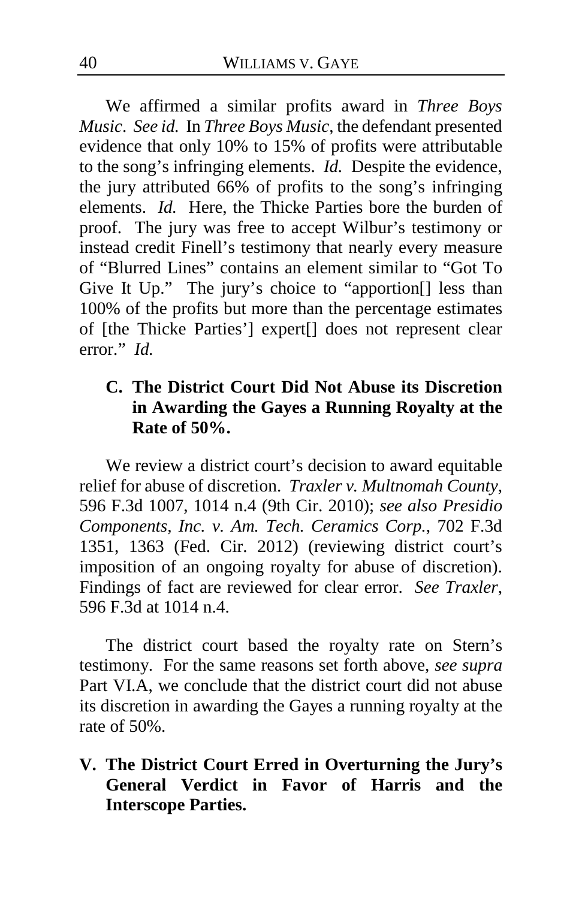We affirmed a similar profits award in *Three Boys Music*. *See id.* In *Three Boys Music*, the defendant presented evidence that only 10% to 15% of profits were attributable to the song's infringing elements. *Id.* Despite the evidence, the jury attributed 66% of profits to the song's infringing elements. *Id.* Here, the Thicke Parties bore the burden of proof. The jury was free to accept Wilbur's testimony or instead credit Finell's testimony that nearly every measure of "Blurred Lines" contains an element similar to "Got To Give It Up." The jury's choice to "apportion[] less than 100% of the profits but more than the percentage estimates of [the Thicke Parties'] expert[] does not represent clear error." *Id.*

### C. The District Court Did Not Abuse its Discretion in Awarding the Gayes a Running Royalty at the Rate of 50%.

We review a district court's decision to award equitable relief for abuse of discretion. *Traxler v. Multnomah County*, 596 F.3d 1007, 1014 n.4 (9th Cir. 2010); *see also Presidio Components, Inc. v. Am. Tech. Ceramics Corp.*, 702 F.3d 1351, 1363 (Fed. Cir. 2012) (reviewing district court's imposition of an ongoing royalty for abuse of discretion). Findings of fact are reviewed for clear error. *See Traxler*, 596 F.3d at 1014 n.4.

The district court based the royalty rate on Stern's testimony. For the same reasons set forth above, *see supra* Part VI.A, we conclude that the district court did not abuse its discretion in awarding the Gayes a running royalty at the rate of 50%.

## V. The District Court Erred in Overturning the Jury's General Verdict in Favor of Harris and the Interscope Parties.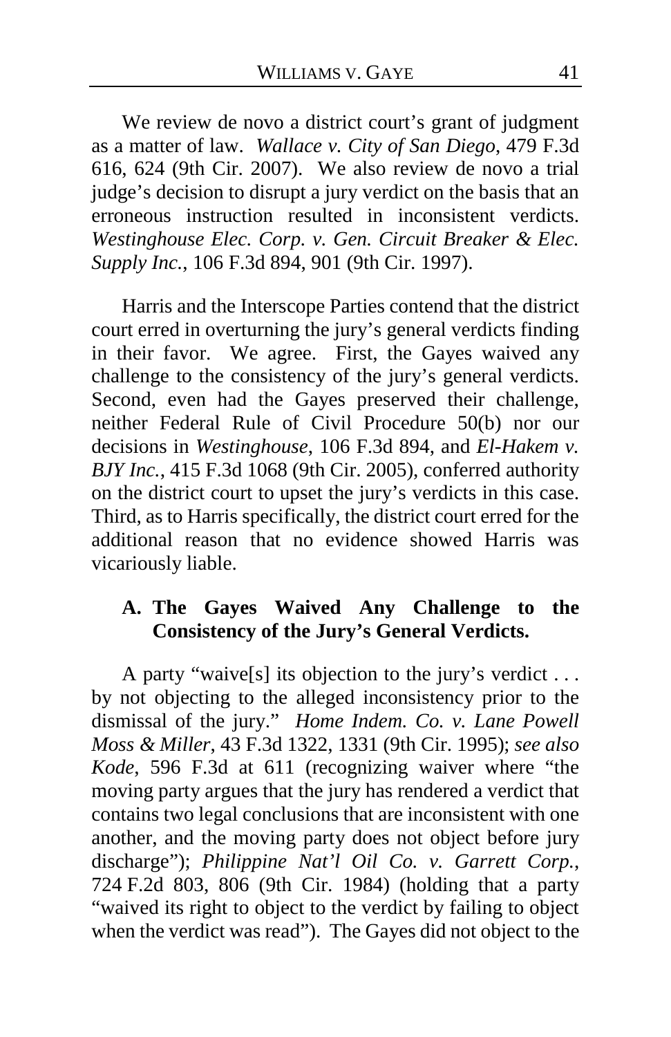We review de novo a district court's grant of judgment as a matter of law. *Wallace v. City of San Diego*, 479 F.3d 616, 624 (9th Cir. 2007). We also review de novo a trial judge's decision to disrupt a jury verdict on the basis that an erroneous instruction resulted in inconsistent verdicts. *Westinghouse Elec. Corp. v. Gen. Circuit Breaker & Elec. Supply Inc.*, 106 F.3d 894, 901 (9th Cir. 1997).

Harris and the Interscope Parties contend that the district court erred in overturning the jury's general verdicts finding in their favor. We agree. First, the Gayes waived any challenge to the consistency of the jury's general verdicts. Second, even had the Gayes preserved their challenge, neither Federal Rule of Civil Procedure 50(b) nor our decisions in *Westinghouse*, 106 F.3d 894, and *El-Hakem v. BJY Inc.*, 415 F.3d 1068 (9th Cir. 2005), conferred authority on the district court to upset the jury's verdicts in this case. Third, as to Harris specifically, the district court erred for the additional reason that no evidence showed Harris was vicariously liable.

### A. The Gayes Waived Any Challenge to the Consistency of the Jury's General Verdicts.

A party "waive[s] its objection to the jury's verdict . . . by not objecting to the alleged inconsistency prior to the dismissal of the jury." *Home Indem. Co. v. Lane Powell Moss & Miller*, 43 F.3d 1322, 1331 (9th Cir. 1995); *see also Kode*, 596 F.3d at 611 (recognizing waiver where "the moving party argues that the jury has rendered a verdict that contains two legal conclusions that are inconsistent with one another, and the moving party does not object before jury discharge"); *Philippine Nat'l Oil Co. v. Garrett Corp.*, 724 F.2d 803, 806 (9th Cir. 1984) (holding that a party "waived its right to object to the verdict by failing to object when the verdict was read"). The Gayes did not object to the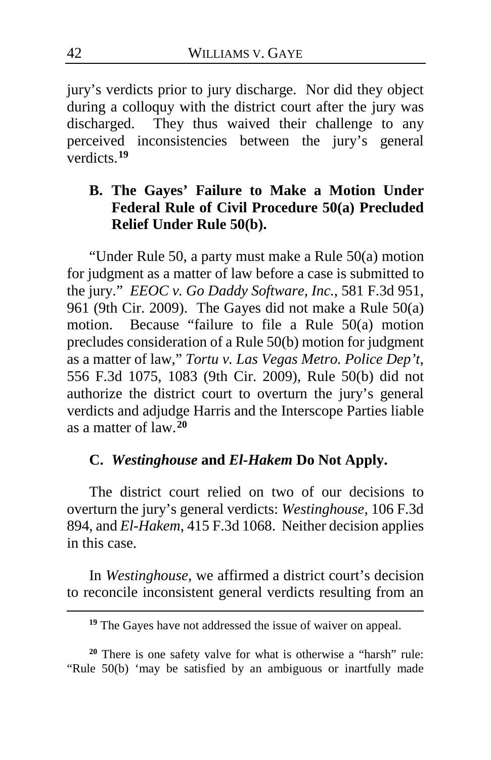jury's verdicts prior to jury discharge. Nor did they object during a colloquy with the district court after the jury was discharged. They thus waived their challenge to any perceived inconsistencies between the jury's general verdicts.[19]

### B. The Gayes' Failure to Make a Motion Under Federal Rule of Civil Procedure 50(a) Precluded Relief Under Rule 50(b).

"Under Rule 50, a party must make a Rule 50(a) motion for judgment as a matter of law before a case is submitted to the jury." *EEOC v. Go Daddy Software, Inc.*, 581 F.3d 951, 961 (9th Cir. 2009). The Gayes did not make a Rule 50(a) motion. Because "failure to file a Rule 50(a) motion precludes consideration of a Rule 50(b) motion for judgment as a matter of law," *Tortu v. Las Vegas Metro. Police Dep't*, 556 F.3d 1075, 1083 (9th Cir. 2009), Rule 50(b) did not authorize the district court to overturn the jury's general verdicts and adjudge Harris and the Interscope Parties liable as a matter of law.[20]

### C. *Westinghouse* and *El-Hakem* Do Not Apply.

The district court relied on two of our decisions to overturn the jury's general verdicts: *Westinghouse*, 106 F.3d 894, and *El-Hakem*, 415 F.3d 1068. Neither decision applies in this case.

In *Westinghouse*, we affirmed a district court's decision to reconcile inconsistent general verdicts resulting from an

---

[19] The Gayes have not addressed the issue of waiver on appeal.

[20] There is one safety valve for what is otherwise a "harsh" rule: "Rule 50(b) 'may be satisfied by an ambiguous or inartfully made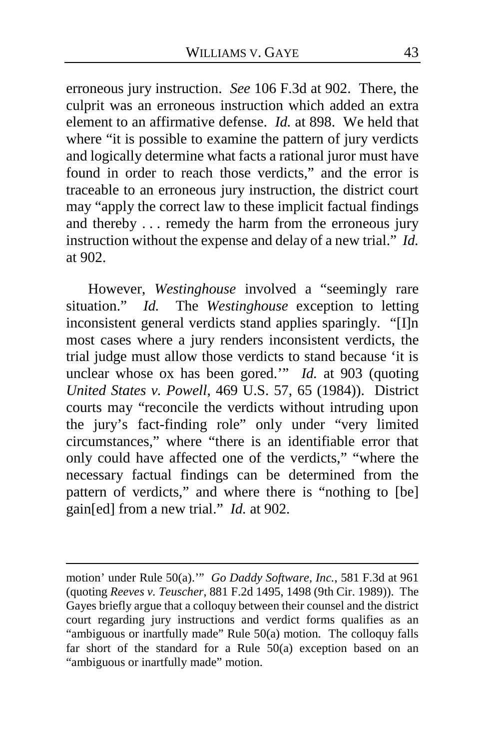erroneous jury instruction. *See* 106 F.3d at 902. There, the culprit was an erroneous instruction which added an extra element to an affirmative defense. *Id.* at 898. We held that where "it is possible to examine the pattern of jury verdicts and logically determine what facts a rational juror must have found in order to reach those verdicts," and the error is traceable to an erroneous jury instruction, the district court may "apply the correct law to these implicit factual findings and thereby . . . remedy the harm from the erroneous jury instruction without the expense and delay of a new trial." *Id.* at 902.

However, *Westinghouse* involved a "seemingly rare situation." *Id.* The *Westinghouse* exception to letting inconsistent general verdicts stand applies sparingly. "[I]n most cases where a jury renders inconsistent verdicts, the trial judge must allow those verdicts to stand because 'it is unclear whose ox has been gored.'" *Id.* at 903 (quoting *United States v. Powell*, 469 U.S. 57, 65 (1984)). District courts may "reconcile the verdicts without intruding upon the jury's fact-finding role" only under "very limited circumstances," where "there is an identifiable error that only could have affected one of the verdicts," "where the necessary factual findings can be determined from the pattern of verdicts," and where there is "nothing to [be] gain[ed] from a new trial." *Id.* at 902.

---

motion' under Rule 50(a).'" *Go Daddy Software, Inc.*, 581 F.3d at 961 (quoting *Reeves v. Teuscher*, 881 F.2d 1495, 1498 (9th Cir. 1989)). The Gayes briefly argue that a colloquy between their counsel and the district court regarding jury instructions and verdict forms qualifies as an "ambiguous or inartfully made" Rule 50(a) motion. The colloquy falls far short of the standard for a Rule 50(a) exception based on an "ambiguous or inartfully made" motion.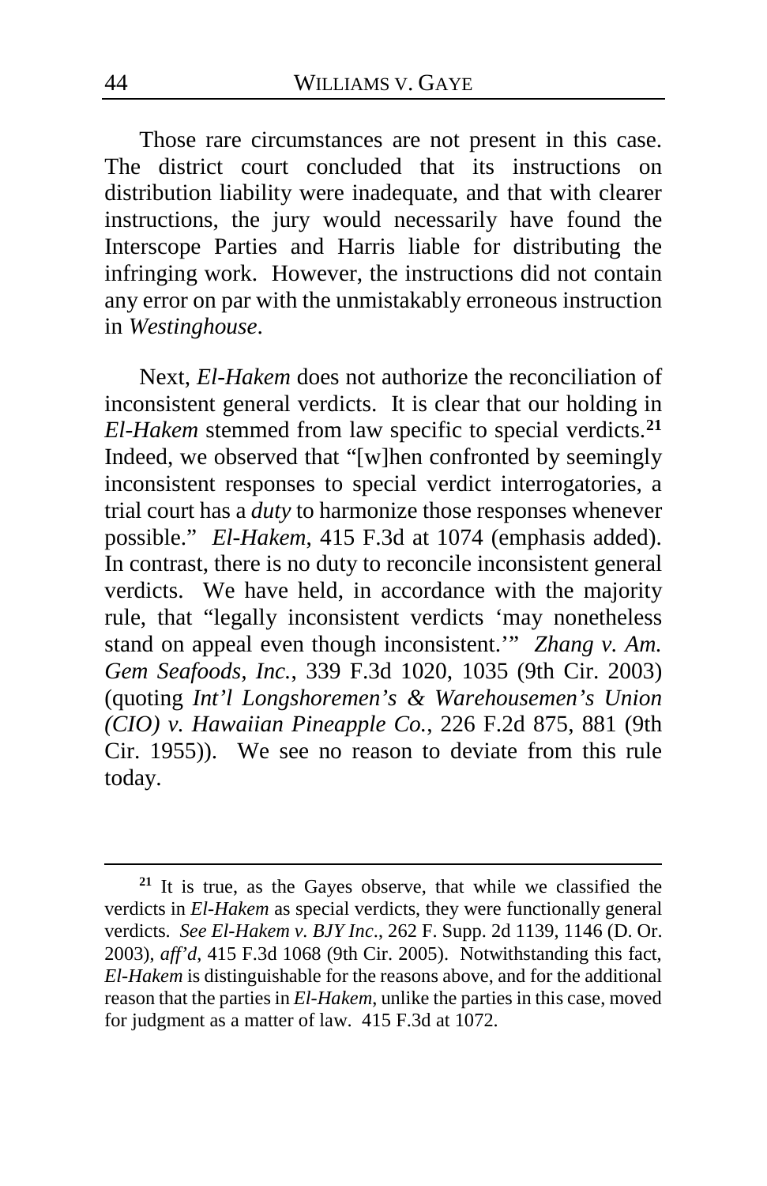Those rare circumstances are not present in this case. The district court concluded that its instructions on distribution liability were inadequate, and that with clearer instructions, the jury would necessarily have found the Interscope Parties and Harris liable for distributing the infringing work. However, the instructions did not contain any error on par with the unmistakably erroneous instruction in *Westinghouse*.

Next, *El-Hakem* does not authorize the reconciliation of inconsistent general verdicts. It is clear that our holding in *El-Hakem* stemmed from law specific to special verdicts.[21] Indeed, we observed that "[w]hen confronted by seemingly inconsistent responses to special verdict interrogatories, a trial court has a *duty* to harmonize those responses whenever possible." *El-Hakem*, 415 F.3d at 1074 (emphasis added). In contrast, there is no duty to reconcile inconsistent general verdicts. We have held, in accordance with the majority rule, that "legally inconsistent verdicts 'may nonetheless stand on appeal even though inconsistent.'" *Zhang v. Am. Gem Seafoods, Inc.*, 339 F.3d 1020, 1035 (9th Cir. 2003) (quoting *Int'l Longshoremen's & Warehousemen's Union (CIO) v. Hawaiian Pineapple Co.*, 226 F.2d 875, 881 (9th Cir. 1955)). We see no reason to deviate from this rule today.

---

[21] It is true, as the Gayes observe, that while we classified the verdicts in *El-Hakem* as special verdicts, they were functionally general verdicts. *See El-Hakem v. BJY Inc*., 262 F. Supp. 2d 1139, 1146 (D. Or. 2003), *aff'd*, 415 F.3d 1068 (9th Cir. 2005). Notwithstanding this fact, *El-Hakem* is distinguishable for the reasons above, and for the additional reason that the parties in *El-Hakem*, unlike the parties in this case, moved for judgment as a matter of law. 415 F.3d at 1072.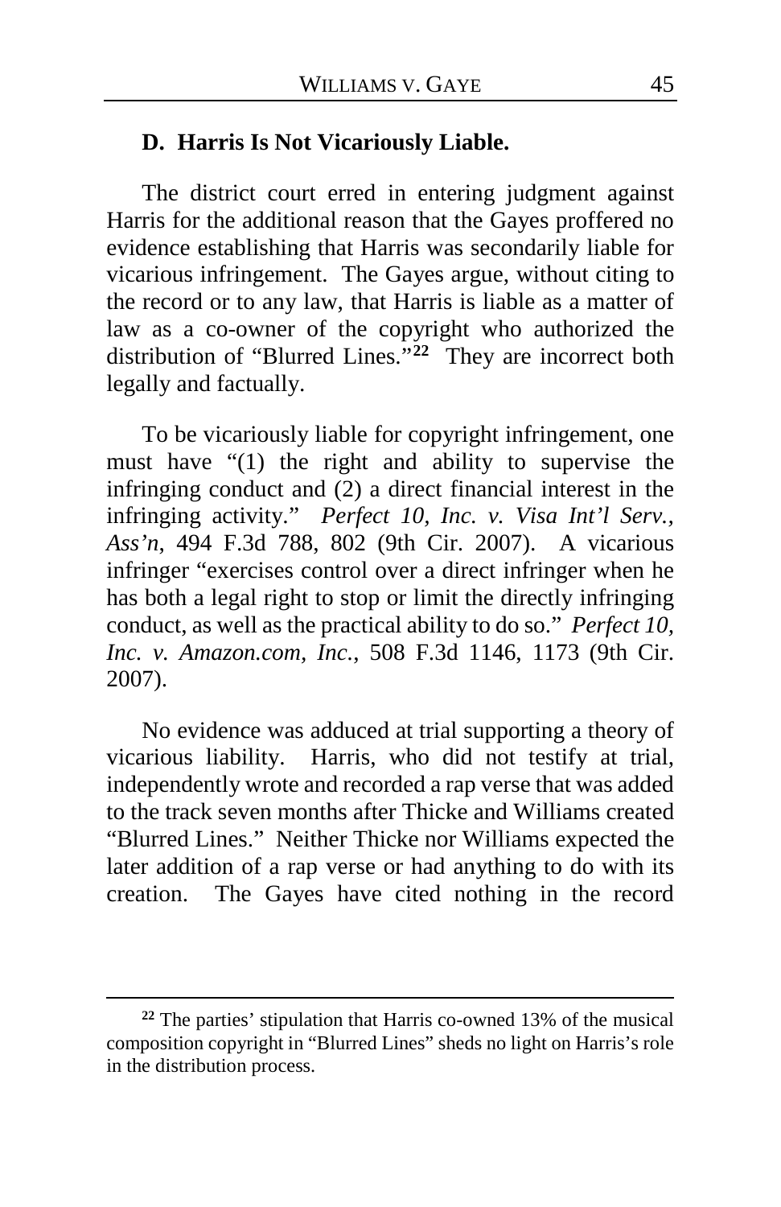### D. Harris Is Not Vicariously Liable.

The district court erred in entering judgment against Harris for the additional reason that the Gayes proffered no evidence establishing that Harris was secondarily liable for vicarious infringement. The Gayes argue, without citing to the record or to any law, that Harris is liable as a matter of law as a co-owner of the copyright who authorized the distribution of "Blurred Lines."[22] They are incorrect both legally and factually.

To be vicariously liable for copyright infringement, one must have "(1) the right and ability to supervise the infringing conduct and (2) a direct financial interest in the infringing activity." *Perfect 10, Inc. v. Visa Int'l Serv., Ass'n*, 494 F.3d 788, 802 (9th Cir. 2007). A vicarious infringer "exercises control over a direct infringer when he has both a legal right to stop or limit the directly infringing conduct, as well as the practical ability to do so." *Perfect 10, Inc. v. Amazon.com, Inc.*, 508 F.3d 1146, 1173 (9th Cir. 2007).

No evidence was adduced at trial supporting a theory of vicarious liability. Harris, who did not testify at trial, independently wrote and recorded a rap verse that was added to the track seven months after Thicke and Williams created "Blurred Lines." Neither Thicke nor Williams expected the later addition of a rap verse or had anything to do with its creation. The Gayes have cited nothing in the record

[22] The parties' stipulation that Harris co-owned 13% of the musical composition copyright in "Blurred Lines" sheds no light on Harris's role in the distribution process.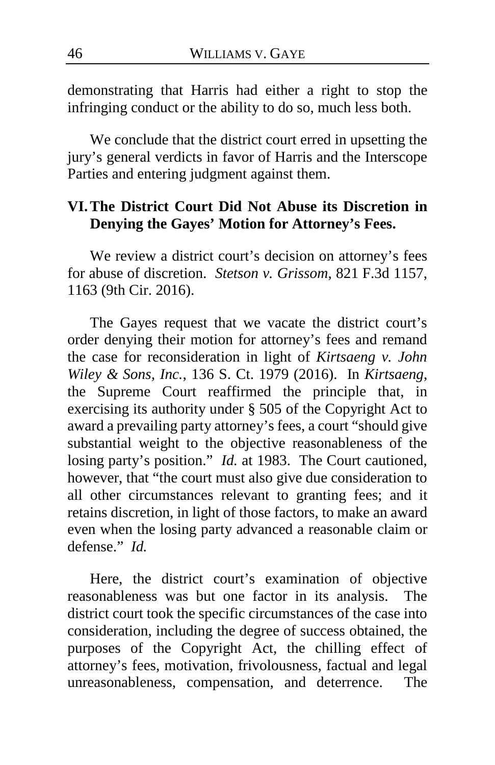demonstrating that Harris had either a right to stop the infringing conduct or the ability to do so, much less both.

We conclude that the district court erred in upsetting the jury's general verdicts in favor of Harris and the Interscope Parties and entering judgment against them.

## VI. The District Court Did Not Abuse its Discretion in Denying the Gayes' Motion for Attorney's Fees.

We review a district court's decision on attorney's fees for abuse of discretion. *Stetson v. Grissom*, 821 F.3d 1157, 1163 (9th Cir. 2016).

The Gayes request that we vacate the district court's order denying their motion for attorney's fees and remand the case for reconsideration in light of *Kirtsaeng v. John Wiley & Sons, Inc.*, 136 S. Ct. 1979 (2016). In *Kirtsaeng*, the Supreme Court reaffirmed the principle that, in exercising its authority under § 505 of the Copyright Act to award a prevailing party attorney's fees, a court "should give substantial weight to the objective reasonableness of the losing party's position." *Id.* at 1983. The Court cautioned, however, that "the court must also give due consideration to all other circumstances relevant to granting fees; and it retains discretion, in light of those factors, to make an award even when the losing party advanced a reasonable claim or defense." *Id.*

Here, the district court's examination of objective reasonableness was but one factor in its analysis. The district court took the specific circumstances of the case into consideration, including the degree of success obtained, the purposes of the Copyright Act, the chilling effect of attorney's fees, motivation, frivolousness, factual and legal unreasonableness, compensation, and deterrence. The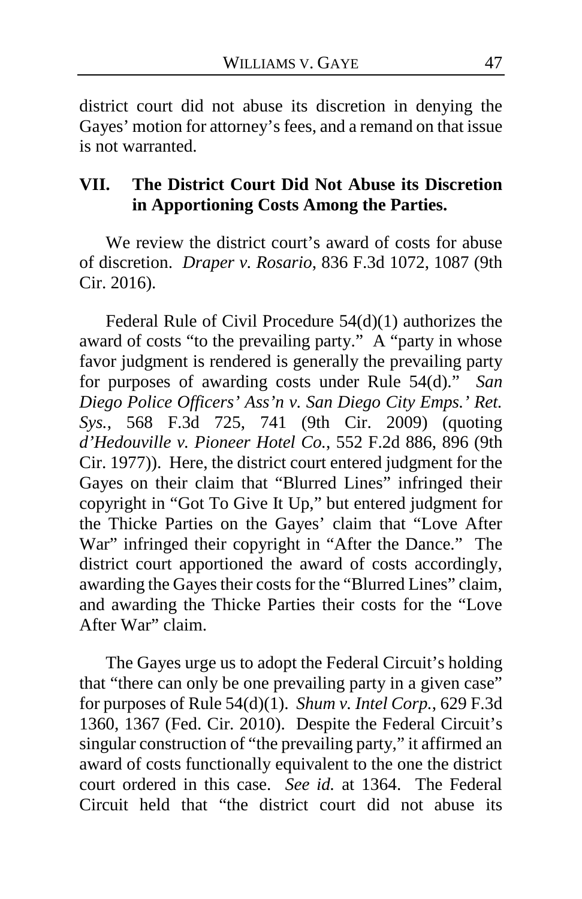district court did not abuse its discretion in denying the Gayes' motion for attorney's fees, and a remand on that issue is not warranted.

## VII. The District Court Did Not Abuse its Discretion in Apportioning Costs Among the Parties.

We review the district court's award of costs for abuse of discretion. *Draper v. Rosario*, 836 F.3d 1072, 1087 (9th Cir. 2016).

Federal Rule of Civil Procedure 54(d)(1) authorizes the award of costs "to the prevailing party." A "party in whose favor judgment is rendered is generally the prevailing party for purposes of awarding costs under Rule 54(d)." *San Diego Police Officers' Ass'n v. San Diego City Emps.' Ret. Sys.*, 568 F.3d 725, 741 (9th Cir. 2009) (quoting *d'Hedouville v. Pioneer Hotel Co.*, 552 F.2d 886, 896 (9th Cir. 1977)). Here, the district court entered judgment for the Gayes on their claim that "Blurred Lines" infringed their copyright in "Got To Give It Up," but entered judgment for the Thicke Parties on the Gayes' claim that "Love After War" infringed their copyright in "After the Dance." The district court apportioned the award of costs accordingly, awarding the Gayes their costs for the "Blurred Lines" claim, and awarding the Thicke Parties their costs for the "Love After War" claim.

The Gayes urge us to adopt the Federal Circuit's holding that "there can only be one prevailing party in a given case" for purposes of Rule 54(d)(1). *Shum v. Intel Corp.*, 629 F.3d 1360, 1367 (Fed. Cir. 2010). Despite the Federal Circuit's singular construction of "the prevailing party," it affirmed an award of costs functionally equivalent to the one the district court ordered in this case. *See id.* at 1364. The Federal Circuit held that "the district court did not abuse its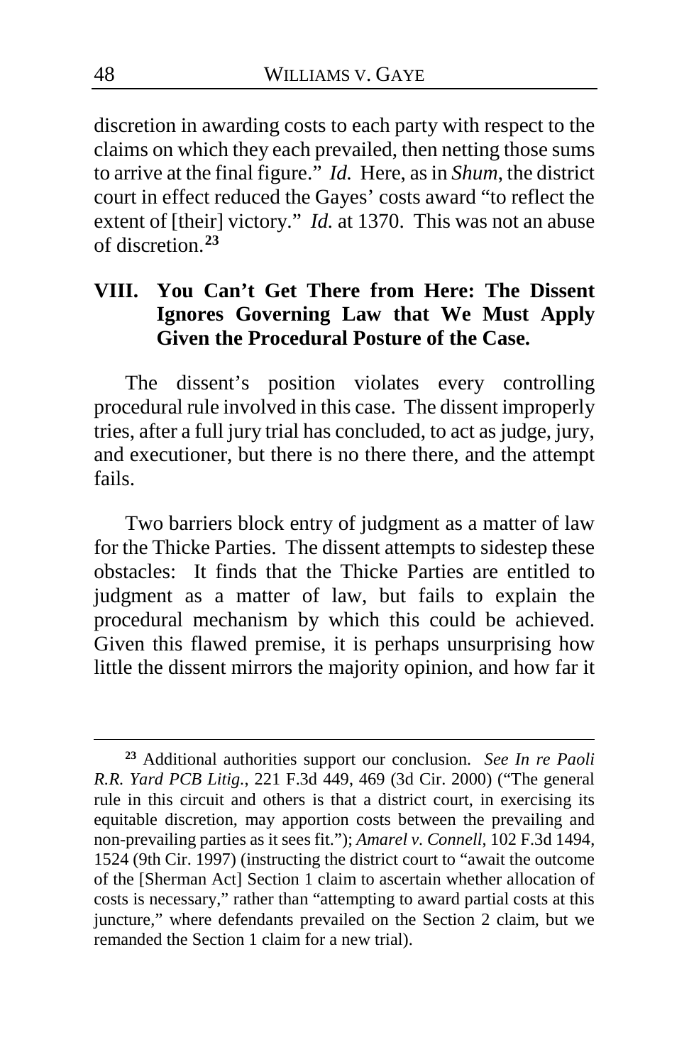discretion in awarding costs to each party with respect to the claims on which they each prevailed, then netting those sums to arrive at the final figure." *Id.* Here, as in *Shum*, the district court in effect reduced the Gayes' costs award "to reflect the extent of [their] victory." *Id.* at 1370. This was not an abuse of discretion.[23]

## VIII. You Can't Get There from Here: The Dissent Ignores Governing Law that We Must Apply Given the Procedural Posture of the Case.

The dissent's position violates every controlling procedural rule involved in this case. The dissent improperly tries, after a full jury trial has concluded, to act as judge, jury, and executioner, but there is no there there, and the attempt fails.

Two barriers block entry of judgment as a matter of law for the Thicke Parties. The dissent attempts to sidestep these obstacles: It finds that the Thicke Parties are entitled to judgment as a matter of law, but fails to explain the procedural mechanism by which this could be achieved. Given this flawed premise, it is perhaps unsurprising how little the dissent mirrors the majority opinion, and how far it

---

[23] Additional authorities support our conclusion. *See In re Paoli R.R. Yard PCB Litig.*, 221 F.3d 449, 469 (3d Cir. 2000) ("The general rule in this circuit and others is that a district court, in exercising its equitable discretion, may apportion costs between the prevailing and non-prevailing parties as it sees fit."); *Amarel v. Connell*, 102 F.3d 1494, 1524 (9th Cir. 1997) (instructing the district court to "await the outcome of the [Sherman Act] Section 1 claim to ascertain whether allocation of costs is necessary," rather than "attempting to award partial costs at this juncture," where defendants prevailed on the Section 2 claim, but we remanded the Section 1 claim for a new trial).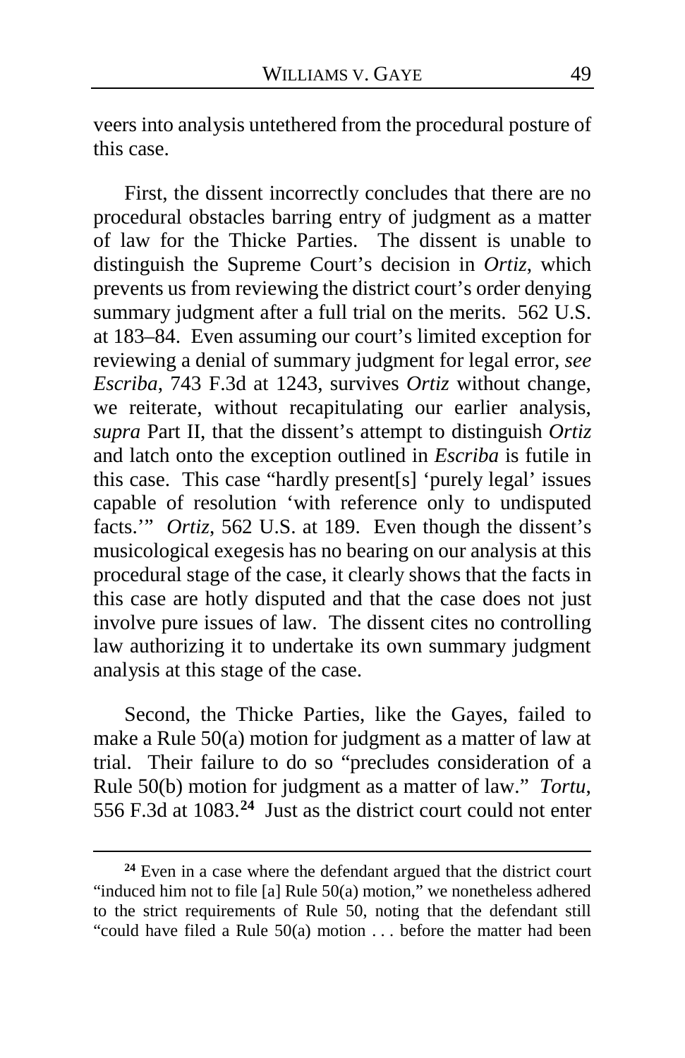veers into analysis untethered from the procedural posture of this case.

First, the dissent incorrectly concludes that there are no procedural obstacles barring entry of judgment as a matter of law for the Thicke Parties. The dissent is unable to distinguish the Supreme Court's decision in *Ortiz*, which prevents us from reviewing the district court's order denying summary judgment after a full trial on the merits. 562 U.S. at 183–84. Even assuming our court's limited exception for reviewing a denial of summary judgment for legal error, *see Escriba*, 743 F.3d at 1243, survives *Ortiz* without change, we reiterate, without recapitulating our earlier analysis, *supra* Part II, that the dissent's attempt to distinguish *Ortiz* and latch onto the exception outlined in *Escriba* is futile in this case. This case "hardly present[s] 'purely legal' issues capable of resolution 'with reference only to undisputed facts.'" *Ortiz*, 562 U.S. at 189. Even though the dissent's musicological exegesis has no bearing on our analysis at this procedural stage of the case, it clearly shows that the facts in this case are hotly disputed and that the case does not just involve pure issues of law. The dissent cites no controlling law authorizing it to undertake its own summary judgment analysis at this stage of the case.

Second, the Thicke Parties, like the Gayes, failed to make a Rule 50(a) motion for judgment as a matter of law at trial. Their failure to do so "precludes consideration of a Rule 50(b) motion for judgment as a matter of law." *Tortu*, 556 F.3d at 1083.[24] Just as the district court could not enter

[24] Even in a case where the defendant argued that the district court "induced him not to file [a] Rule 50(a) motion," we nonetheless adhered to the strict requirements of Rule 50, noting that the defendant still "could have filed a Rule 50(a) motion . . . before the matter had been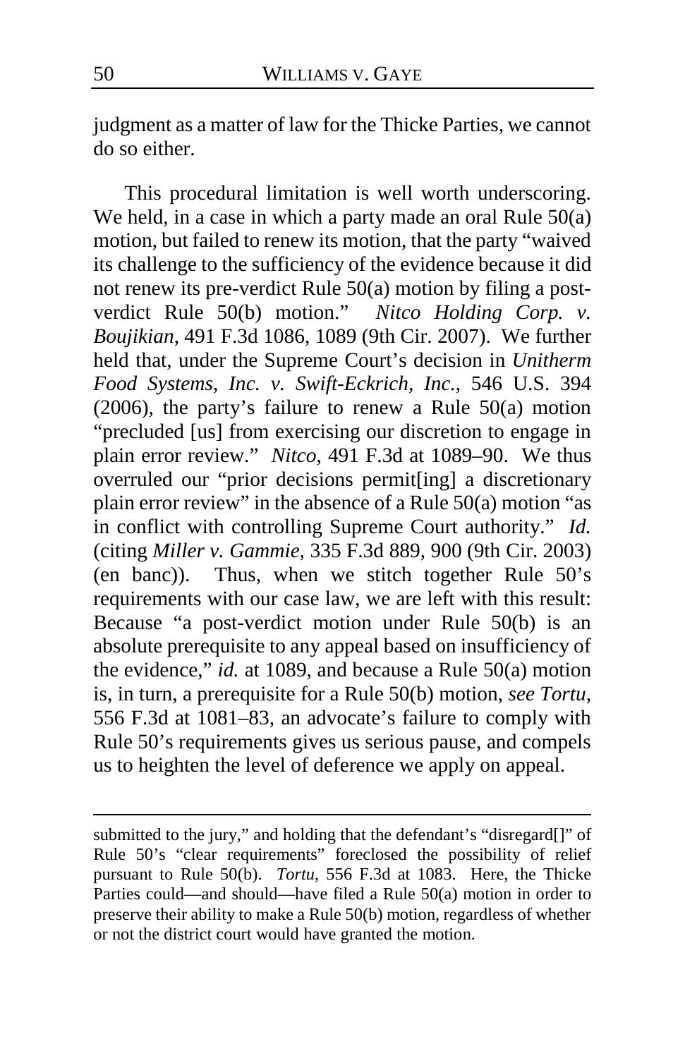judgment as a matter of law for the Thicke Parties, we cannot do so either.

This procedural limitation is well worth underscoring. We held, in a case in which a party made an oral Rule 50(a) motion, but failed to renew its motion, that the party "waived its challenge to the sufficiency of the evidence because it did not renew its pre-verdict Rule 50(a) motion by filing a post-verdict Rule 50(b) motion." *Nitco Holding Corp. v. Boujikian*, 491 F.3d 1086, 1089 (9th Cir. 2007). We further held that, under the Supreme Court's decision in *Unitherm Food Systems, Inc. v. Swift-Eckrich, Inc.*, 546 U.S. 394 (2006), the party's failure to renew a Rule 50(a) motion "precluded [us] from exercising our discretion to engage in plain error review." *Nitco*, 491 F.3d at 1089–90. We thus overruled our "prior decisions permit[ing] a discretionary plain error review" in the absence of a Rule 50(a) motion "as in conflict with controlling Supreme Court authority." *Id.* (citing *Miller v. Gammie*, 335 F.3d 889, 900 (9th Cir. 2003) (en banc)). Thus, when we stitch together Rule 50's requirements with our case law, we are left with this result: Because "a post-verdict motion under Rule 50(b) is an absolute prerequisite to any appeal based on insufficiency of the evidence," *id.* at 1089, and because a Rule 50(a) motion is, in turn, a prerequisite for a Rule 50(b) motion, *see Tortu*, 556 F.3d at 1081–83, an advocate's failure to comply with Rule 50's requirements gives us serious pause, and compels us to heighten the level of deference we apply on appeal.

---

submitted to the jury," and holding that the defendant's "disregard[]" of Rule 50's "clear requirements" foreclosed the possibility of relief pursuant to Rule 50(b). *Tortu*, 556 F.3d at 1083. Here, the Thicke Parties could—and should—have filed a Rule 50(a) motion in order to preserve their ability to make a Rule 50(b) motion, regardless of whether or not the district court would have granted the motion.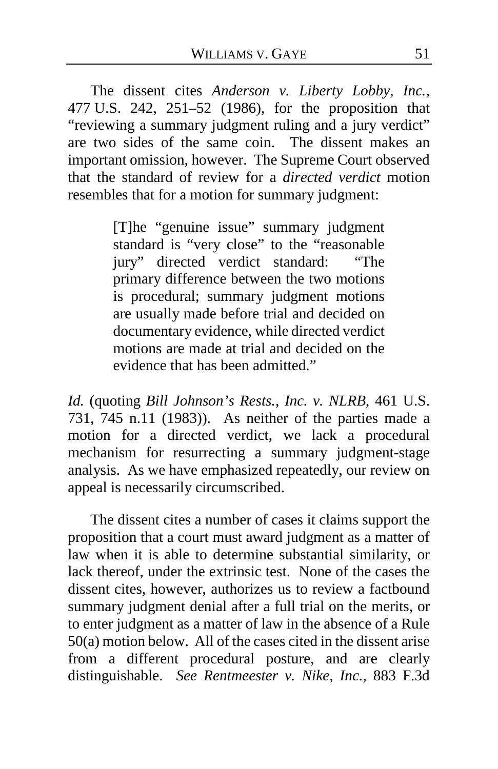The dissent cites *Anderson v. Liberty Lobby, Inc.*, 477 U.S. 242, 251–52 (1986), for the proposition that "reviewing a summary judgment ruling and a jury verdict" are two sides of the same coin. The dissent makes an important omission, however. The Supreme Court observed that the standard of review for a *directed verdict* motion resembles that for a motion for summary judgment:

> [T]he "genuine issue" summary judgment standard is "very close" to the "reasonable jury" directed verdict standard: "The primary difference between the two motions is procedural; summary judgment motions are usually made before trial and decided on documentary evidence, while directed verdict motions are made at trial and decided on the evidence that has been admitted."

*Id.* (quoting *Bill Johnson's Rests., Inc. v. NLRB*, 461 U.S. 731, 745 n.11 (1983)). As neither of the parties made a motion for a directed verdict, we lack a procedural mechanism for resurrecting a summary judgment-stage analysis. As we have emphasized repeatedly, our review on appeal is necessarily circumscribed.

The dissent cites a number of cases it claims support the proposition that a court must award judgment as a matter of law when it is able to determine substantial similarity, or lack thereof, under the extrinsic test. None of the cases the dissent cites, however, authorizes us to review a factbound summary judgment denial after a full trial on the merits, or to enter judgment as a matter of law in the absence of a Rule 50(a) motion below. All of the cases cited in the dissent arise from a different procedural posture, and are clearly distinguishable. *See Rentmeester v. Nike, Inc.*, 883 F.3d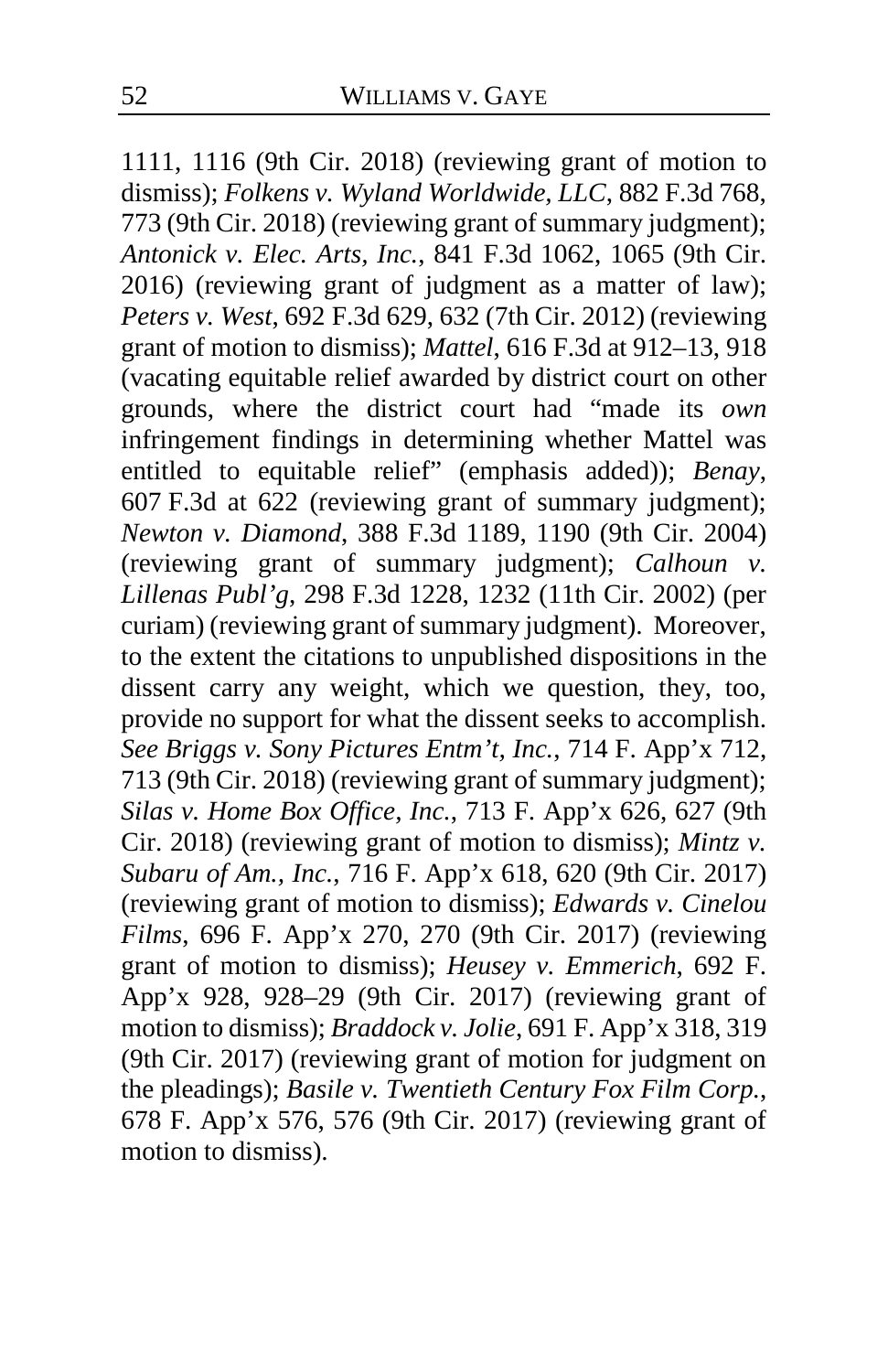1111, 1116 (9th Cir. 2018) (reviewing grant of motion to dismiss); *Folkens v. Wyland Worldwide, LLC*, 882 F.3d 768, 773 (9th Cir. 2018) (reviewing grant of summary judgment); *Antonick v. Elec. Arts, Inc.*, 841 F.3d 1062, 1065 (9th Cir. 2016) (reviewing grant of judgment as a matter of law); *Peters v. West*, 692 F.3d 629, 632 (7th Cir. 2012) (reviewing grant of motion to dismiss); *Mattel*, 616 F.3d at 912–13, 918 (vacating equitable relief awarded by district court on other grounds, where the district court had "made its *own* infringement findings in determining whether Mattel was entitled to equitable relief" (emphasis added)); *Benay*, 607 F.3d at 622 (reviewing grant of summary judgment); *Newton v. Diamond*, 388 F.3d 1189, 1190 (9th Cir. 2004) (reviewing grant of summary judgment); *Calhoun v. Lillenas Publ'g*, 298 F.3d 1228, 1232 (11th Cir. 2002) (per curiam) (reviewing grant of summary judgment). Moreover, to the extent the citations to unpublished dispositions in the dissent carry any weight, which we question, they, too, provide no support for what the dissent seeks to accomplish. *See Briggs v. Sony Pictures Entm't, Inc.*, 714 F. App'x 712, 713 (9th Cir. 2018) (reviewing grant of summary judgment); *Silas v. Home Box Office, Inc.*, 713 F. App'x 626, 627 (9th Cir. 2018) (reviewing grant of motion to dismiss); *Mintz v. Subaru of Am., Inc.*, 716 F. App'x 618, 620 (9th Cir. 2017) (reviewing grant of motion to dismiss); *Edwards v. Cinelou Films*, 696 F. App'x 270, 270 (9th Cir. 2017) (reviewing grant of motion to dismiss); *Heusey v. Emmerich*, 692 F. App'x 928, 928–29 (9th Cir. 2017) (reviewing grant of motion to dismiss); *Braddock v. Jolie*, 691 F. App'x 318, 319 (9th Cir. 2017) (reviewing grant of motion for judgment on the pleadings); *Basile v. Twentieth Century Fox Film Corp.*, 678 F. App'x 576, 576 (9th Cir. 2017) (reviewing grant of motion to dismiss).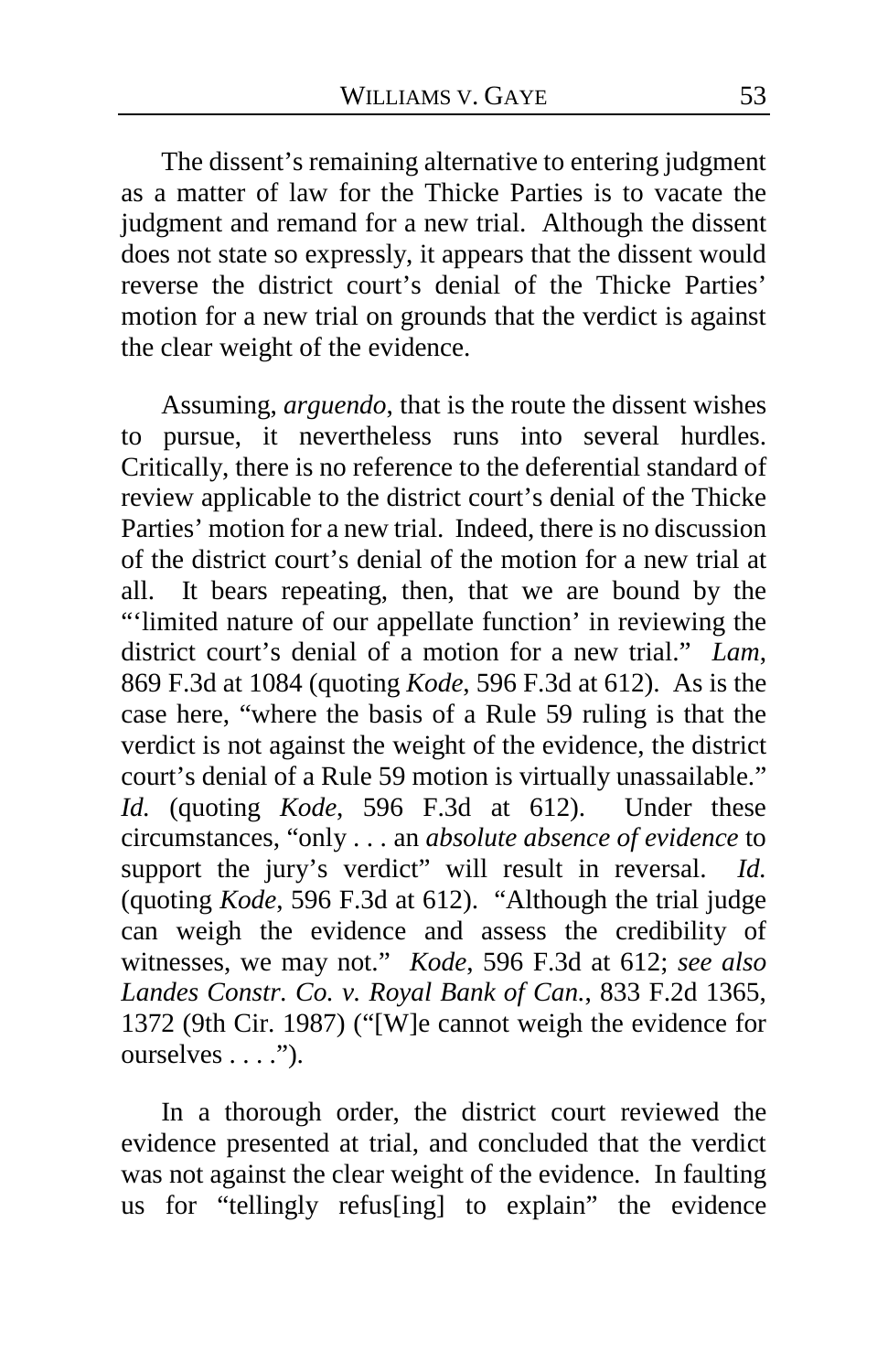The dissent's remaining alternative to entering judgment as a matter of law for the Thicke Parties is to vacate the judgment and remand for a new trial. Although the dissent does not state so expressly, it appears that the dissent would reverse the district court's denial of the Thicke Parties' motion for a new trial on grounds that the verdict is against the clear weight of the evidence.

Assuming, *arguendo*, that is the route the dissent wishes to pursue, it nevertheless runs into several hurdles. Critically, there is no reference to the deferential standard of review applicable to the district court's denial of the Thicke Parties' motion for a new trial. Indeed, there is no discussion of the district court's denial of the motion for a new trial at all. It bears repeating, then, that we are bound by the "'limited nature of our appellate function' in reviewing the district court's denial of a motion for a new trial." *Lam*, 869 F.3d at 1084 (quoting *Kode*, 596 F.3d at 612). As is the case here, "where the basis of a Rule 59 ruling is that the verdict is not against the weight of the evidence, the district court's denial of a Rule 59 motion is virtually unassailable." *Id.* (quoting *Kode*, 596 F.3d at 612). Under these circumstances, "only . . . an *absolute absence of evidence* to support the jury's verdict" will result in reversal. *Id.* (quoting *Kode*, 596 F.3d at 612). "Although the trial judge can weigh the evidence and assess the credibility of witnesses, we may not." *Kode*, 596 F.3d at 612; *see also Landes Constr. Co. v. Royal Bank of Can.*, 833 F.2d 1365, 1372 (9th Cir. 1987) ("[W]e cannot weigh the evidence for ourselves . . . .").

In a thorough order, the district court reviewed the evidence presented at trial, and concluded that the verdict was not against the clear weight of the evidence. In faulting us for "tellingly refus[ing] to explain" the evidence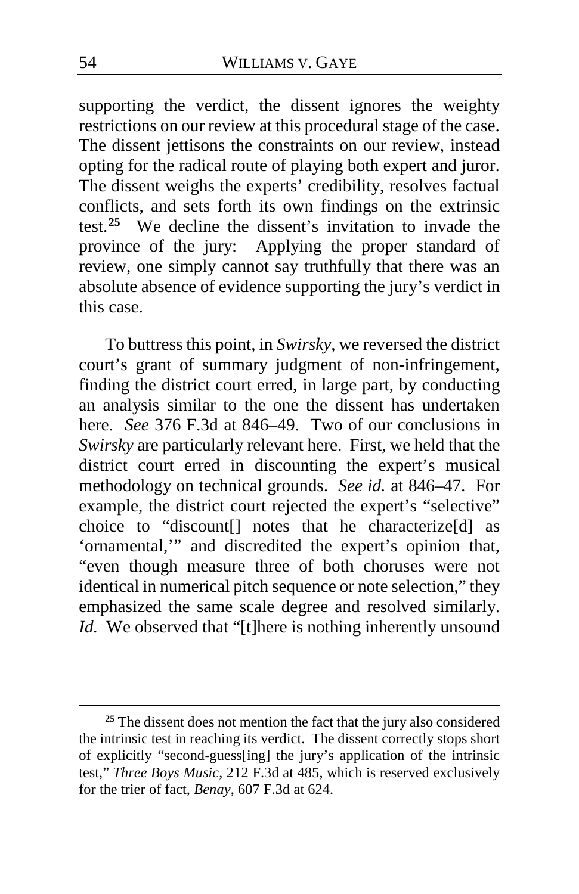supporting the verdict, the dissent ignores the weighty restrictions on our review at this procedural stage of the case. The dissent jettisons the constraints on our review, instead opting for the radical route of playing both expert and juror. The dissent weighs the experts' credibility, resolves factual conflicts, and sets forth its own findings on the extrinsic test.[25] We decline the dissent's invitation to invade the province of the jury: Applying the proper standard of review, one simply cannot say truthfully that there was an absolute absence of evidence supporting the jury's verdict in this case.

To buttress this point, in *Swirsky*, we reversed the district court's grant of summary judgment of non-infringement, finding the district court erred, in large part, by conducting an analysis similar to the one the dissent has undertaken here. *See* 376 F.3d at 846–49. Two of our conclusions in *Swirsky* are particularly relevant here. First, we held that the district court erred in discounting the expert's musical methodology on technical grounds. *See id.* at 846–47. For example, the district court rejected the expert's "selective" choice to "discount[] notes that he characterize[d] as 'ornamental,'" and discredited the expert's opinion that, "even though measure three of both choruses were not identical in numerical pitch sequence or note selection," they emphasized the same scale degree and resolved similarly. *Id.* We observed that "[t]here is nothing inherently unsound

[25] The dissent does not mention the fact that the jury also considered the intrinsic test in reaching its verdict. The dissent correctly stops short of explicitly "second-guess[ing] the jury's application of the intrinsic test," *Three Boys Music*, 212 F.3d at 485, which is reserved exclusively for the trier of fact, *Benay*, 607 F.3d at 624.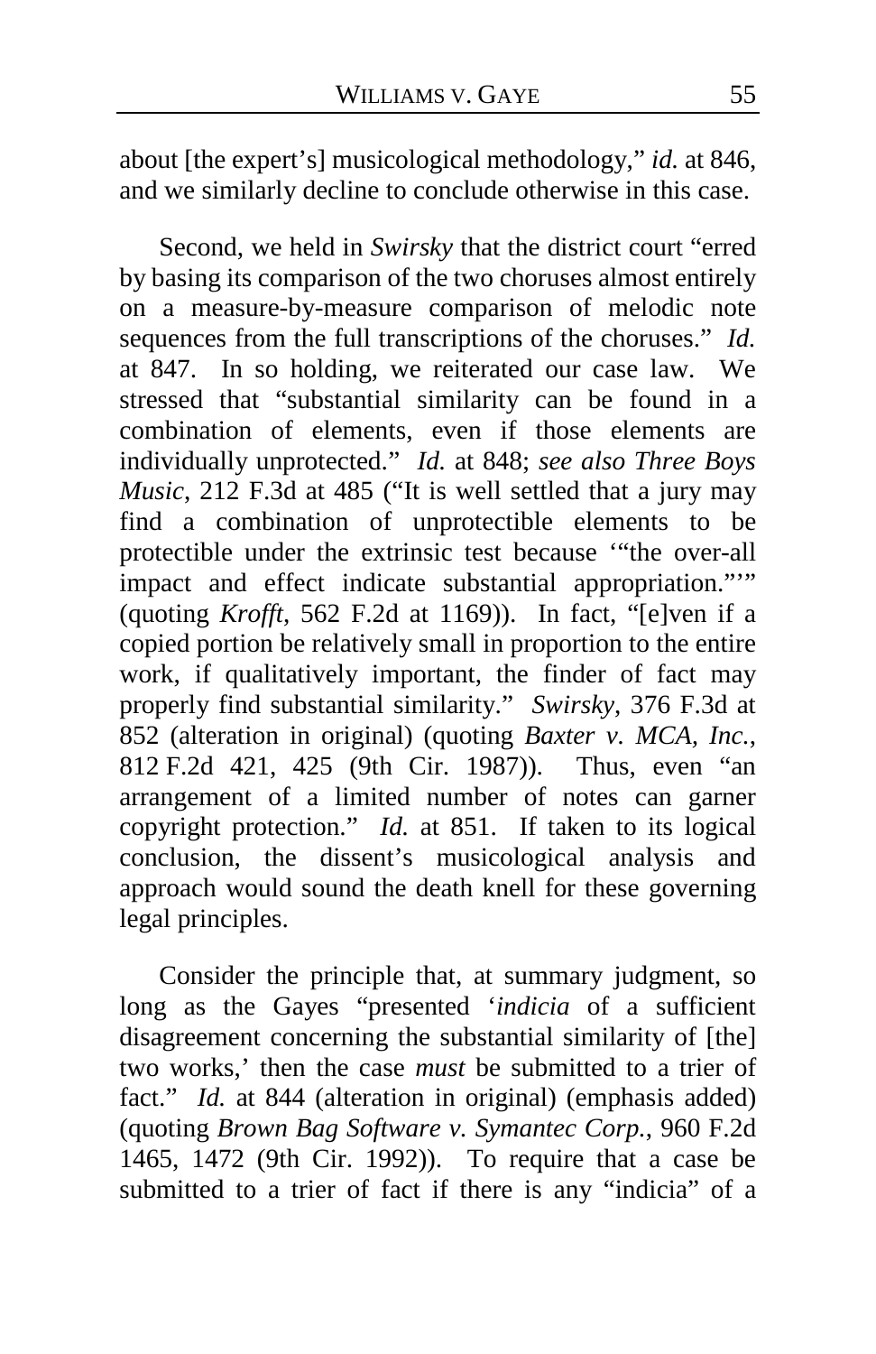about [the expert's] musicological methodology," *id.* at 846, and we similarly decline to conclude otherwise in this case.

Second, we held in *Swirsky* that the district court "erred by basing its comparison of the two choruses almost entirely on a measure-by-measure comparison of melodic note sequences from the full transcriptions of the choruses." *Id.* at 847. In so holding, we reiterated our case law. We stressed that "substantial similarity can be found in a combination of elements, even if those elements are individually unprotected." *Id.* at 848; *see also Three Boys Music*, 212 F.3d at 485 ("It is well settled that a jury may find a combination of unprotectible elements to be protectible under the extrinsic test because '"the over-all impact and effect indicate substantial appropriation."'" (quoting *Krofft*, 562 F.2d at 1169)). In fact, "[e]ven if a copied portion be relatively small in proportion to the entire work, if qualitatively important, the finder of fact may properly find substantial similarity." *Swirsky*, 376 F.3d at 852 (alteration in original) (quoting *Baxter v. MCA, Inc.*, 812 F.2d 421, 425 (9th Cir. 1987)). Thus, even "an arrangement of a limited number of notes can garner copyright protection." *Id.* at 851. If taken to its logical conclusion, the dissent's musicological analysis and approach would sound the death knell for these governing legal principles.

Consider the principle that, at summary judgment, so long as the Gayes "presented '*indicia* of a sufficient disagreement concerning the substantial similarity of [the] two works,' then the case *must* be submitted to a trier of fact." *Id.* at 844 (alteration in original) (emphasis added) (quoting *Brown Bag Software v. Symantec Corp.*, 960 F.2d 1465, 1472 (9th Cir. 1992)). To require that a case be submitted to a trier of fact if there is any "indicia" of a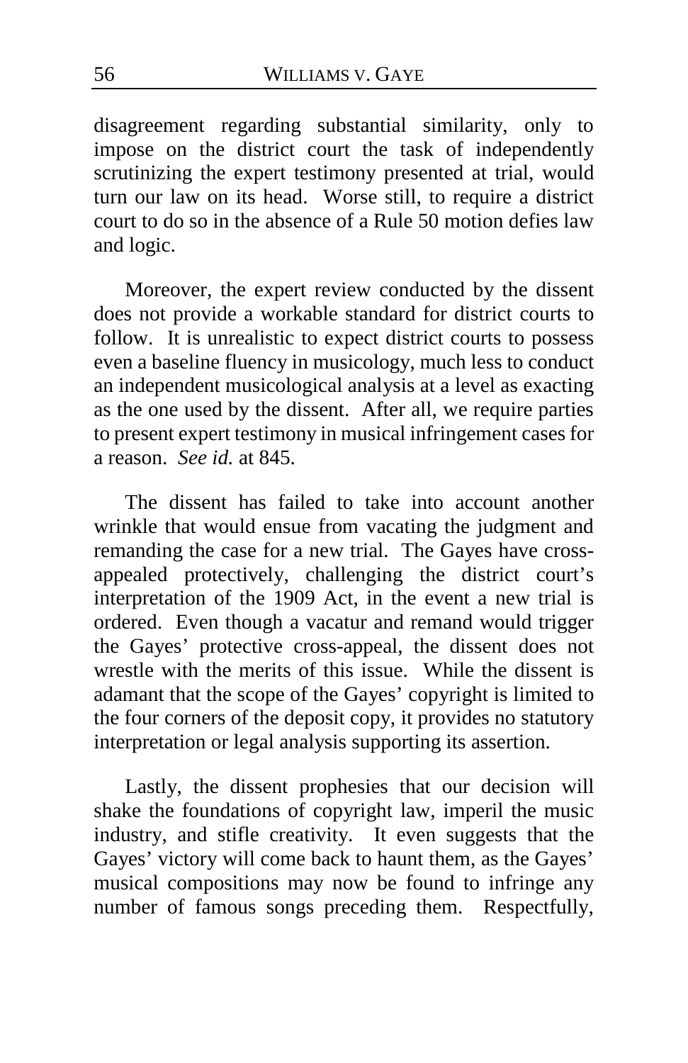disagreement regarding substantial similarity, only to impose on the district court the task of independently scrutinizing the expert testimony presented at trial, would turn our law on its head. Worse still, to require a district court to do so in the absence of a Rule 50 motion defies law and logic.

Moreover, the expert review conducted by the dissent does not provide a workable standard for district courts to follow. It is unrealistic to expect district courts to possess even a baseline fluency in musicology, much less to conduct an independent musicological analysis at a level as exacting as the one used by the dissent. After all, we require parties to present expert testimony in musical infringement cases for a reason. *See id.* at 845.

The dissent has failed to take into account another wrinkle that would ensue from vacating the judgment and remanding the case for a new trial. The Gayes have cross-appealed protectively, challenging the district court's interpretation of the 1909 Act, in the event a new trial is ordered. Even though a vacatur and remand would trigger the Gayes' protective cross-appeal, the dissent does not wrestle with the merits of this issue. While the dissent is adamant that the scope of the Gayes' copyright is limited to the four corners of the deposit copy, it provides no statutory interpretation or legal analysis supporting its assertion.

Lastly, the dissent prophesies that our decision will shake the foundations of copyright law, imperil the music industry, and stifle creativity. It even suggests that the Gayes' victory will come back to haunt them, as the Gayes' musical compositions may now be found to infringe any number of famous songs preceding them. Respectfully,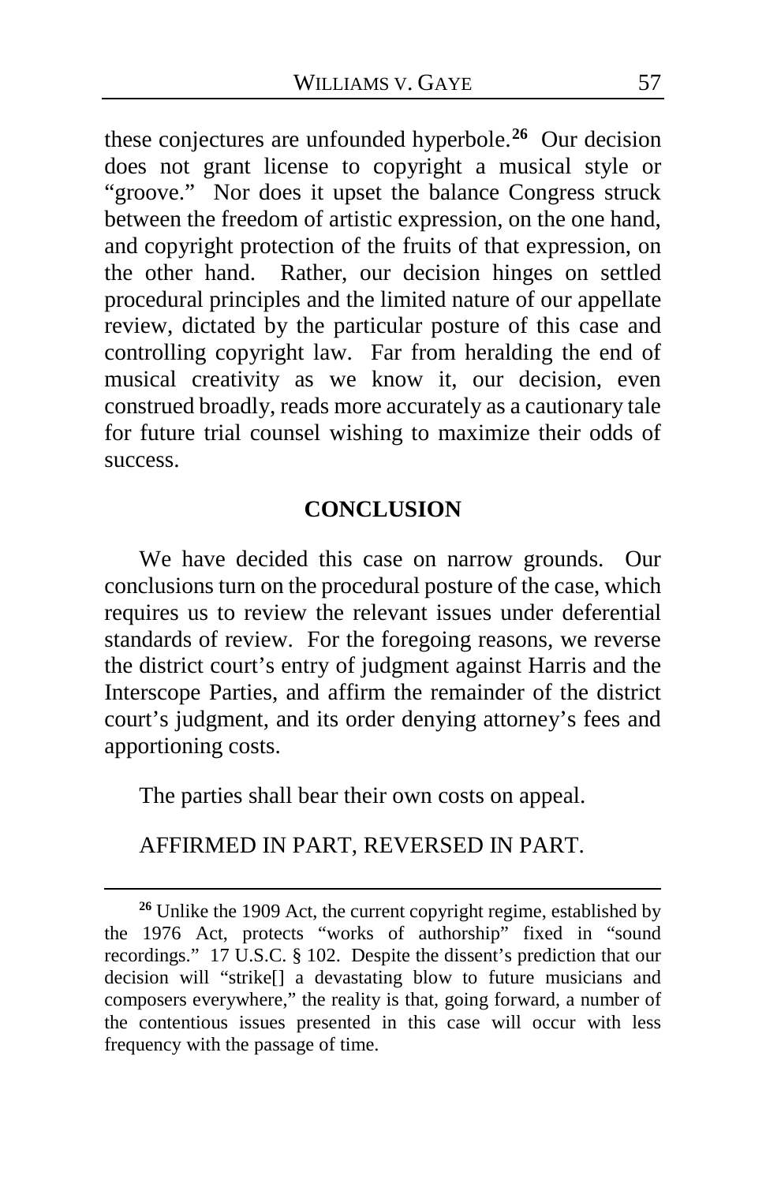these conjectures are unfounded hyperbole.[26] Our decision does not grant license to copyright a musical style or "groove." Nor does it upset the balance Congress struck between the freedom of artistic expression, on the one hand, and copyright protection of the fruits of that expression, on the other hand. Rather, our decision hinges on settled procedural principles and the limited nature of our appellate review, dictated by the particular posture of this case and controlling copyright law. Far from heralding the end of musical creativity as we know it, our decision, even construed broadly, reads more accurately as a cautionary tale for future trial counsel wishing to maximize their odds of success.

## CONCLUSION

We have decided this case on narrow grounds. Our conclusions turn on the procedural posture of the case, which requires us to review the relevant issues under deferential standards of review. For the foregoing reasons, we reverse the district court's entry of judgment against Harris and the Interscope Parties, and affirm the remainder of the district court's judgment, and its order denying attorney's fees and apportioning costs.

The parties shall bear their own costs on appeal.

AFFIRMED IN PART, REVERSED IN PART.

---

[26] Unlike the 1909 Act, the current copyright regime, established by the 1976 Act, protects "works of authorship" fixed in "sound recordings." 17 U.S.C. § 102. Despite the dissent's prediction that our decision will "strike[] a devastating blow to future musicians and composers everywhere," the reality is that, going forward, a number of the contentious issues presented in this case will occur with less frequency with the passage of time.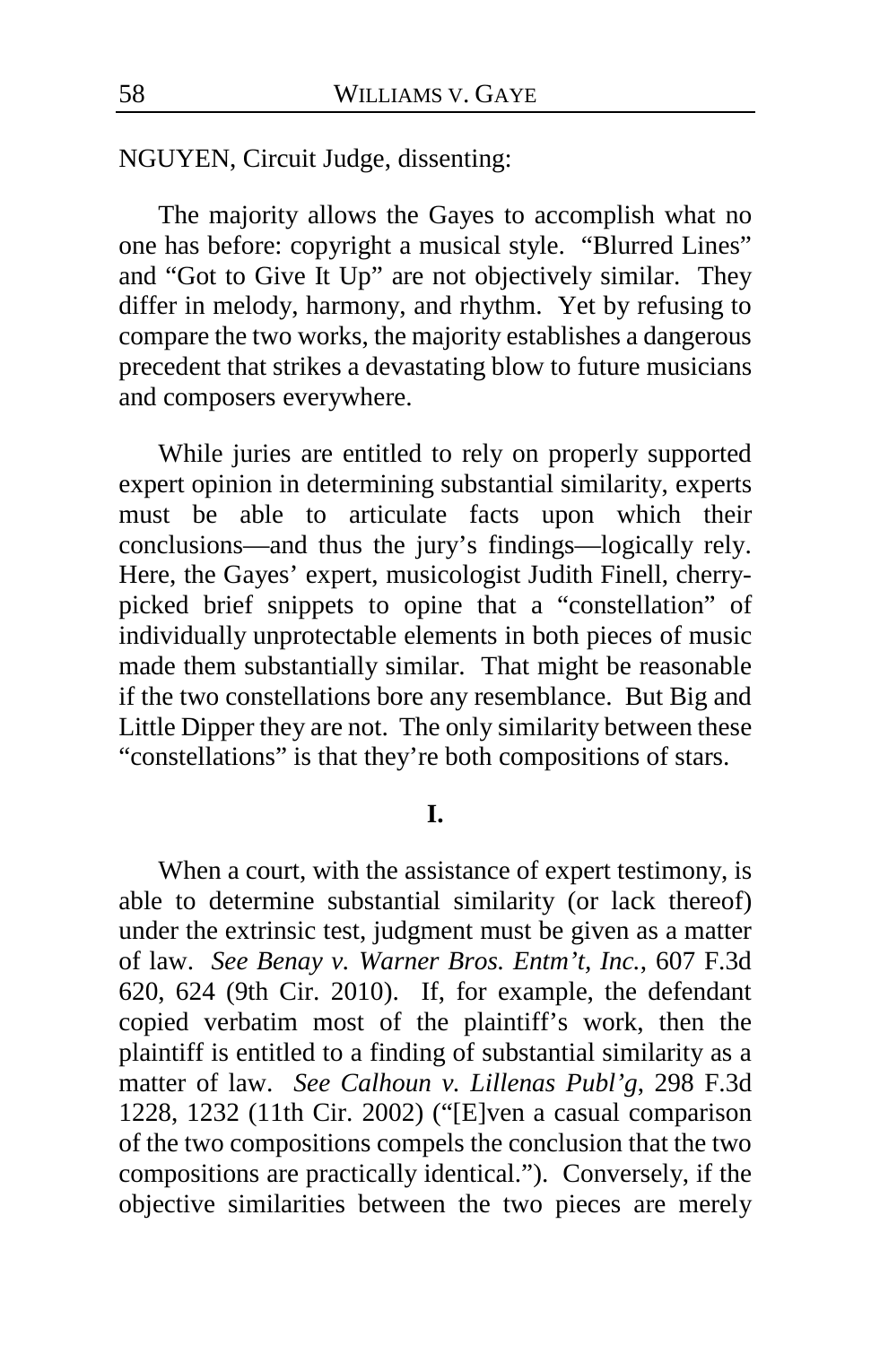NGUYEN, Circuit Judge, dissenting:

The majority allows the Gayes to accomplish what no one has before: copyright a musical style. "Blurred Lines" and "Got to Give It Up" are not objectively similar. They differ in melody, harmony, and rhythm. Yet by refusing to compare the two works, the majority establishes a dangerous precedent that strikes a devastating blow to future musicians and composers everywhere.

While juries are entitled to rely on properly supported expert opinion in determining substantial similarity, experts must be able to articulate facts upon which their conclusions—and thus the jury's findings—logically rely. Here, the Gayes' expert, musicologist Judith Finell, cherry-picked brief snippets to opine that a "constellation" of individually unprotectable elements in both pieces of music made them substantially similar. That might be reasonable if the two constellations bore any resemblance. But Big and Little Dipper they are not. The only similarity between these "constellations" is that they're both compositions of stars.

**I.**

When a court, with the assistance of expert testimony, is able to determine substantial similarity (or lack thereof) under the extrinsic test, judgment must be given as a matter of law. *See Benay v. Warner Bros. Entm't, Inc.*, 607 F.3d 620, 624 (9th Cir. 2010). If, for example, the defendant copied verbatim most of the plaintiff's work, then the plaintiff is entitled to a finding of substantial similarity as a matter of law. *See Calhoun v. Lillenas Publ'g*, 298 F.3d 1228, 1232 (11th Cir. 2002) ("[E]ven a casual comparison of the two compositions compels the conclusion that the two compositions are practically identical."). Conversely, if the objective similarities between the two pieces are merely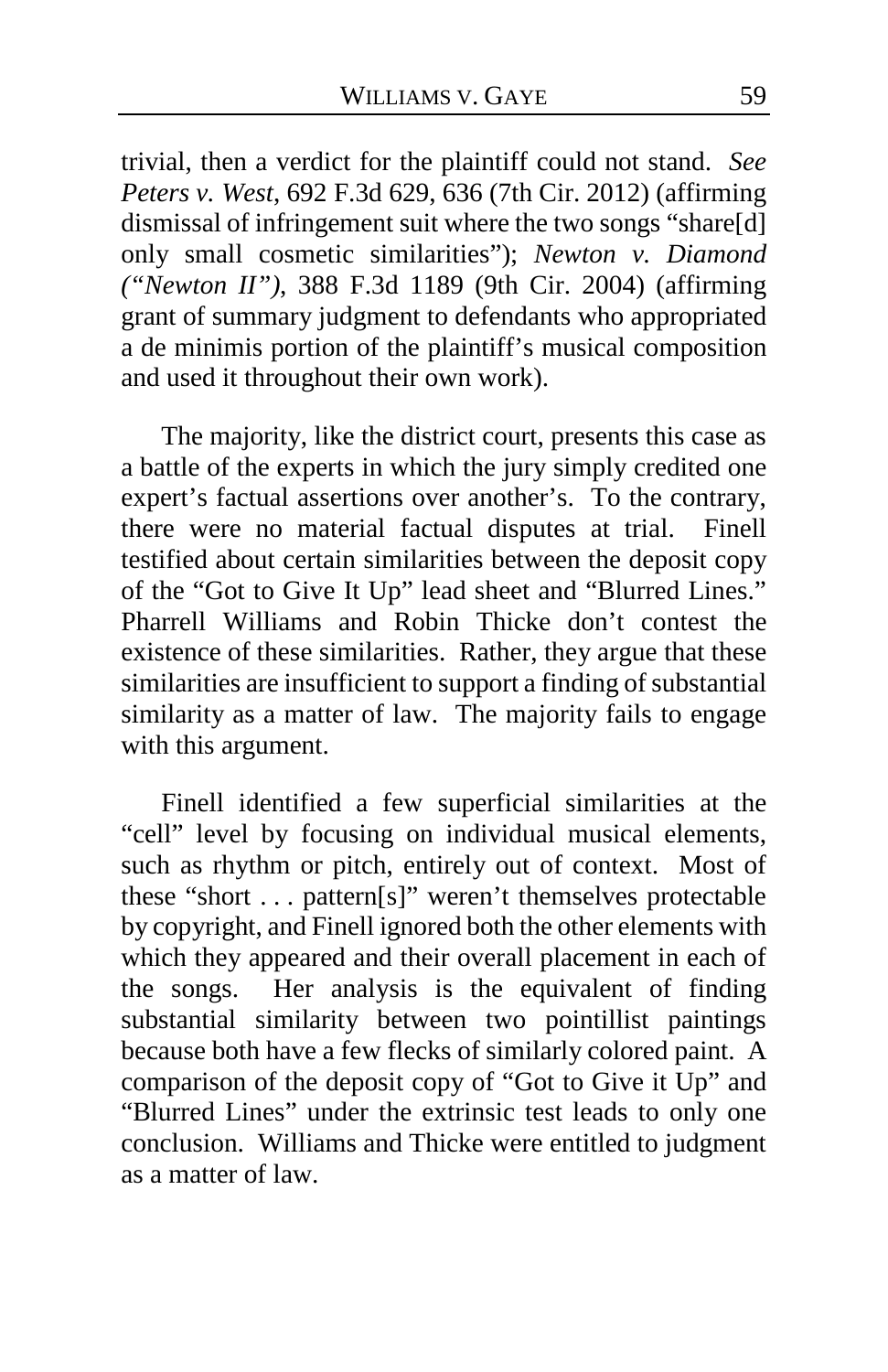trivial, then a verdict for the plaintiff could not stand. *See Peters v. West*, 692 F.3d 629, 636 (7th Cir. 2012) (affirming dismissal of infringement suit where the two songs "share[d] only small cosmetic similarities"); *Newton v. Diamond ("Newton II")*, 388 F.3d 1189 (9th Cir. 2004) (affirming grant of summary judgment to defendants who appropriated a de minimis portion of the plaintiff's musical composition and used it throughout their own work).

The majority, like the district court, presents this case as a battle of the experts in which the jury simply credited one expert's factual assertions over another's. To the contrary, there were no material factual disputes at trial. Finell testified about certain similarities between the deposit copy of the "Got to Give It Up" lead sheet and "Blurred Lines." Pharrell Williams and Robin Thicke don't contest the existence of these similarities. Rather, they argue that these similarities are insufficient to support a finding of substantial similarity as a matter of law. The majority fails to engage with this argument.

Finell identified a few superficial similarities at the "cell" level by focusing on individual musical elements, such as rhythm or pitch, entirely out of context. Most of these "short . . . pattern[s]" weren't themselves protectable by copyright, and Finell ignored both the other elements with which they appeared and their overall placement in each of the songs. Her analysis is the equivalent of finding substantial similarity between two pointillist paintings because both have a few flecks of similarly colored paint. A comparison of the deposit copy of "Got to Give it Up" and "Blurred Lines" under the extrinsic test leads to only one conclusion. Williams and Thicke were entitled to judgment as a matter of law.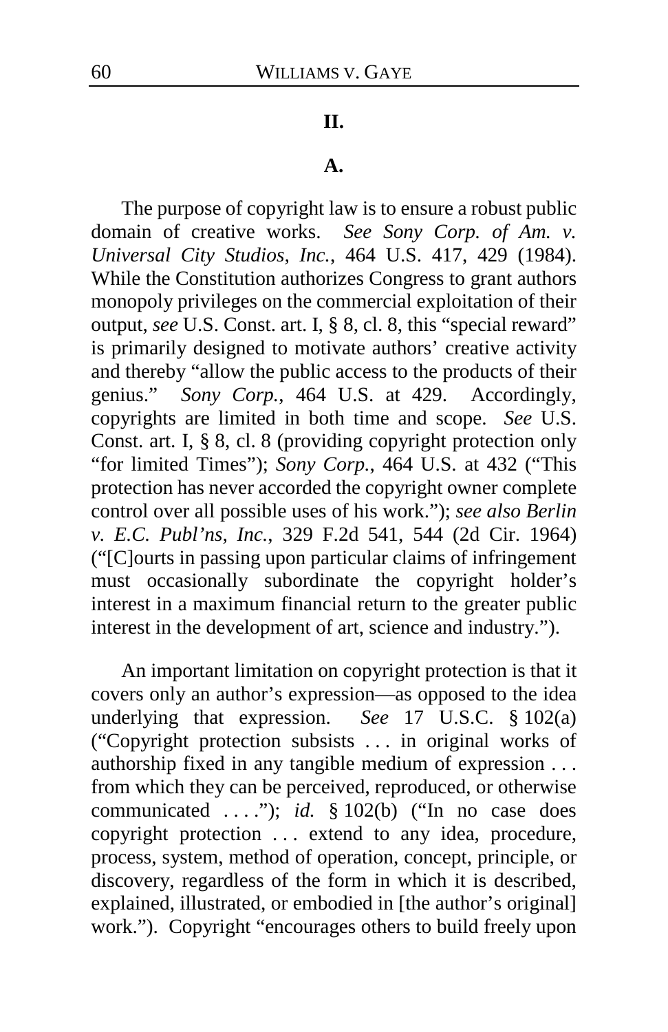## II.

### A.

The purpose of copyright law is to ensure a robust public domain of creative works. *See Sony Corp. of Am. v. Universal City Studios, Inc.*, 464 U.S. 417, 429 (1984). While the Constitution authorizes Congress to grant authors monopoly privileges on the commercial exploitation of their output, *see* U.S. Const. art. I, § 8, cl. 8, this "special reward" is primarily designed to motivate authors' creative activity and thereby "allow the public access to the products of their genius." *Sony Corp.*, 464 U.S. at 429. Accordingly, copyrights are limited in both time and scope. *See* U.S. Const. art. I, § 8, cl. 8 (providing copyright protection only "for limited Times"); *Sony Corp.*, 464 U.S. at 432 ("This protection has never accorded the copyright owner complete control over all possible uses of his work."); *see also Berlin v. E.C. Publ'ns, Inc.*, 329 F.2d 541, 544 (2d Cir. 1964) ("[C]ourts in passing upon particular claims of infringement must occasionally subordinate the copyright holder's interest in a maximum financial return to the greater public interest in the development of art, science and industry.").

An important limitation on copyright protection is that it covers only an author's expression—as opposed to the idea underlying that expression. *See* 17 U.S.C. § 102(a) ("Copyright protection subsists . . . in original works of authorship fixed in any tangible medium of expression . . . from which they can be perceived, reproduced, or otherwise communicated . . . ."); *id.* § 102(b) ("In no case does copyright protection . . . extend to any idea, procedure, process, system, method of operation, concept, principle, or discovery, regardless of the form in which it is described, explained, illustrated, or embodied in [the author's original] work."). Copyright "encourages others to build freely upon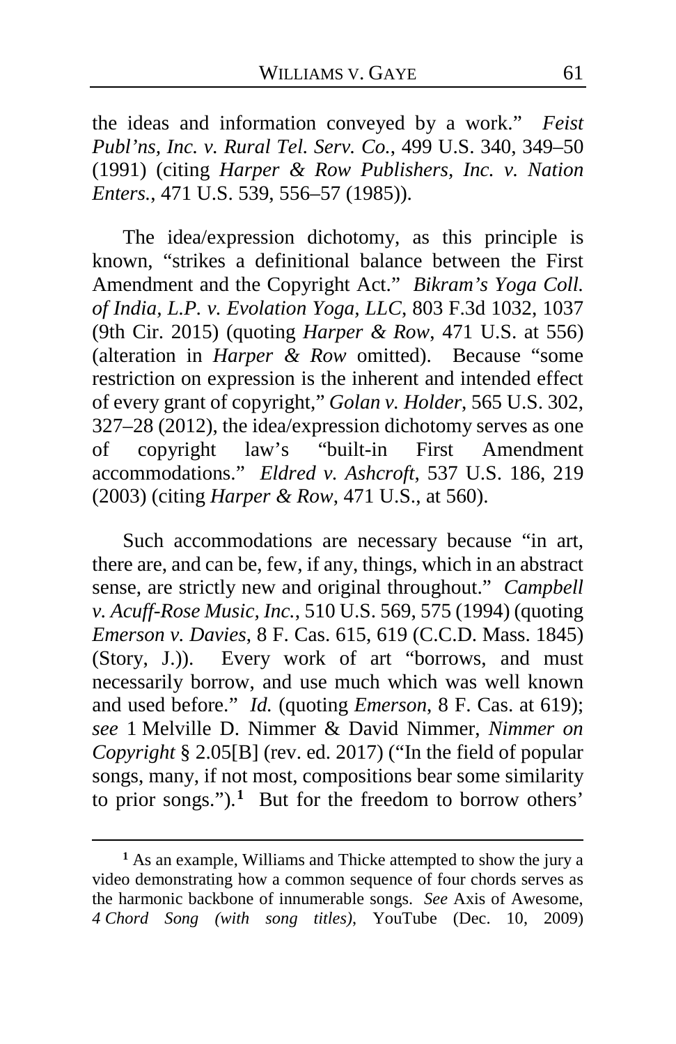the ideas and information conveyed by a work." *Feist Publ'ns, Inc. v. Rural Tel. Serv. Co.*, 499 U.S. 340, 349–50 (1991) (citing *Harper & Row Publishers, Inc. v. Nation Enters.*, 471 U.S. 539, 556–57 (1985)).

The idea/expression dichotomy, as this principle is known, "strikes a definitional balance between the First Amendment and the Copyright Act." *Bikram's Yoga Coll. of India, L.P. v. Evolation Yoga, LLC*, 803 F.3d 1032, 1037 (9th Cir. 2015) (quoting *Harper & Row*, 471 U.S. at 556) (alteration in *Harper & Row* omitted). Because "some restriction on expression is the inherent and intended effect of every grant of copyright," *Golan v. Holder*, 565 U.S. 302, 327–28 (2012), the idea/expression dichotomy serves as one of copyright law's "built-in First Amendment accommodations." *Eldred v. Ashcroft*, 537 U.S. 186, 219 (2003) (citing *Harper & Row*, 471 U.S., at 560).

Such accommodations are necessary because "in art, there are, and can be, few, if any, things, which in an abstract sense, are strictly new and original throughout." *Campbell v. Acuff-Rose Music, Inc.*, 510 U.S. 569, 575 (1994) (quoting *Emerson v. Davies*, 8 F. Cas. 615, 619 (C.C.D. Mass. 1845) (Story, J.)). Every work of art "borrows, and must necessarily borrow, and use much which was well known and used before." *Id.* (quoting *Emerson*, 8 F. Cas. at 619); *see* 1 Melville D. Nimmer & David Nimmer, *Nimmer on Copyright* § 2.05[B] (rev. ed. 2017) ("In the field of popular songs, many, if not most, compositions bear some similarity to prior songs.").[1] But for the freedom to borrow others'

---

[1] As an example, Williams and Thicke attempted to show the jury a video demonstrating how a common sequence of four chords serves as the harmonic backbone of innumerable songs. *See* Axis of Awesome, *4 Chord Song (with song titles)*, YouTube (Dec. 10, 2009)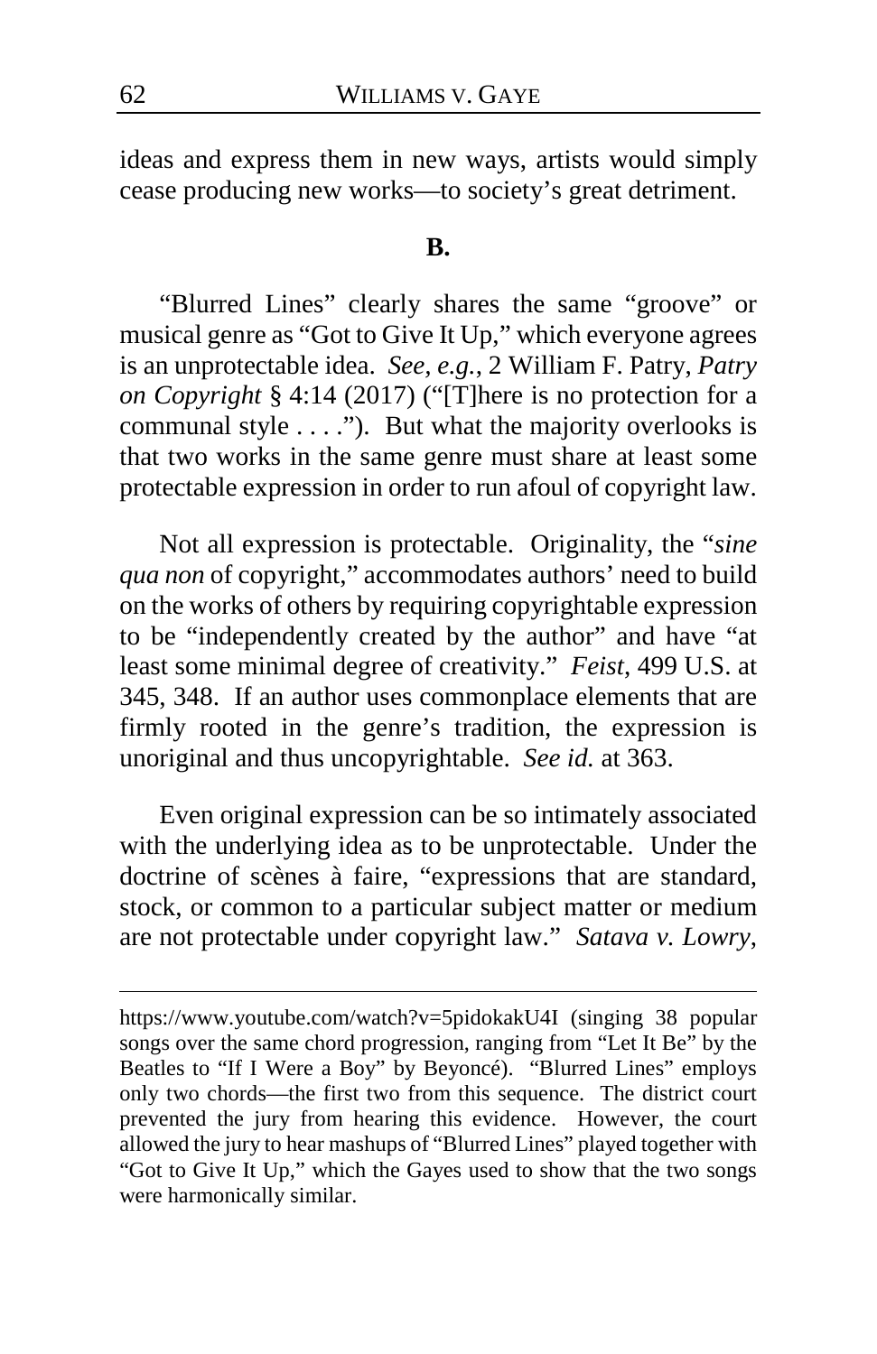ideas and express them in new ways, artists would simply cease producing new works—to society's great detriment.

**B.**

"Blurred Lines" clearly shares the same "groove" or musical genre as "Got to Give It Up," which everyone agrees is an unprotectable idea. *See, e.g.*, 2 William F. Patry, *Patry on Copyright* § 4:14 (2017) ("[T]here is no protection for a communal style . . . ."). But what the majority overlooks is that two works in the same genre must share at least some protectable expression in order to run afoul of copyright law.

Not all expression is protectable. Originality, the "*sine qua non* of copyright," accommodates authors' need to build on the works of others by requiring copyrightable expression to be "independently created by the author" and have "at least some minimal degree of creativity." *Feist*, 499 U.S. at 345, 348. If an author uses commonplace elements that are firmly rooted in the genre's tradition, the expression is unoriginal and thus uncopyrightable. *See id.* at 363.

Even original expression can be so intimately associated with the underlying idea as to be unprotectable. Under the doctrine of scènes à faire, "expressions that are standard, stock, or common to a particular subject matter or medium are not protectable under copyright law." *Satava v. Lowry*,

---

https://www.youtube.com/watch?v=5pidokakU4I (singing 38 popular songs over the same chord progression, ranging from "Let It Be" by the Beatles to "If I Were a Boy" by Beyoncé). "Blurred Lines" employs only two chords—the first two from this sequence. The district court prevented the jury from hearing this evidence. However, the court allowed the jury to hear mashups of "Blurred Lines" played together with "Got to Give It Up," which the Gayes used to show that the two songs were harmonically similar.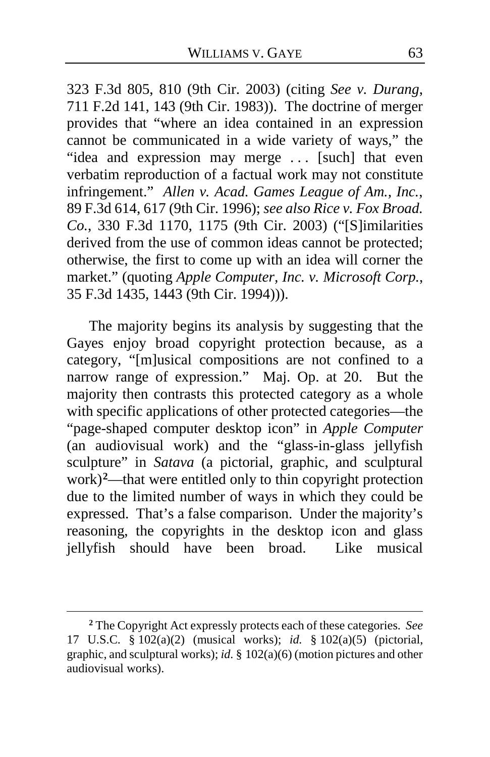323 F.3d 805, 810 (9th Cir. 2003) (citing *See v. Durang*, 711 F.2d 141, 143 (9th Cir. 1983)). The doctrine of merger provides that "where an idea contained in an expression cannot be communicated in a wide variety of ways," the "idea and expression may merge . . . [such] that even verbatim reproduction of a factual work may not constitute infringement." *Allen v. Acad. Games League of Am., Inc.*, 89 F.3d 614, 617 (9th Cir. 1996); *see also Rice v. Fox Broad. Co.*, 330 F.3d 1170, 1175 (9th Cir. 2003) ("[S]imilarities derived from the use of common ideas cannot be protected; otherwise, the first to come up with an idea will corner the market." (quoting *Apple Computer, Inc. v. Microsoft Corp.*, 35 F.3d 1435, 1443 (9th Cir. 1994))).

The majority begins its analysis by suggesting that the Gayes enjoy broad copyright protection because, as a category, "[m]usical compositions are not confined to a narrow range of expression." Maj. Op. at 20. But the majority then contrasts this protected category as a whole with specific applications of other protected categories—the "page-shaped computer desktop icon" in *Apple Computer* (an audiovisual work) and the "glass-in-glass jellyfish sculpture" in *Satava* (a pictorial, graphic, and sculptural work)[2]—that were entitled only to thin copyright protection due to the limited number of ways in which they could be expressed. That's a false comparison. Under the majority's reasoning, the copyrights in the desktop icon and glass jellyfish should have been broad. Like musical

---

[2] The Copyright Act expressly protects each of these categories. *See* 17 U.S.C. § 102(a)(2) (musical works); *id.* § 102(a)(5) (pictorial, graphic, and sculptural works); *id.* § 102(a)(6) (motion pictures and other audiovisual works).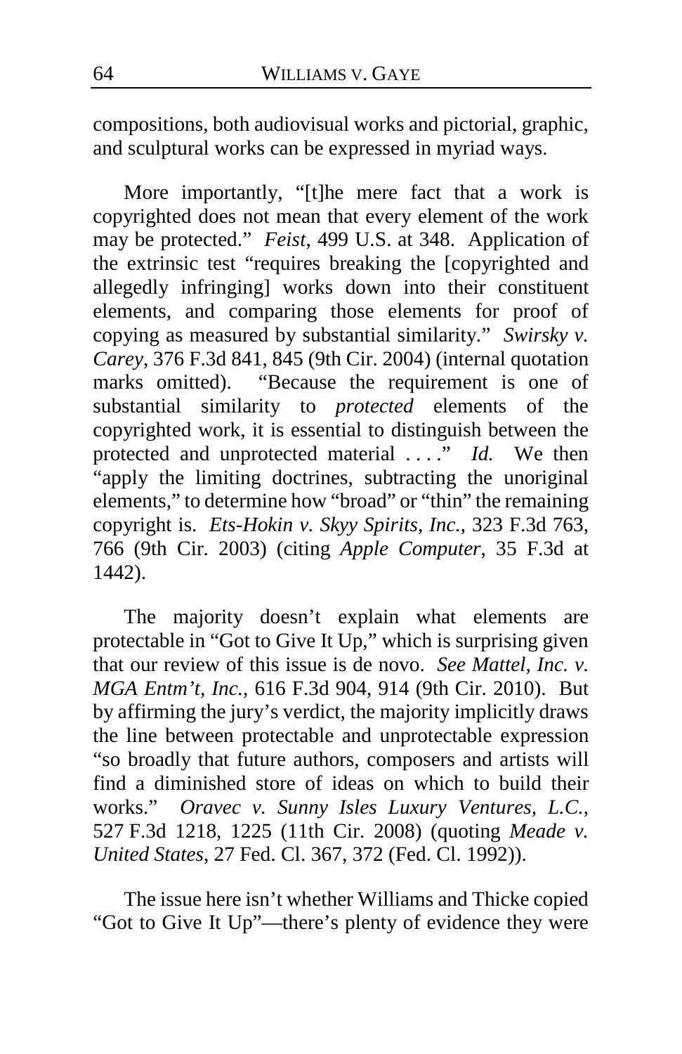compositions, both audiovisual works and pictorial, graphic, and sculptural works can be expressed in myriad ways.

More importantly, "[t]he mere fact that a work is copyrighted does not mean that every element of the work may be protected." *Feist*, 499 U.S. at 348. Application of the extrinsic test "requires breaking the [copyrighted and allegedly infringing] works down into their constituent elements, and comparing those elements for proof of copying as measured by substantial similarity." *Swirsky v. Carey*, 376 F.3d 841, 845 (9th Cir. 2004) (internal quotation marks omitted). "Because the requirement is one of substantial similarity to *protected* elements of the copyrighted work, it is essential to distinguish between the protected and unprotected material . . . ." *Id.* We then "apply the limiting doctrines, subtracting the unoriginal elements," to determine how "broad" or "thin" the remaining copyright is. *Ets-Hokin v. Skyy Spirits, Inc.*, 323 F.3d 763, 766 (9th Cir. 2003) (citing *Apple Computer*, 35 F.3d at 1442).

The majority doesn't explain what elements are protectable in "Got to Give It Up," which is surprising given that our review of this issue is de novo. *See Mattel, Inc. v. MGA Entm't, Inc.*, 616 F.3d 904, 914 (9th Cir. 2010). But by affirming the jury's verdict, the majority implicitly draws the line between protectable and unprotectable expression "so broadly that future authors, composers and artists will find a diminished store of ideas on which to build their works." *Oravec v. Sunny Isles Luxury Ventures, L.C.*, 527 F.3d 1218, 1225 (11th Cir. 2008) (quoting *Meade v. United States*, 27 Fed. Cl. 367, 372 (Fed. Cl. 1992)).

The issue here isn't whether Williams and Thicke copied "Got to Give It Up"—there's plenty of evidence they were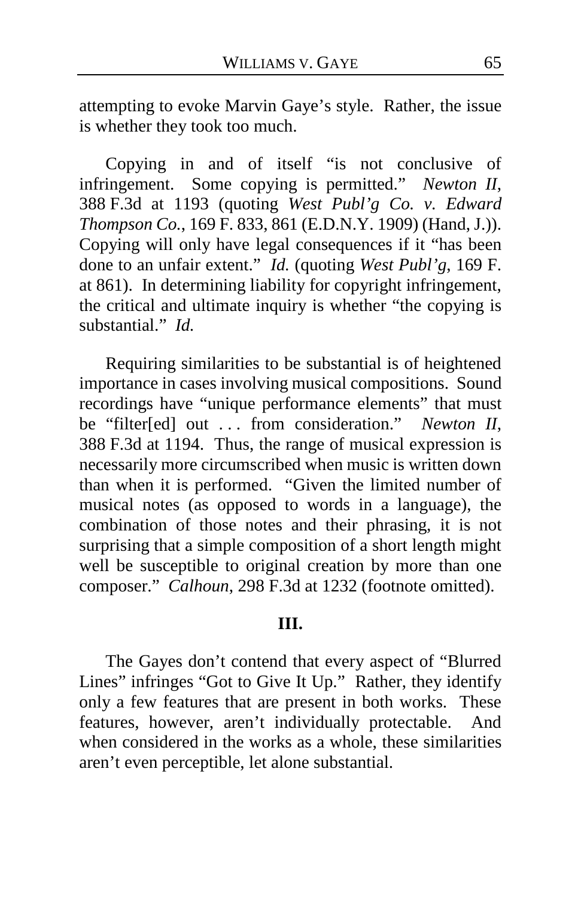attempting to evoke Marvin Gaye's style. Rather, the issue is whether they took too much.

Copying in and of itself "is not conclusive of infringement. Some copying is permitted." *Newton II*, 388 F.3d at 1193 (quoting *West Publ'g Co. v. Edward Thompson Co.*, 169 F. 833, 861 (E.D.N.Y. 1909) (Hand, J.)). Copying will only have legal consequences if it "has been done to an unfair extent." *Id.* (quoting *West Publ'g*, 169 F. at 861). In determining liability for copyright infringement, the critical and ultimate inquiry is whether "the copying is substantial." *Id.*

Requiring similarities to be substantial is of heightened importance in cases involving musical compositions. Sound recordings have "unique performance elements" that must be "filter[ed] out . . . from consideration." *Newton II*, 388 F.3d at 1194. Thus, the range of musical expression is necessarily more circumscribed when music is written down than when it is performed. "Given the limited number of musical notes (as opposed to words in a language), the combination of those notes and their phrasing, it is not surprising that a simple composition of a short length might well be susceptible to original creation by more than one composer." *Calhoun*, 298 F.3d at 1232 (footnote omitted).

## III.

The Gayes don't contend that every aspect of "Blurred Lines" infringes "Got to Give It Up." Rather, they identify only a few features that are present in both works. These features, however, aren't individually protectable. And when considered in the works as a whole, these similarities aren't even perceptible, let alone substantial.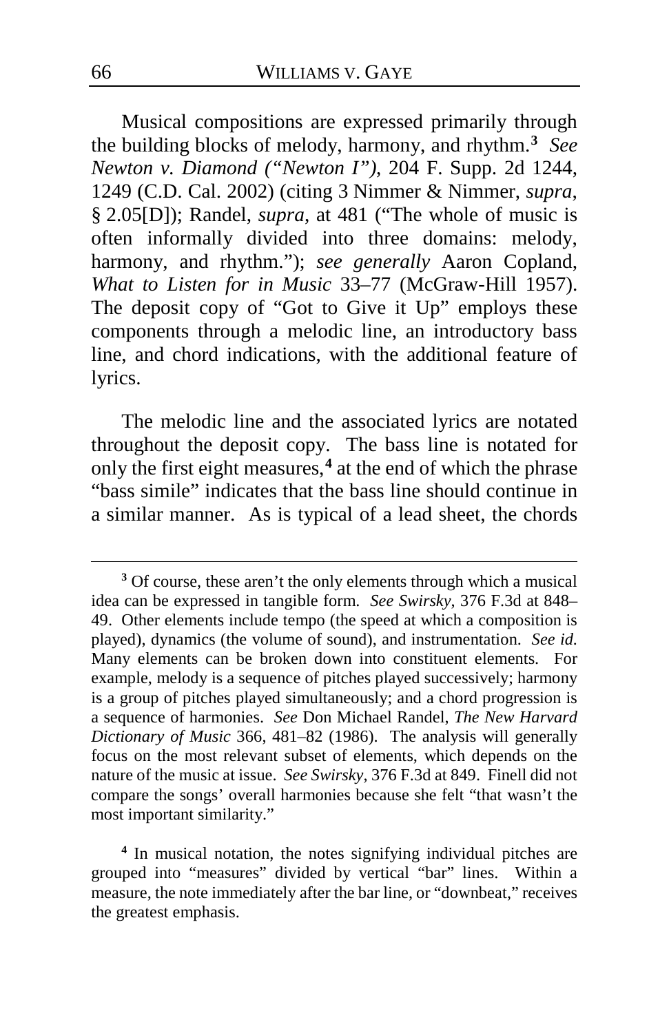Musical compositions are expressed primarily through the building blocks of melody, harmony, and rhythm.[3] *See Newton v. Diamond ("Newton I")*, 204 F. Supp. 2d 1244, 1249 (C.D. Cal. 2002) (citing 3 Nimmer & Nimmer, *supra*, § 2.05[D]); Randel, *supra*, at 481 ("The whole of music is often informally divided into three domains: melody, harmony, and rhythm."); *see generally* Aaron Copland, *What to Listen for in Music* 33–77 (McGraw-Hill 1957). The deposit copy of "Got to Give it Up" employs these components through a melodic line, an introductory bass line, and chord indications, with the additional feature of lyrics.

The melodic line and the associated lyrics are notated throughout the deposit copy. The bass line is notated for only the first eight measures,[4] at the end of which the phrase "bass simile" indicates that the bass line should continue in a similar manner. As is typical of a lead sheet, the chords

---

[3] Of course, these aren't the only elements through which a musical idea can be expressed in tangible form. *See Swirsky*, 376 F.3d at 848–49. Other elements include tempo (the speed at which a composition is played), dynamics (the volume of sound), and instrumentation. *See id.* Many elements can be broken down into constituent elements. For example, melody is a sequence of pitches played successively; harmony is a group of pitches played simultaneously; and a chord progression is a sequence of harmonies. *See* Don Michael Randel, *The New Harvard Dictionary of Music* 366, 481–82 (1986). The analysis will generally focus on the most relevant subset of elements, which depends on the nature of the music at issue. *See Swirsky*, 376 F.3d at 849. Finell did not compare the songs' overall harmonies because she felt "that wasn't the most important similarity."

[4] In musical notation, the notes signifying individual pitches are grouped into "measures" divided by vertical "bar" lines. Within a measure, the note immediately after the bar line, or "downbeat," receives the greatest emphasis.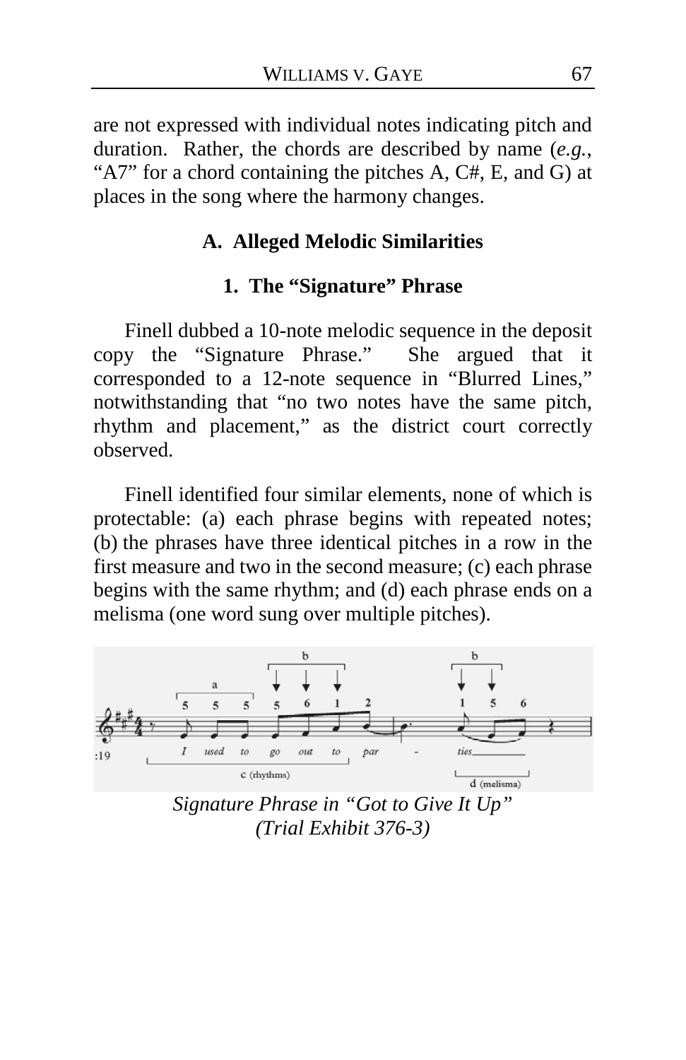are not expressed with individual notes indicating pitch and duration. Rather, the chords are described by name (*e.g.*, "A7" for a chord containing the pitches A, C#, E, and G) at places in the song where the harmony changes.

### A. Alleged Melodic Similarities

#### 1. The "Signature" Phrase

Finell dubbed a 10-note melodic sequence in the deposit copy the "Signature Phrase." She argued that it corresponded to a 12-note sequence in "Blurred Lines," notwithstanding that "no two notes have the same pitch, rhythm and placement," as the district court correctly observed.

Finell identified four similar elements, none of which is protectable: (a) each phrase begins with repeated notes; (b) the phrases have three identical pitches in a row in the first measure and two in the second measure; (c) each phrase begins with the same rhythm; and (d) each phrase ends on a melisma (one word sung over multiple pitches).

*Signature Phrase in "Got to Give It Up" (Trial Exhibit 376-3)*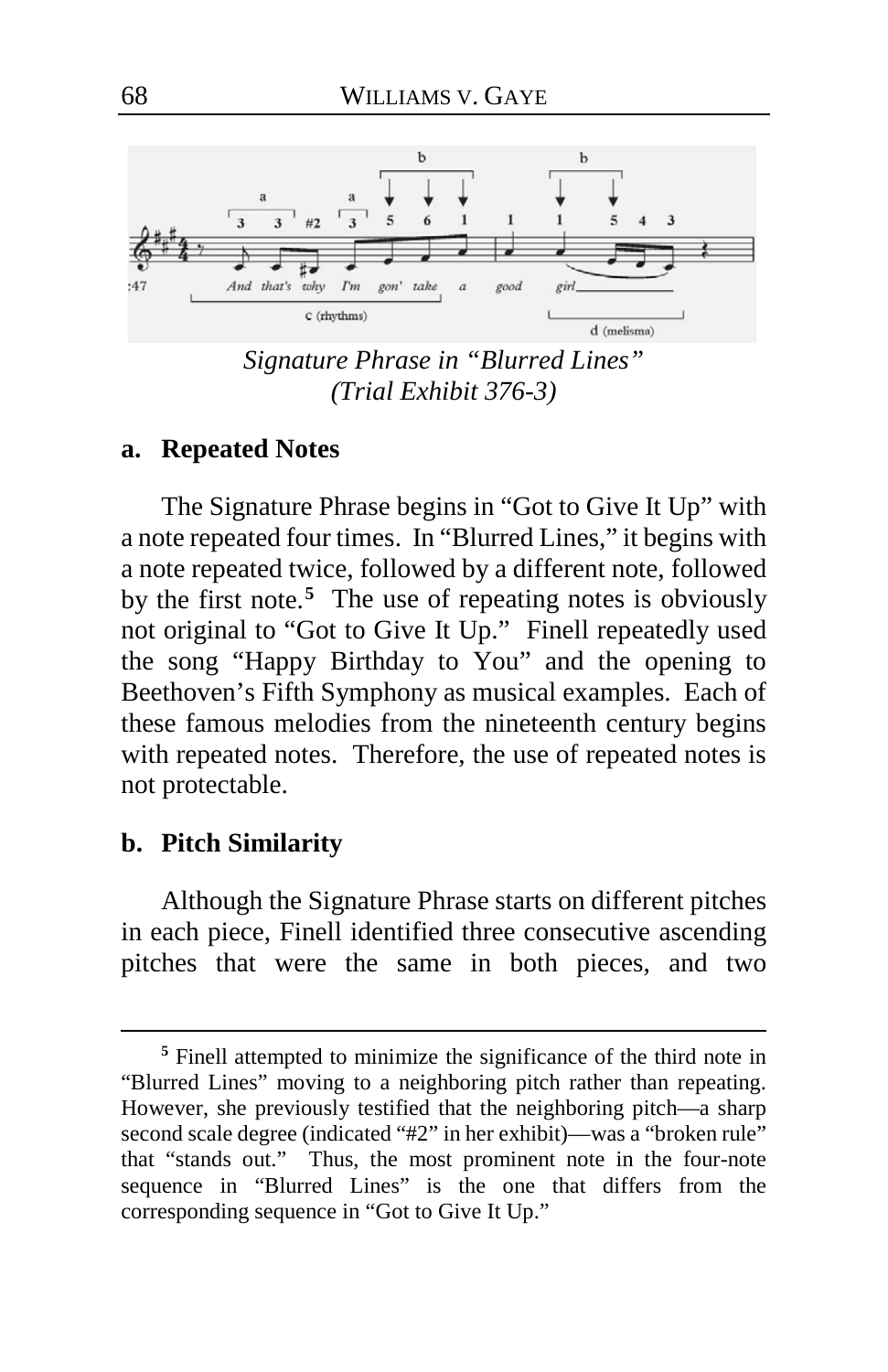*Signature Phrase in "Blurred Lines"*
*(Trial Exhibit 376-3)*

### a. Repeated Notes

The Signature Phrase begins in "Got to Give It Up" with a note repeated four times. In "Blurred Lines," it begins with a note repeated twice, followed by a different note, followed by the first note.[5] The use of repeating notes is obviously not original to "Got to Give It Up." Finell repeatedly used the song "Happy Birthday to You" and the opening to Beethoven's Fifth Symphony as musical examples. Each of these famous melodies from the nineteenth century begins with repeated notes. Therefore, the use of repeated notes is not protectable.

### b. Pitch Similarity

Although the Signature Phrase starts on different pitches in each piece, Finell identified three consecutive ascending pitches that were the same in both pieces, and two

---

[5] Finell attempted to minimize the significance of the third note in "Blurred Lines" moving to a neighboring pitch rather than repeating. However, she previously testified that the neighboring pitch—a sharp second scale degree (indicated "#2" in her exhibit)—was a "broken rule" that "stands out." Thus, the most prominent note in the four-note sequence in "Blurred Lines" is the one that differs from the corresponding sequence in "Got to Give It Up."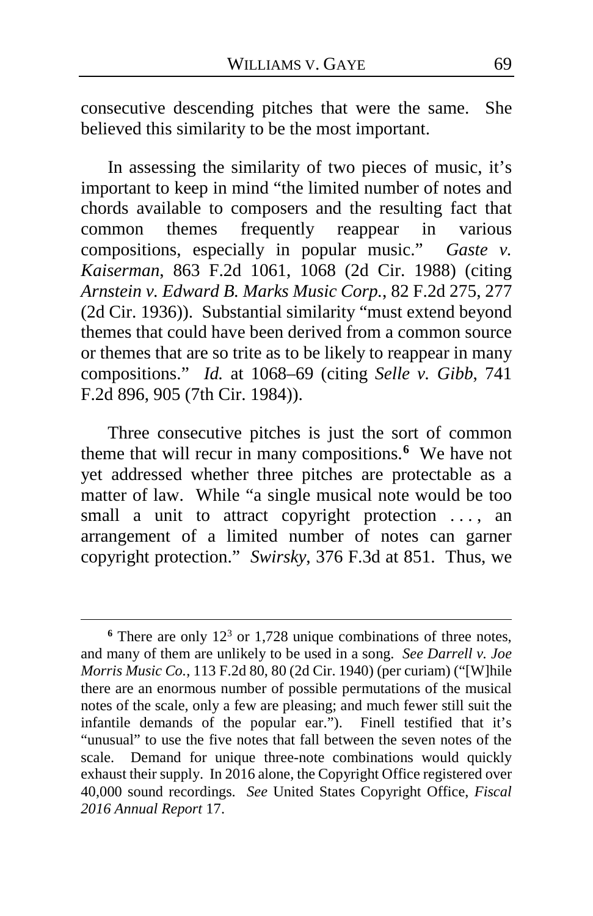consecutive descending pitches that were the same. She believed this similarity to be the most important.

In assessing the similarity of two pieces of music, it's important to keep in mind "the limited number of notes and chords available to composers and the resulting fact that common themes frequently reappear in various compositions, especially in popular music." *Gaste v. Kaiserman*, 863 F.2d 1061, 1068 (2d Cir. 1988) (citing *Arnstein v. Edward B. Marks Music Corp.*, 82 F.2d 275, 277 (2d Cir. 1936)). Substantial similarity "must extend beyond themes that could have been derived from a common source or themes that are so trite as to be likely to reappear in many compositions." *Id.* at 1068–69 (citing *Selle v. Gibb*, 741 F.2d 896, 905 (7th Cir. 1984)).

Three consecutive pitches is just the sort of common theme that will recur in many compositions.[6] We have not yet addressed whether three pitches are protectable as a matter of law. While "a single musical note would be too small a unit to attract copyright protection . . . , an arrangement of a limited number of notes can garner copyright protection." *Swirsky*, 376 F.3d at 851. Thus, we

---

[6] There are only $12^3$ or 1,728 unique combinations of three notes, and many of them are unlikely to be used in a song. *See Darrell v. Joe Morris Music Co.*, 113 F.2d 80, 80 (2d Cir. 1940) (per curiam) ("[W]hile there are an enormous number of possible permutations of the musical notes of the scale, only a few are pleasing; and much fewer still suit the infantile demands of the popular ear."). Finell testified that it's "unusual" to use the five notes that fall between the seven notes of the scale. Demand for unique three-note combinations would quickly exhaust their supply. In 2016 alone, the Copyright Office registered over 40,000 sound recordings. *See* United States Copyright Office, *Fiscal 2016 Annual Report* 17.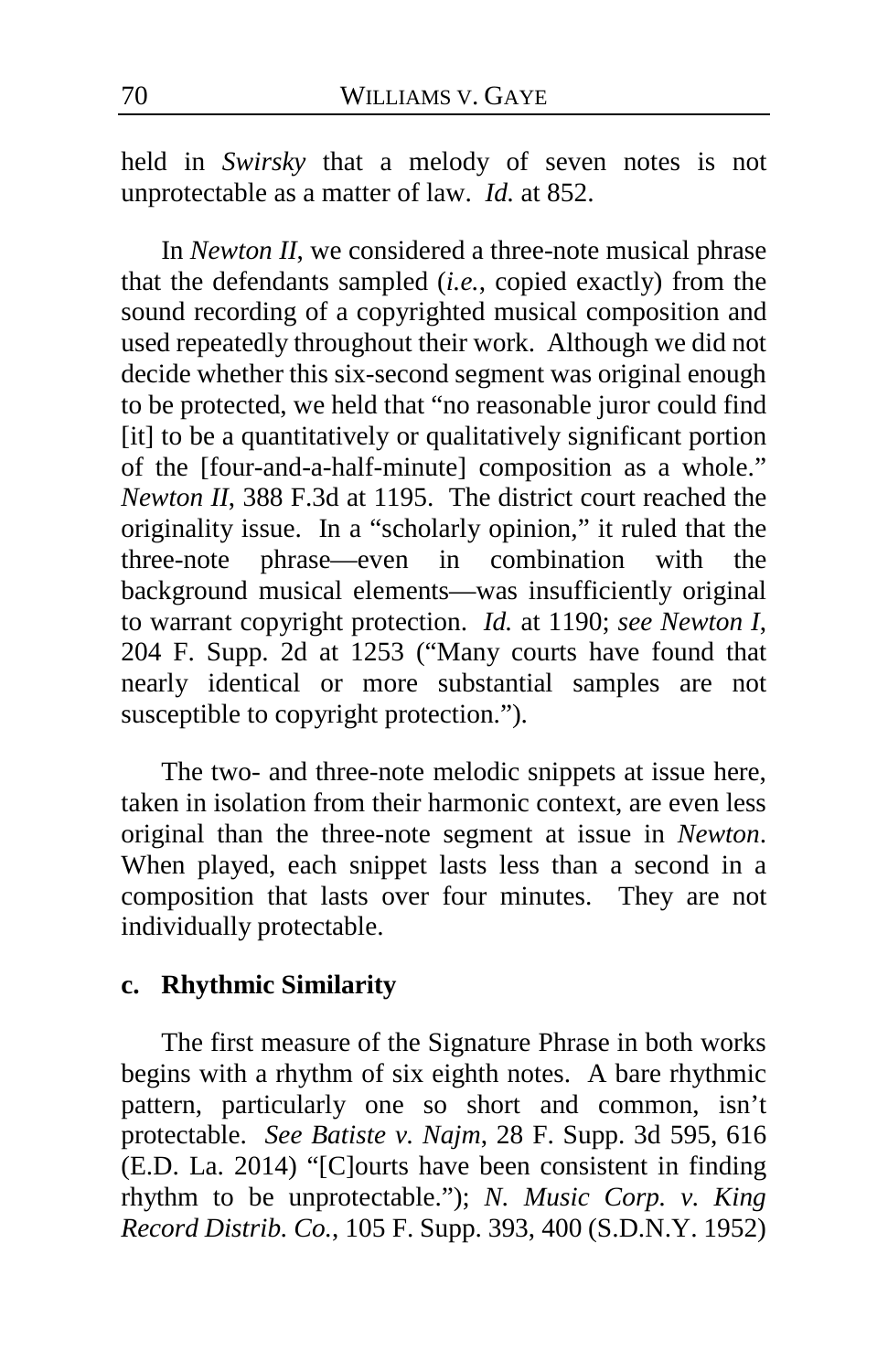held in *Swirsky* that a melody of seven notes is not unprotectable as a matter of law. *Id.* at 852.

In *Newton II*, we considered a three-note musical phrase that the defendants sampled (*i.e.*, copied exactly) from the sound recording of a copyrighted musical composition and used repeatedly throughout their work. Although we did not decide whether this six-second segment was original enough to be protected, we held that "no reasonable juror could find [it] to be a quantitatively or qualitatively significant portion of the [four-and-a-half-minute] composition as a whole." *Newton II*, 388 F.3d at 1195. The district court reached the originality issue. In a "scholarly opinion," it ruled that the three-note phrase—even in combination with the background musical elements—was insufficiently original to warrant copyright protection. *Id.* at 1190; *see Newton I*, 204 F. Supp. 2d at 1253 ("Many courts have found that nearly identical or more substantial samples are not susceptible to copyright protection.").

The two- and three-note melodic snippets at issue here, taken in isolation from their harmonic context, are even less original than the three-note segment at issue in *Newton*. When played, each snippet lasts less than a second in a composition that lasts over four minutes. They are not individually protectable.

**c. Rhythmic Similarity**

The first measure of the Signature Phrase in both works begins with a rhythm of six eighth notes. A bare rhythmic pattern, particularly one so short and common, isn't protectable. *See Batiste v. Najm*, 28 F. Supp. 3d 595, 616 (E.D. La. 2014) "[C]ourts have been consistent in finding rhythm to be unprotectable."); *N. Music Corp. v. King Record Distrib. Co.*, 105 F. Supp. 393, 400 (S.D.N.Y. 1952)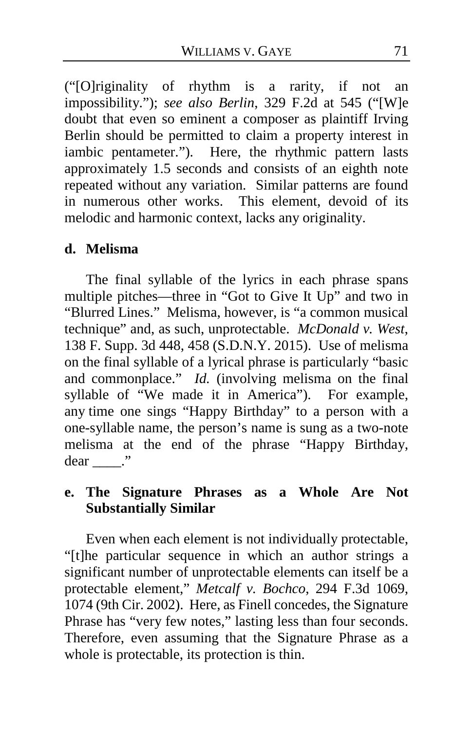("[O]riginality of rhythm is a rarity, if not an impossibility."); *see also Berlin*, 329 F.2d at 545 ("[W]e doubt that even so eminent a composer as plaintiff Irving Berlin should be permitted to claim a property interest in iambic pentameter."). Here, the rhythmic pattern lasts approximately 1.5 seconds and consists of an eighth note repeated without any variation. Similar patterns are found in numerous other works. This element, devoid of its melodic and harmonic context, lacks any originality.

**d. Melisma**

The final syllable of the lyrics in each phrase spans multiple pitches—three in "Got to Give It Up" and two in "Blurred Lines." Melisma, however, is "a common musical technique" and, as such, unprotectable. *McDonald v. West*, 138 F. Supp. 3d 448, 458 (S.D.N.Y. 2015). Use of melisma on the final syllable of a lyrical phrase is particularly "basic and commonplace." *Id.* (involving melisma on the final syllable of "We made it in America"). For example, any time one sings "Happy Birthday" to a person with a one-syllable name, the person's name is sung as a two-note melisma at the end of the phrase "Happy Birthday, dear ____."

**e. The Signature Phrases as a Whole Are Not Substantially Similar**

Even when each element is not individually protectable, "[t]he particular sequence in which an author strings a significant number of unprotectable elements can itself be a protectable element," *Metcalf v. Bochco*, 294 F.3d 1069, 1074 (9th Cir. 2002). Here, as Finell concedes, the Signature Phrase has "very few notes," lasting less than four seconds. Therefore, even assuming that the Signature Phrase as a whole is protectable, its protection is thin.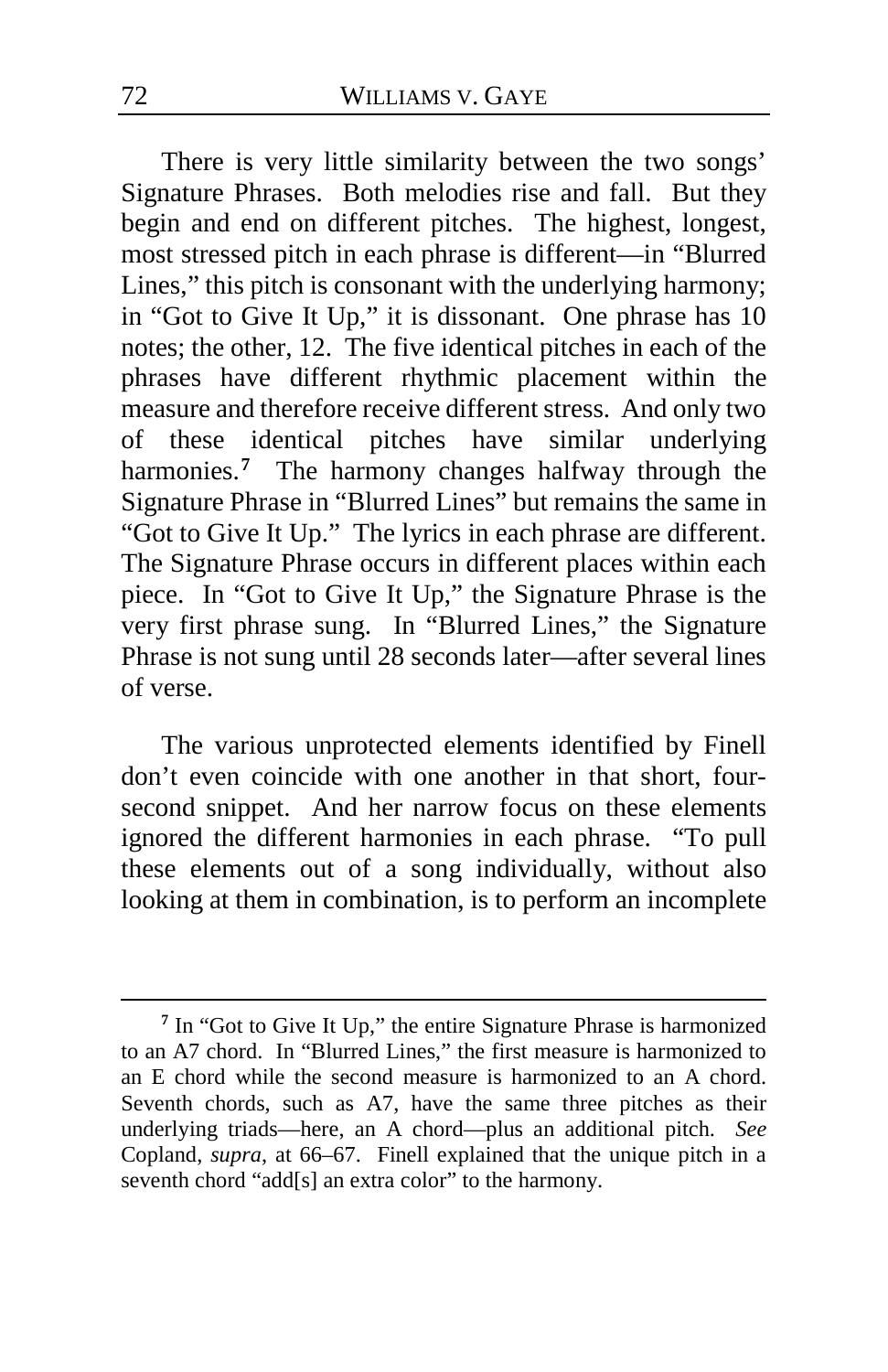There is very little similarity between the two songs' Signature Phrases. Both melodies rise and fall. But they begin and end on different pitches. The highest, longest, most stressed pitch in each phrase is different—in "Blurred Lines," this pitch is consonant with the underlying harmony; in "Got to Give It Up," it is dissonant. One phrase has 10 notes; the other, 12. The five identical pitches in each of the phrases have different rhythmic placement within the measure and therefore receive different stress. And only two of these identical pitches have similar underlying harmonies.[7] The harmony changes halfway through the Signature Phrase in "Blurred Lines" but remains the same in "Got to Give It Up." The lyrics in each phrase are different. The Signature Phrase occurs in different places within each piece. In "Got to Give It Up," the Signature Phrase is the very first phrase sung. In "Blurred Lines," the Signature Phrase is not sung until 28 seconds later—after several lines of verse.

The various unprotected elements identified by Finell don't even coincide with one another in that short, four-second snippet. And her narrow focus on these elements ignored the different harmonies in each phrase. "To pull these elements out of a song individually, without also looking at them in combination, is to perform an incomplete

---

[7] In "Got to Give It Up," the entire Signature Phrase is harmonized to an A7 chord. In "Blurred Lines," the first measure is harmonized to an E chord while the second measure is harmonized to an A chord. Seventh chords, such as A7, have the same three pitches as their underlying triads—here, an A chord—plus an additional pitch. *See* Copland, *supra*, at 66–67. Finell explained that the unique pitch in a seventh chord "add[s] an extra color" to the harmony.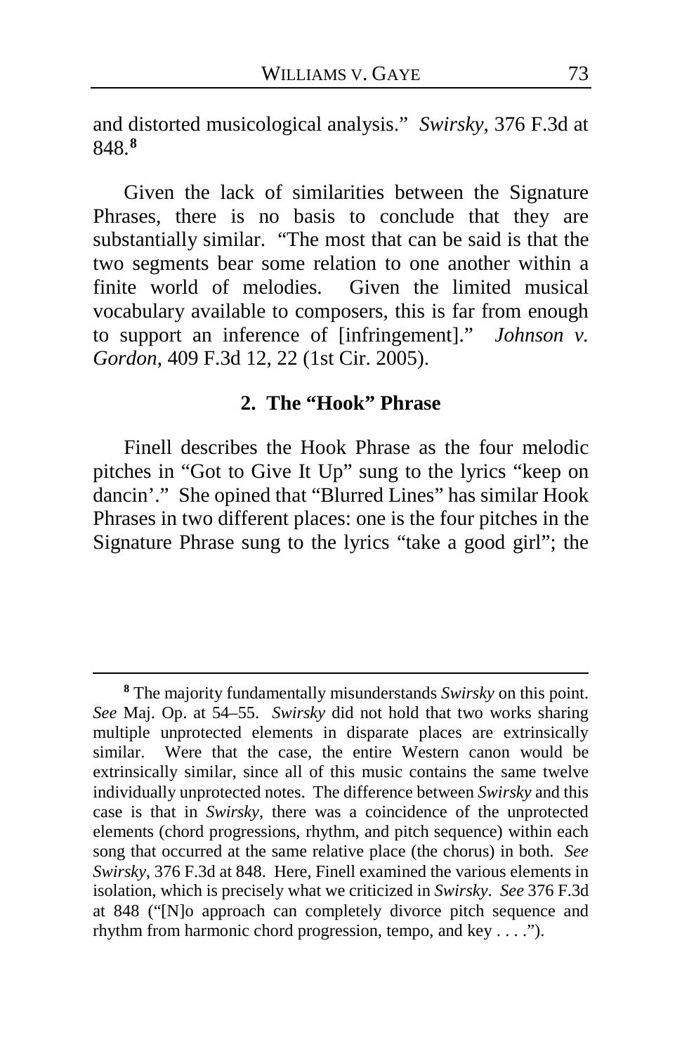and distorted musicological analysis." *Swirsky*, 376 F.3d at 848.[8]

Given the lack of similarities between the Signature Phrases, there is no basis to conclude that they are substantially similar. "The most that can be said is that the two segments bear some relation to one another within a finite world of melodies. Given the limited musical vocabulary available to composers, this is far from enough to support an inference of [infringement]." *Johnson v. Gordon*, 409 F.3d 12, 22 (1st Cir. 2005).

### 2. The "Hook" Phrase

Finell describes the Hook Phrase as the four melodic pitches in "Got to Give It Up" sung to the lyrics "keep on dancin'." She opined that "Blurred Lines" has similar Hook Phrases in two different places: one is the four pitches in the Signature Phrase sung to the lyrics "take a good girl"; the

---

[8] The majority fundamentally misunderstands *Swirsky* on this point. *See* Maj. Op. at 54–55. *Swirsky* did not hold that two works sharing multiple unprotected elements in disparate places are extrinsically similar. Were that the case, the entire Western canon would be extrinsically similar, since all of this music contains the same twelve individually unprotected notes. The difference between *Swirsky* and this case is that in *Swirsky*, there was a coincidence of the unprotected elements (chord progressions, rhythm, and pitch sequence) within each song that occurred at the same relative place (the chorus) in both. *See Swirsky*, 376 F.3d at 848. Here, Finell examined the various elements in isolation, which is precisely what we criticized in *Swirsky*. *See* 376 F.3d at 848 ("[N]o approach can completely divorce pitch sequence and rhythm from harmonic chord progression, tempo, and key . . . .").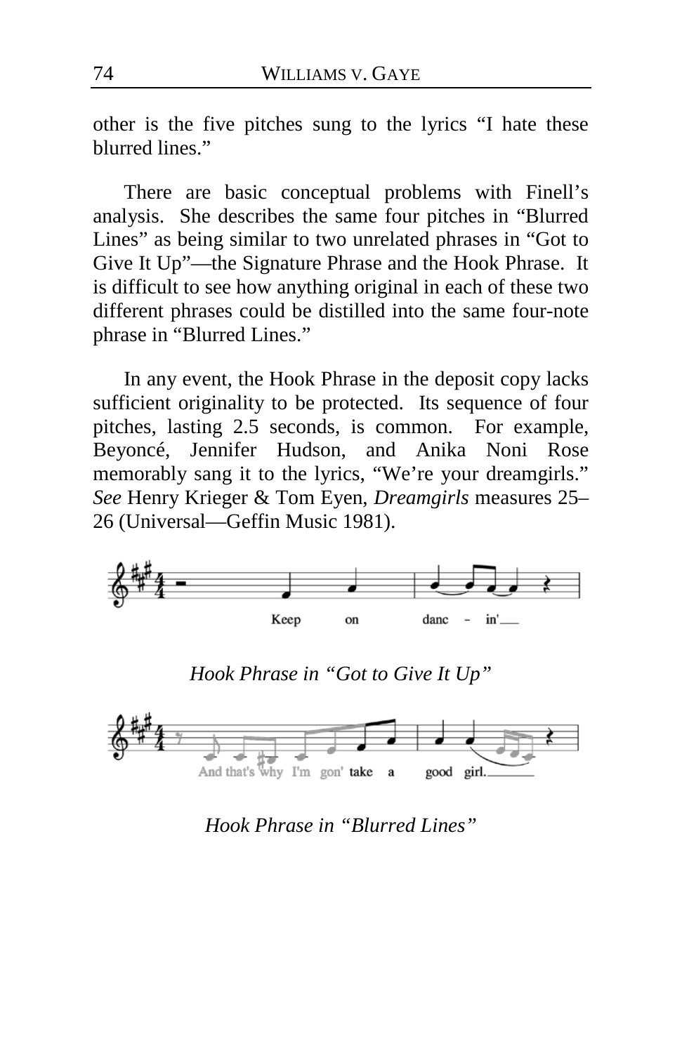other is the five pitches sung to the lyrics "I hate these blurred lines."

There are basic conceptual problems with Finell's analysis. She describes the same four pitches in "Blurred Lines" as being similar to two unrelated phrases in "Got to Give It Up"—the Signature Phrase and the Hook Phrase. It is difficult to see how anything original in each of these two different phrases could be distilled into the same four-note phrase in "Blurred Lines."

In any event, the Hook Phrase in the deposit copy lacks sufficient originality to be protected. Its sequence of four pitches, lasting 2.5 seconds, is common. For example, Beyoncé, Jennifer Hudson, and Anika Noni Rose memorably sang it to the lyrics, "We're your dreamgirls." *See* Henry Krieger & Tom Eyen, *Dreamgirls* measures 25–26 (Universal—Geffin Music 1981).

*Hook Phrase in "Got to Give It Up"*

*Hook Phrase in "Blurred Lines"*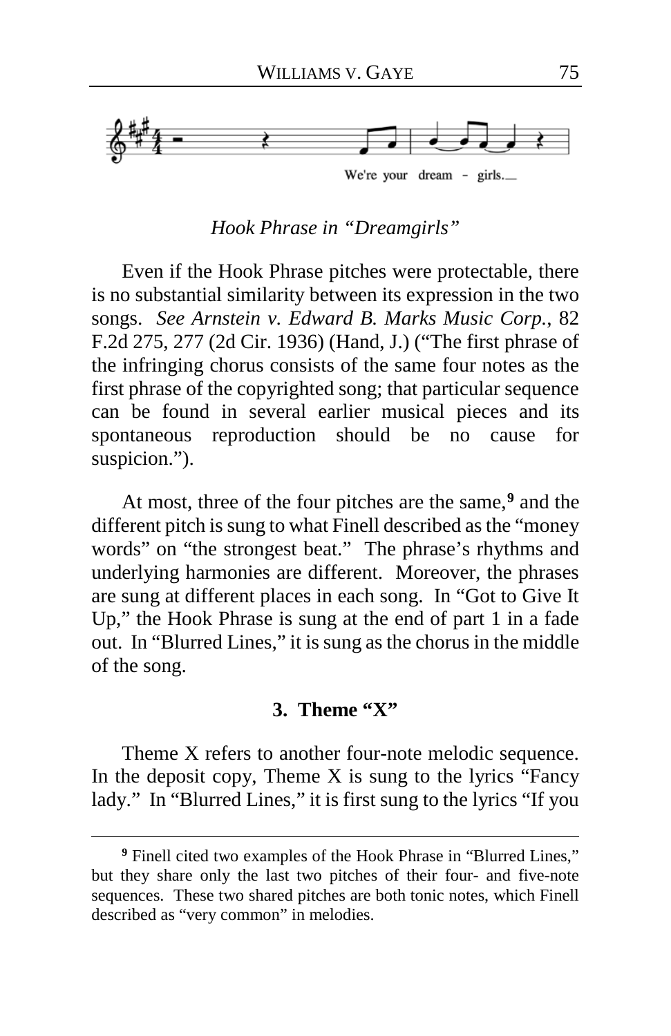We're your dream - girls.

*Hook Phrase in "Dreamgirls"*

Even if the Hook Phrase pitches were protectable, there is no substantial similarity between its expression in the two songs. *See Arnstein v. Edward B. Marks Music Corp.*, 82 F.2d 275, 277 (2d Cir. 1936) (Hand, J.) ("The first phrase of the infringing chorus consists of the same four notes as the first phrase of the copyrighted song; that particular sequence can be found in several earlier musical pieces and its spontaneous reproduction should be no cause for suspicion.").

At most, three of the four pitches are the same,[9] and the different pitch is sung to what Finell described as the "money words" on "the strongest beat." The phrase's rhythms and underlying harmonies are different. Moreover, the phrases are sung at different places in each song. In "Got to Give It Up," the Hook Phrase is sung at the end of part 1 in a fade out. In "Blurred Lines," it is sung as the chorus in the middle of the song.

### 3. Theme "X"

Theme X refers to another four-note melodic sequence. In the deposit copy, Theme X is sung to the lyrics "Fancy lady." In "Blurred Lines," it is first sung to the lyrics "If you

---

[9] Finell cited two examples of the Hook Phrase in "Blurred Lines," but they share only the last two pitches of their four- and five-note sequences. These two shared pitches are both tonic notes, which Finell described as "very common" in melodies.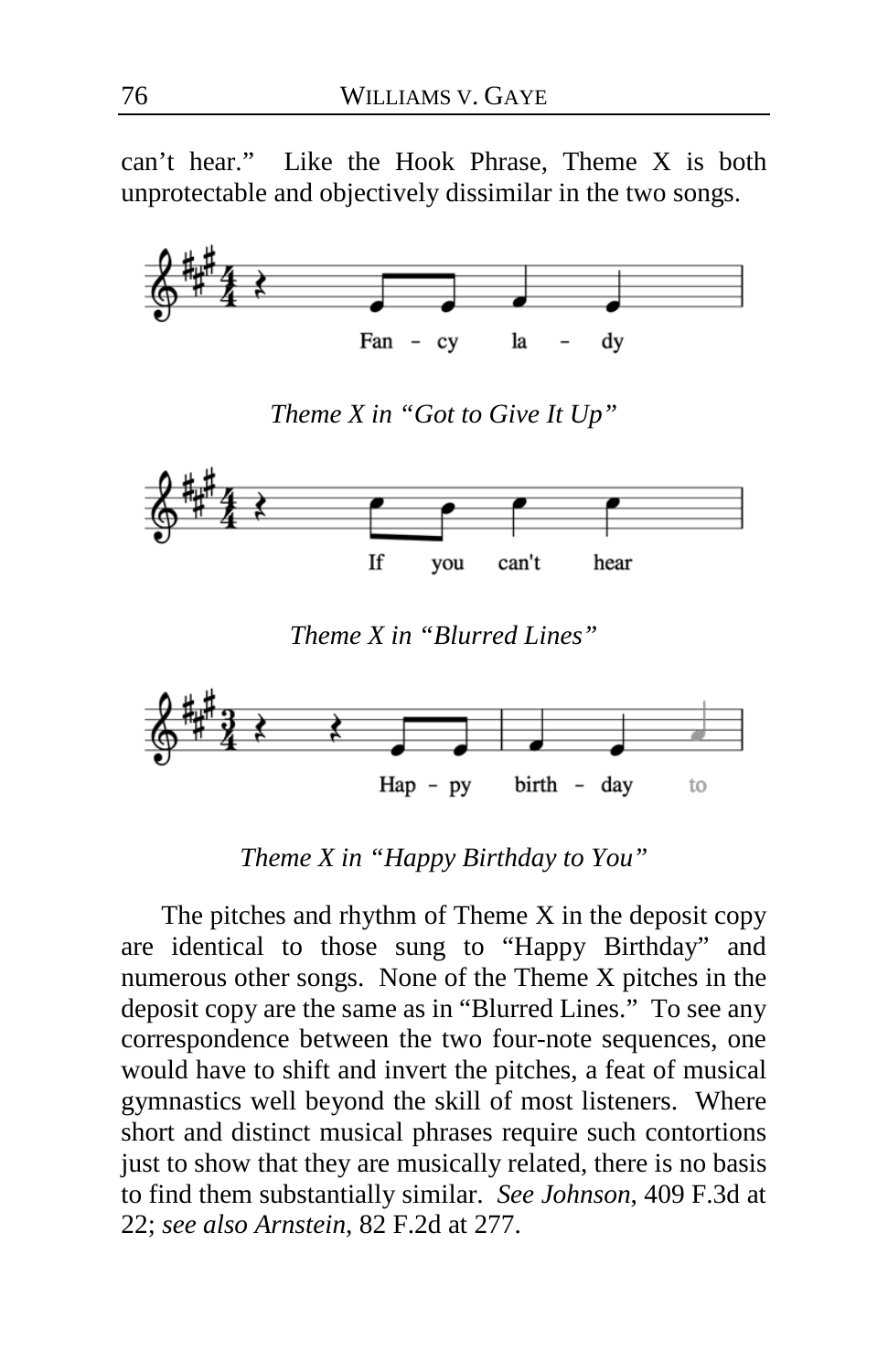can't hear." Like the Hook Phrase, Theme X is both unprotectable and objectively dissimilar in the two songs.

*Theme X in "Got to Give It Up"*

*Theme X in "Blurred Lines"*

*Theme X in "Happy Birthday to You"*

The pitches and rhythm of Theme X in the deposit copy are identical to those sung to "Happy Birthday" and numerous other songs. None of the Theme X pitches in the deposit copy are the same as in "Blurred Lines." To see any correspondence between the two four-note sequences, one would have to shift and invert the pitches, a feat of musical gymnastics well beyond the skill of most listeners. Where short and distinct musical phrases require such contortions just to show that they are musically related, there is no basis to find them substantially similar. *See Johnson*, 409 F.3d at 22; *see also Arnstein*, 82 F.2d at 277.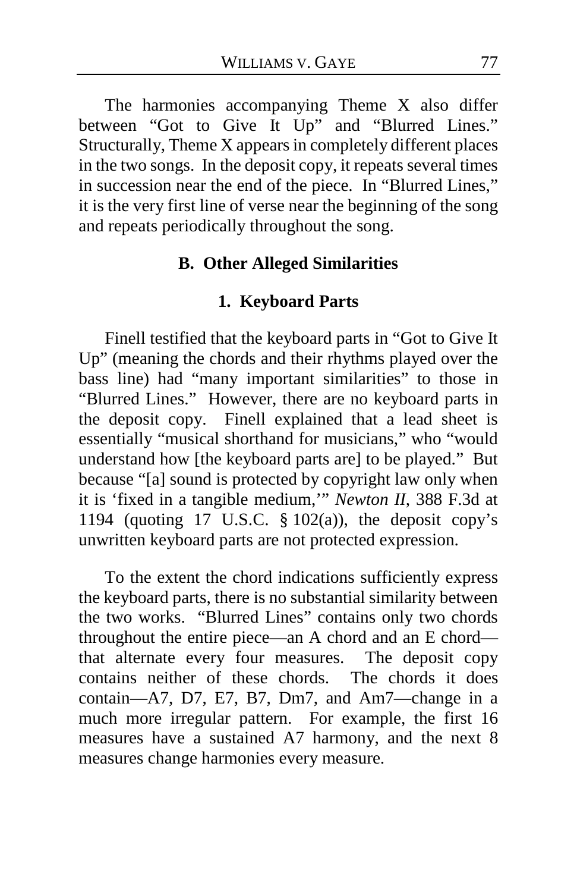The harmonies accompanying Theme X also differ between "Got to Give It Up" and "Blurred Lines." Structurally, Theme X appears in completely different places in the two songs. In the deposit copy, it repeats several times in succession near the end of the piece. In "Blurred Lines," it is the very first line of verse near the beginning of the song and repeats periodically throughout the song.

### B. Other Alleged Similarities

#### 1. Keyboard Parts

Finell testified that the keyboard parts in "Got to Give It Up" (meaning the chords and their rhythms played over the bass line) had "many important similarities" to those in "Blurred Lines." However, there are no keyboard parts in the deposit copy. Finell explained that a lead sheet is essentially "musical shorthand for musicians," who "would understand how [the keyboard parts are] to be played." But because "[a] sound is protected by copyright law only when it is 'fixed in a tangible medium,'" *Newton II*, 388 F.3d at 1194 (quoting 17 U.S.C. § 102(a)), the deposit copy's unwritten keyboard parts are not protected expression.

To the extent the chord indications sufficiently express the keyboard parts, there is no substantial similarity between the two works. "Blurred Lines" contains only two chords throughout the entire piece—an A chord and an E chord—that alternate every four measures. The deposit copy contains neither of these chords. The chords it does contain—A7, D7, E7, B7, Dm7, and Am7—change in a much more irregular pattern. For example, the first 16 measures have a sustained A7 harmony, and the next 8 measures change harmonies every measure.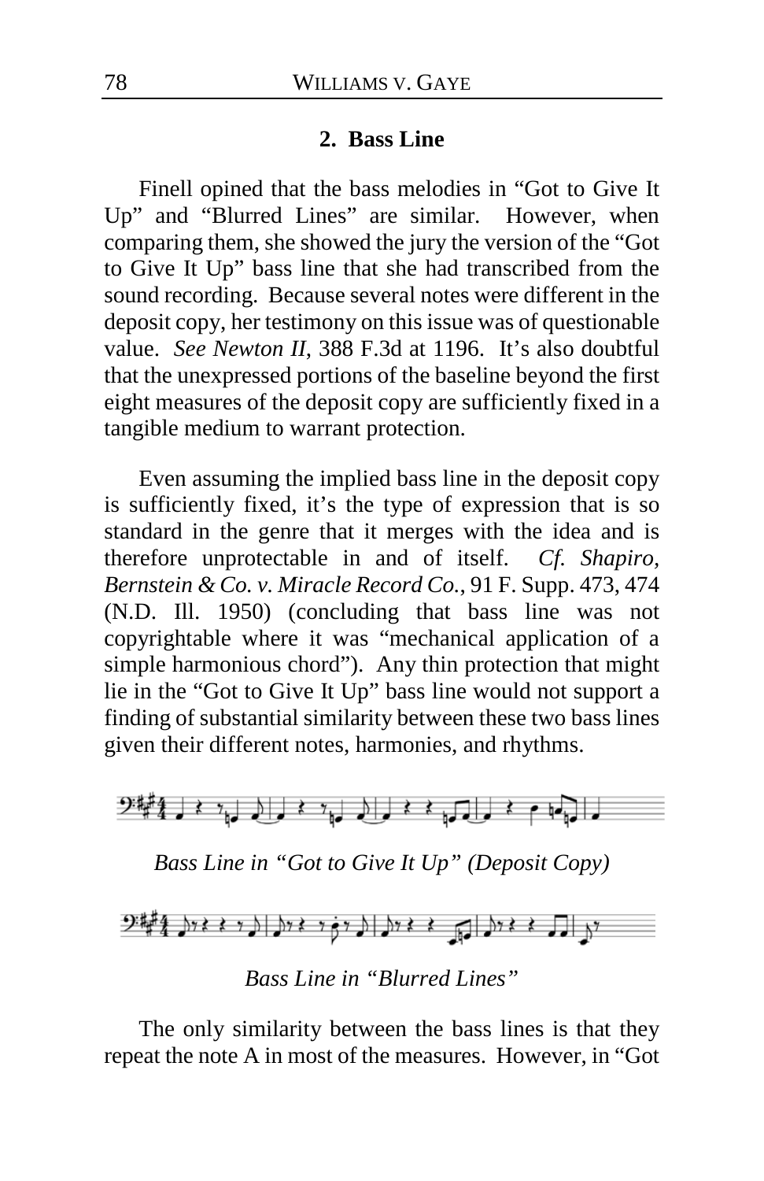### 2. Bass Line

Finell opined that the bass melodies in "Got to Give It Up" and "Blurred Lines" are similar. However, when comparing them, she showed the jury the version of the "Got to Give It Up" bass line that she had transcribed from the sound recording. Because several notes were different in the deposit copy, her testimony on this issue was of questionable value. *See Newton II*, 388 F.3d at 1196. It's also doubtful that the unexpressed portions of the baseline beyond the first eight measures of the deposit copy are sufficiently fixed in a tangible medium to warrant protection.

Even assuming the implied bass line in the deposit copy is sufficiently fixed, it's the type of expression that is so standard in the genre that it merges with the idea and is therefore unprotectable in and of itself. *Cf. Shapiro, Bernstein & Co. v. Miracle Record Co.*, 91 F. Supp. 473, 474 (N.D. Ill. 1950) (concluding that bass line was not copyrightable where it was "mechanical application of a simple harmonious chord"). Any thin protection that might lie in the "Got to Give It Up" bass line would not support a finding of substantial similarity between these two bass lines given their different notes, harmonies, and rhythms.

*Bass Line in "Got to Give It Up" (Deposit Copy)*

*Bass Line in "Blurred Lines"*

The only similarity between the bass lines is that they repeat the note A in most of the measures. However, in "Got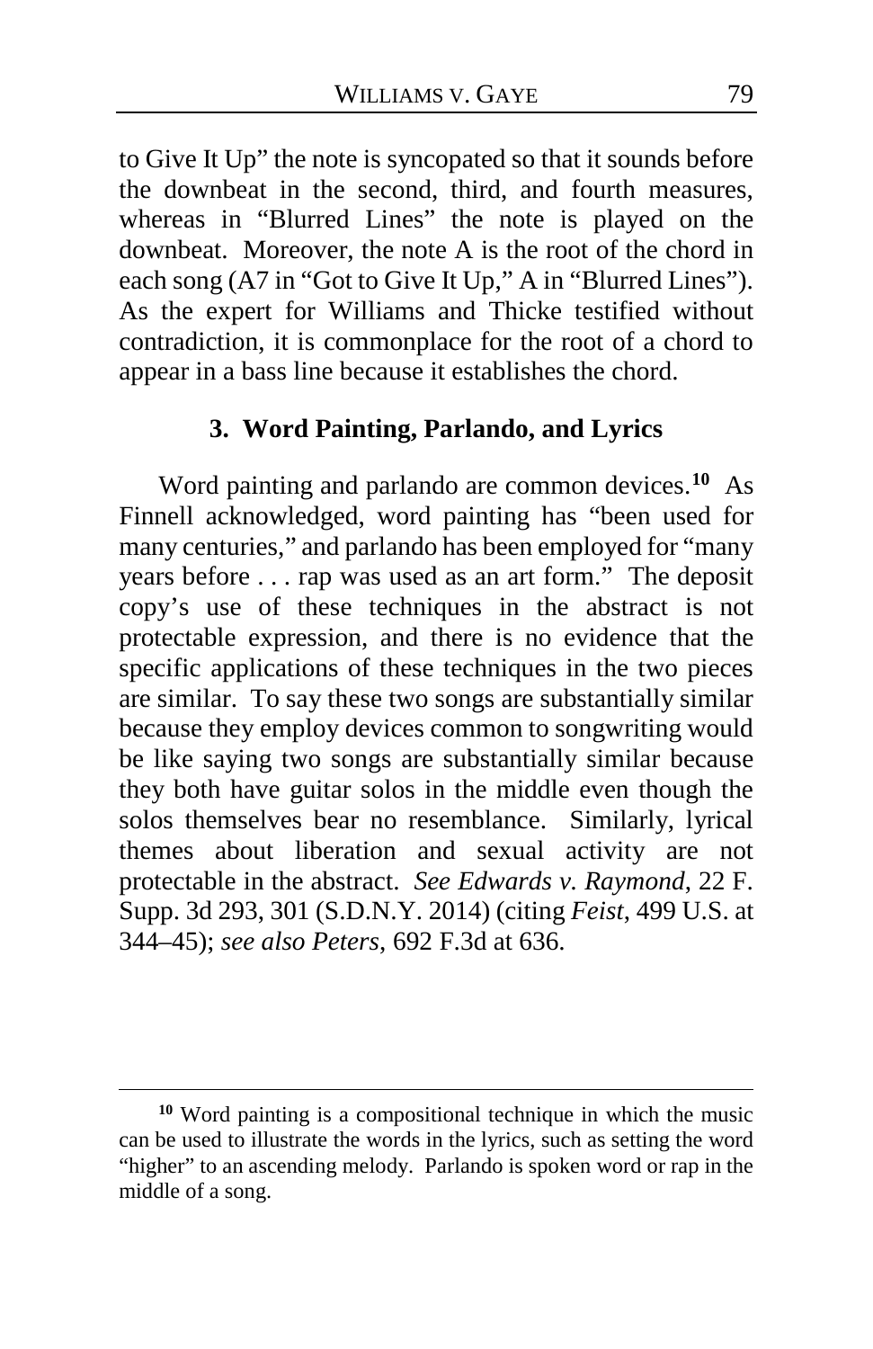to Give It Up" the note is syncopated so that it sounds before the downbeat in the second, third, and fourth measures, whereas in "Blurred Lines" the note is played on the downbeat. Moreover, the note A is the root of the chord in each song (A7 in "Got to Give It Up," A in "Blurred Lines"). As the expert for Williams and Thicke testified without contradiction, it is commonplace for the root of a chord to appear in a bass line because it establishes the chord.

### 3. Word Painting, Parlando, and Lyrics

Word painting and parlando are common devices.[10] As Finnell acknowledged, word painting has "been used for many centuries," and parlando has been employed for "many years before . . . rap was used as an art form." The deposit copy's use of these techniques in the abstract is not protectable expression, and there is no evidence that the specific applications of these techniques in the two pieces are similar. To say these two songs are substantially similar because they employ devices common to songwriting would be like saying two songs are substantially similar because they both have guitar solos in the middle even though the solos themselves bear no resemblance. Similarly, lyrical themes about liberation and sexual activity are not protectable in the abstract. *See Edwards v. Raymond*, 22 F. Supp. 3d 293, 301 (S.D.N.Y. 2014) (citing *Feist*, 499 U.S. at 344–45); *see also Peters*, 692 F.3d at 636.

---

[10] Word painting is a compositional technique in which the music can be used to illustrate the words in the lyrics, such as setting the word "higher" to an ascending melody. Parlando is spoken word or rap in the middle of a song.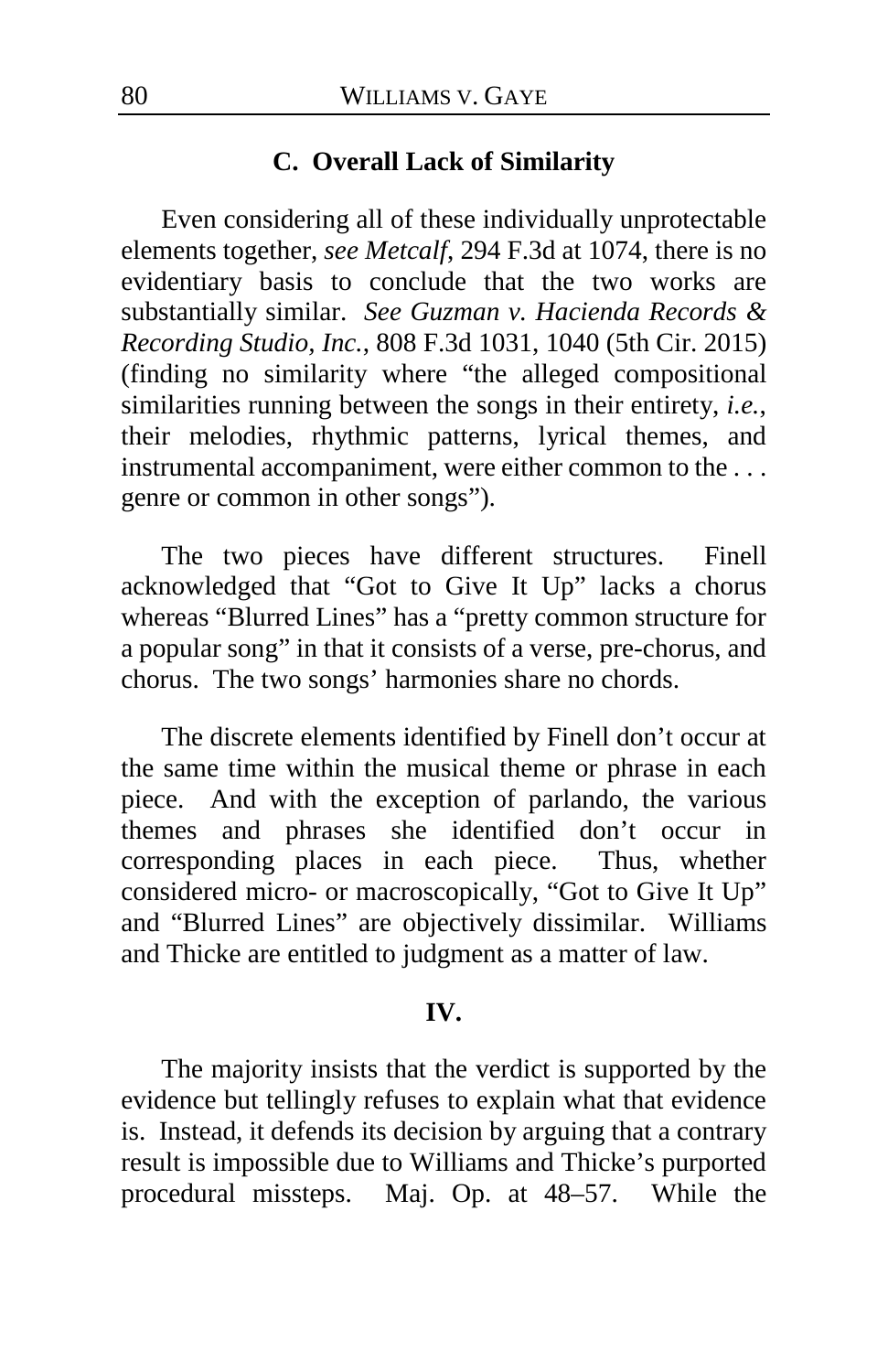### C. Overall Lack of Similarity

Even considering all of these individually unprotectable elements together, *see Metcalf*, 294 F.3d at 1074, there is no evidentiary basis to conclude that the two works are substantially similar. *See Guzman v. Hacienda Records & Recording Studio, Inc.*, 808 F.3d 1031, 1040 (5th Cir. 2015) (finding no similarity where "the alleged compositional similarities running between the songs in their entirety, *i.e.*, their melodies, rhythmic patterns, lyrical themes, and instrumental accompaniment, were either common to the . . . genre or common in other songs").

The two pieces have different structures. Finell acknowledged that "Got to Give It Up" lacks a chorus whereas "Blurred Lines" has a "pretty common structure for a popular song" in that it consists of a verse, pre-chorus, and chorus. The two songs' harmonies share no chords.

The discrete elements identified by Finell don't occur at the same time within the musical theme or phrase in each piece. And with the exception of parlando, the various themes and phrases she identified don't occur in corresponding places in each piece. Thus, whether considered micro- or macroscopically, "Got to Give It Up" and "Blurred Lines" are objectively dissimilar. Williams and Thicke are entitled to judgment as a matter of law.

## IV.

The majority insists that the verdict is supported by the evidence but tellingly refuses to explain what that evidence is. Instead, it defends its decision by arguing that a contrary result is impossible due to Williams and Thicke's purported procedural missteps. Maj. Op. at 48–57. While the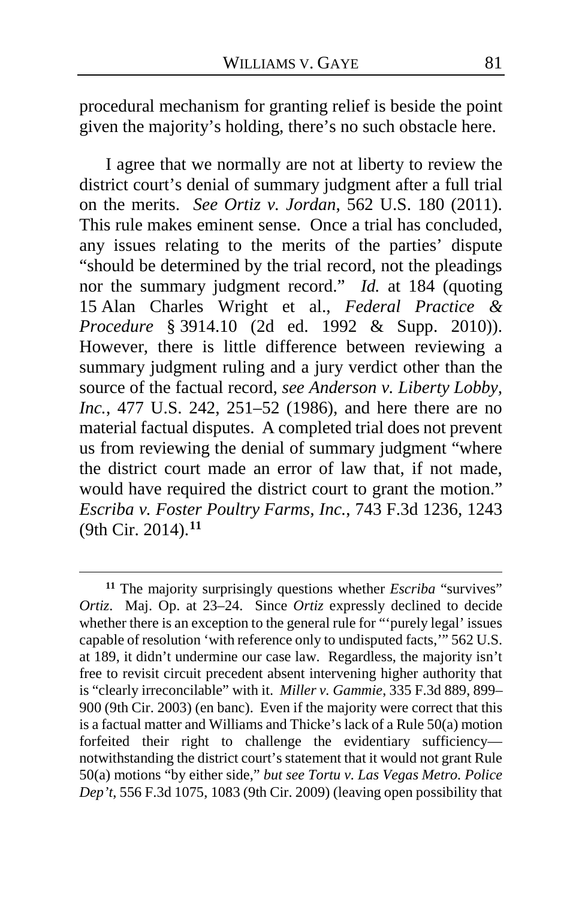procedural mechanism for granting relief is beside the point given the majority's holding, there's no such obstacle here.

I agree that we normally are not at liberty to review the district court's denial of summary judgment after a full trial on the merits. *See Ortiz v. Jordan*, 562 U.S. 180 (2011). This rule makes eminent sense. Once a trial has concluded, any issues relating to the merits of the parties' dispute "should be determined by the trial record, not the pleadings nor the summary judgment record." *Id.* at 184 (quoting 15 Alan Charles Wright et al., *Federal Practice & Procedure* § 3914.10 (2d ed. 1992 & Supp. 2010)). However, there is little difference between reviewing a summary judgment ruling and a jury verdict other than the source of the factual record, *see Anderson v. Liberty Lobby, Inc.*, 477 U.S. 242, 251–52 (1986), and here there are no material factual disputes. A completed trial does not prevent us from reviewing the denial of summary judgment "where the district court made an error of law that, if not made, would have required the district court to grant the motion." *Escriba v. Foster Poultry Farms, Inc.*, 743 F.3d 1236, 1243 (9th Cir. 2014).[11]

---

[11] The majority surprisingly questions whether *Escriba* "survives" *Ortiz*. Maj. Op. at 23–24. Since *Ortiz* expressly declined to decide whether there is an exception to the general rule for "'purely legal' issues capable of resolution 'with reference only to undisputed facts,'" 562 U.S. at 189, it didn't undermine our case law. Regardless, the majority isn't free to revisit circuit precedent absent intervening higher authority that is "clearly irreconcilable" with it. *Miller v. Gammie*, 335 F.3d 889, 899–900 (9th Cir. 2003) (en banc). Even if the majority were correct that this is a factual matter and Williams and Thicke's lack of a Rule 50(a) motion forfeited their right to challenge the evidentiary sufficiency—notwithstanding the district court's statement that it would not grant Rule 50(a) motions "by either side," *but see Tortu v. Las Vegas Metro. Police Dep't*, 556 F.3d 1075, 1083 (9th Cir. 2009) (leaving open possibility that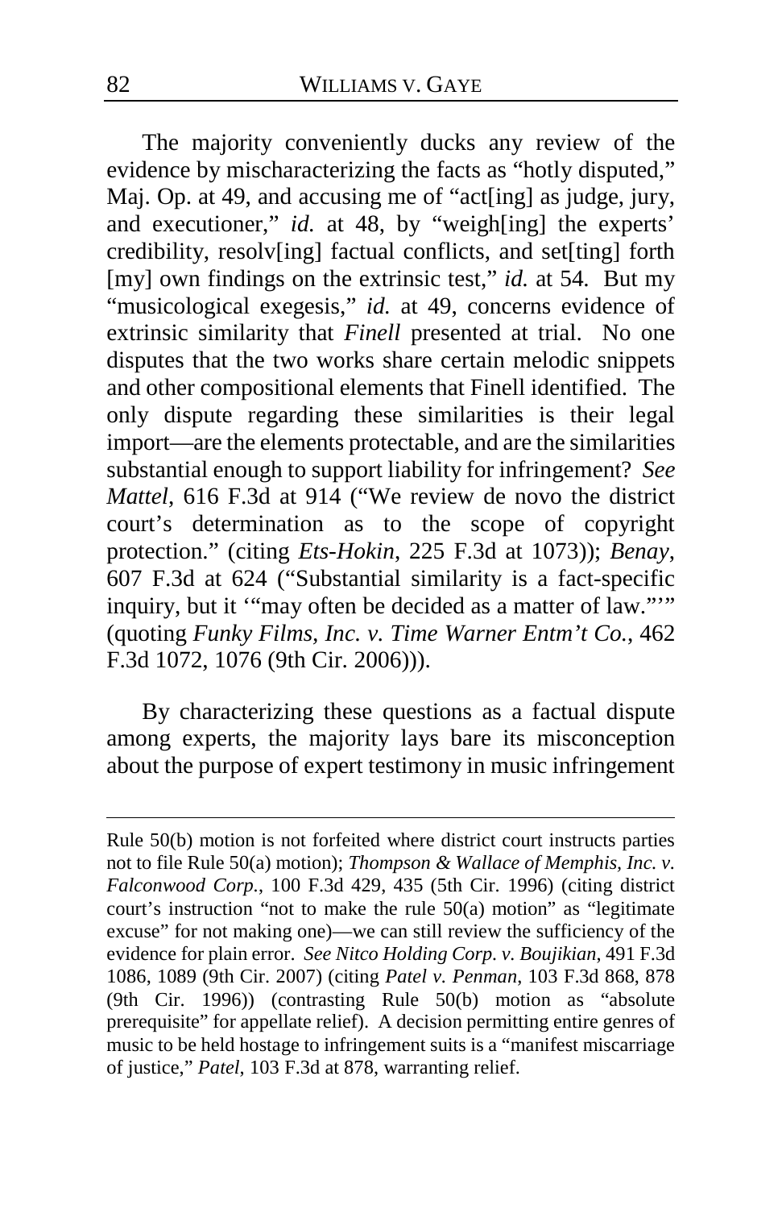The majority conveniently ducks any review of the evidence by mischaracterizing the facts as "hotly disputed," Maj. Op. at 49, and accusing me of "act[ing] as judge, jury, and executioner," *id.* at 48, by "weigh[ing] the experts' credibility, resolv[ing] factual conflicts, and set[ting] forth [my] own findings on the extrinsic test," *id.* at 54. But my "musicological exegesis," *id.* at 49, concerns evidence of extrinsic similarity that *Finell* presented at trial. No one disputes that the two works share certain melodic snippets and other compositional elements that Finell identified. The only dispute regarding these similarities is their legal import—are the elements protectable, and are the similarities substantial enough to support liability for infringement? *See Mattel*, 616 F.3d at 914 ("We review de novo the district court's determination as to the scope of copyright protection." (citing *Ets-Hokin*, 225 F.3d at 1073)); *Benay*, 607 F.3d at 624 ("Substantial similarity is a fact-specific inquiry, but it '"may often be decided as a matter of law."'" (quoting *Funky Films, Inc. v. Time Warner Entm't Co.*, 462 F.3d 1072, 1076 (9th Cir. 2006))).

By characterizing these questions as a factual dispute among experts, the majority lays bare its misconception about the purpose of expert testimony in music infringement

---

Rule 50(b) motion is not forfeited where district court instructs parties not to file Rule 50(a) motion); *Thompson & Wallace of Memphis, Inc. v. Falconwood Corp.*, 100 F.3d 429, 435 (5th Cir. 1996) (citing district court's instruction "not to make the rule 50(a) motion" as "legitimate excuse" for not making one)—we can still review the sufficiency of the evidence for plain error. *See Nitco Holding Corp. v. Boujikian*, 491 F.3d 1086, 1089 (9th Cir. 2007) (citing *Patel v. Penman*, 103 F.3d 868, 878 (9th Cir. 1996)) (contrasting Rule 50(b) motion as "absolute prerequisite" for appellate relief). A decision permitting entire genres of music to be held hostage to infringement suits is a "manifest miscarriage of justice," *Patel*, 103 F.3d at 878, warranting relief.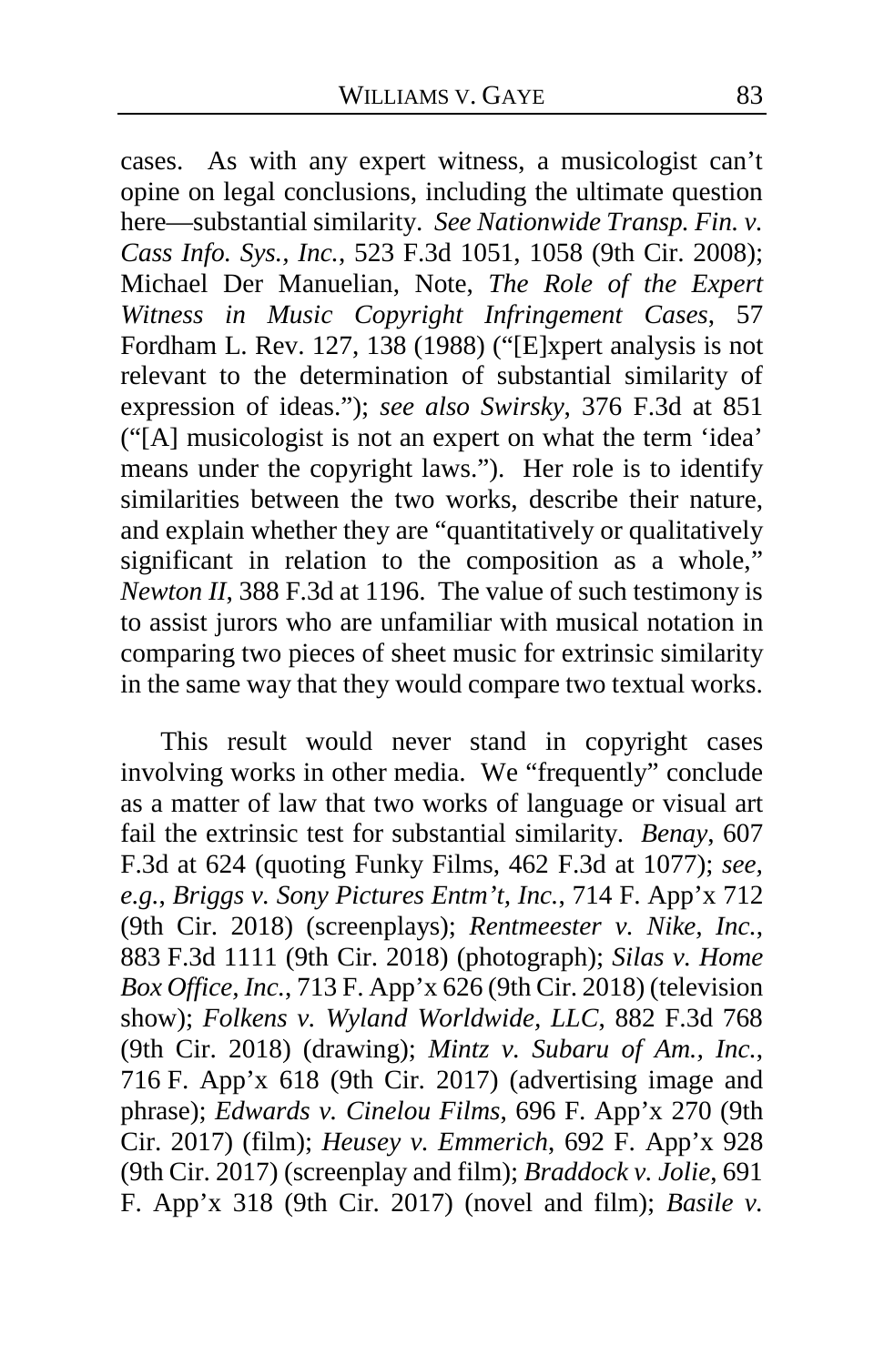cases. As with any expert witness, a musicologist can't opine on legal conclusions, including the ultimate question here—substantial similarity. *See Nationwide Transp. Fin. v. Cass Info. Sys., Inc.*, 523 F.3d 1051, 1058 (9th Cir. 2008); Michael Der Manuelian, Note, *The Role of the Expert Witness in Music Copyright Infringement Cases*, 57 Fordham L. Rev. 127, 138 (1988) ("[E]xpert analysis is not relevant to the determination of substantial similarity of expression of ideas."); *see also Swirsky*, 376 F.3d at 851 ("[A] musicologist is not an expert on what the term 'idea' means under the copyright laws."). Her role is to identify similarities between the two works, describe their nature, and explain whether they are "quantitatively or qualitatively significant in relation to the composition as a whole," *Newton II*, 388 F.3d at 1196. The value of such testimony is to assist jurors who are unfamiliar with musical notation in comparing two pieces of sheet music for extrinsic similarity in the same way that they would compare two textual works.

This result would never stand in copyright cases involving works in other media. We "frequently" conclude as a matter of law that two works of language or visual art fail the extrinsic test for substantial similarity. *Benay*, 607 F.3d at 624 (quoting Funky Films, 462 F.3d at 1077); *see, e.g.*, *Briggs v. Sony Pictures Entm't, Inc.*, 714 F. App'x 712 (9th Cir. 2018) (screenplays); *Rentmeester v. Nike, Inc.*, 883 F.3d 1111 (9th Cir. 2018) (photograph); *Silas v. Home Box Office, Inc.*, 713 F. App'x 626 (9th Cir. 2018) (television show); *Folkens v. Wyland Worldwide, LLC*, 882 F.3d 768 (9th Cir. 2018) (drawing); *Mintz v. Subaru of Am., Inc.*, 716 F. App'x 618 (9th Cir. 2017) (advertising image and phrase); *Edwards v. Cinelou Films*, 696 F. App'x 270 (9th Cir. 2017) (film); *Heusey v. Emmerich*, 692 F. App'x 928 (9th Cir. 2017) (screenplay and film); *Braddock v. Jolie*, 691 F. App'x 318 (9th Cir. 2017) (novel and film); *Basile v.*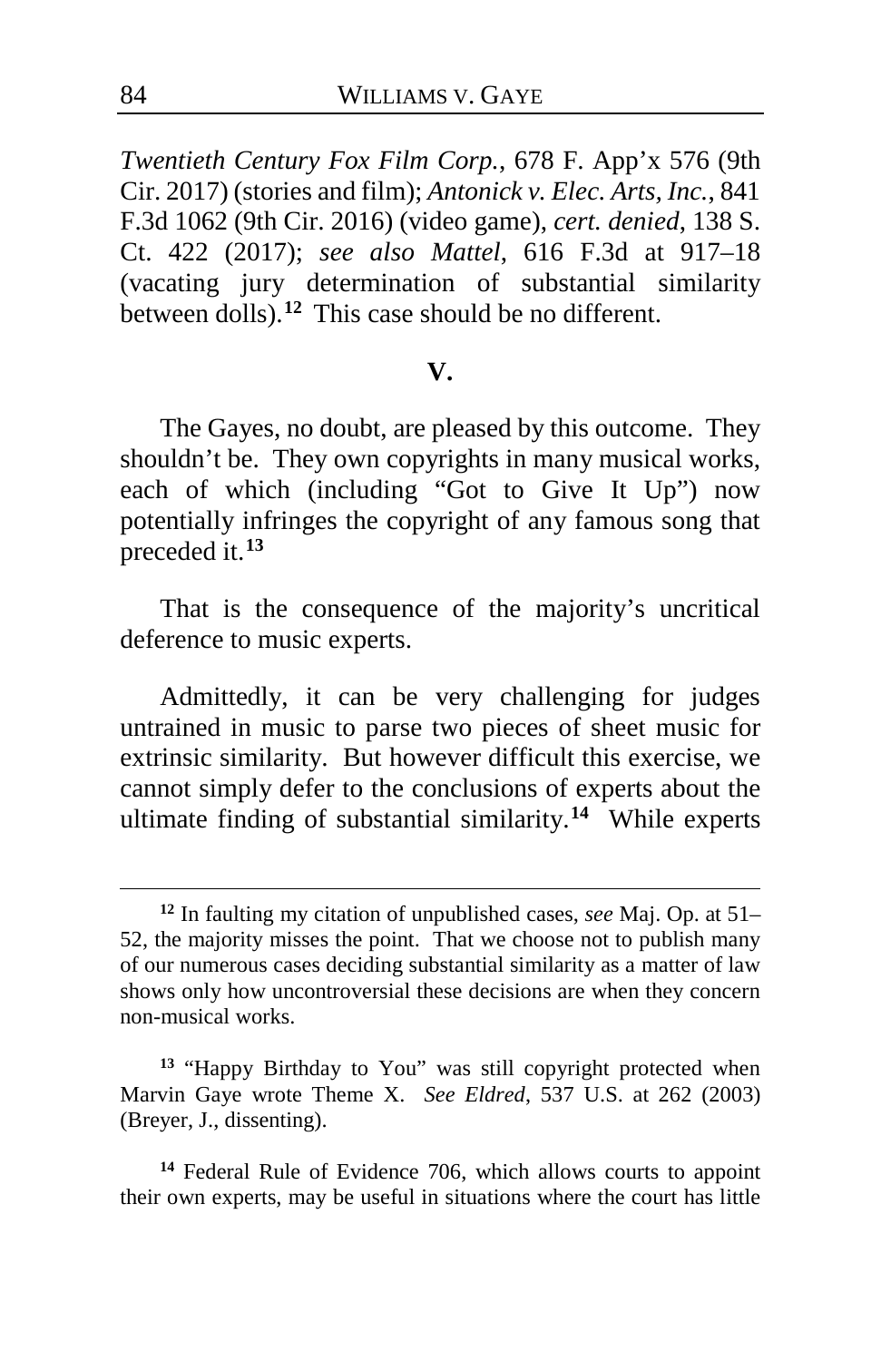*Twentieth Century Fox Film Corp.*, 678 F. App'x 576 (9th Cir. 2017) (stories and film); *Antonick v. Elec. Arts, Inc.*, 841 F.3d 1062 (9th Cir. 2016) (video game), *cert. denied*, 138 S. Ct. 422 (2017); *see also Mattel*, 616 F.3d at 917–18 (vacating jury determination of substantial similarity between dolls).[12] This case should be no different.

**V.**

The Gayes, no doubt, are pleased by this outcome. They shouldn't be. They own copyrights in many musical works, each of which (including "Got to Give It Up") now potentially infringes the copyright of any famous song that preceded it.[13]

That is the consequence of the majority's uncritical deference to music experts.

Admittedly, it can be very challenging for judges untrained in music to parse two pieces of sheet music for extrinsic similarity. But however difficult this exercise, we cannot simply defer to the conclusions of experts about the ultimate finding of substantial similarity.[14] While experts

---

[12] In faulting my citation of unpublished cases, *see* Maj. Op. at 51–52, the majority misses the point. That we choose not to publish many of our numerous cases deciding substantial similarity as a matter of law shows only how uncontroversial these decisions are when they concern non-musical works.

[13] "Happy Birthday to You" was still copyright protected when Marvin Gaye wrote Theme X. *See Eldred*, 537 U.S. at 262 (2003) (Breyer, J., dissenting).

[14] Federal Rule of Evidence 706, which allows courts to appoint their own experts, may be useful in situations where the court has little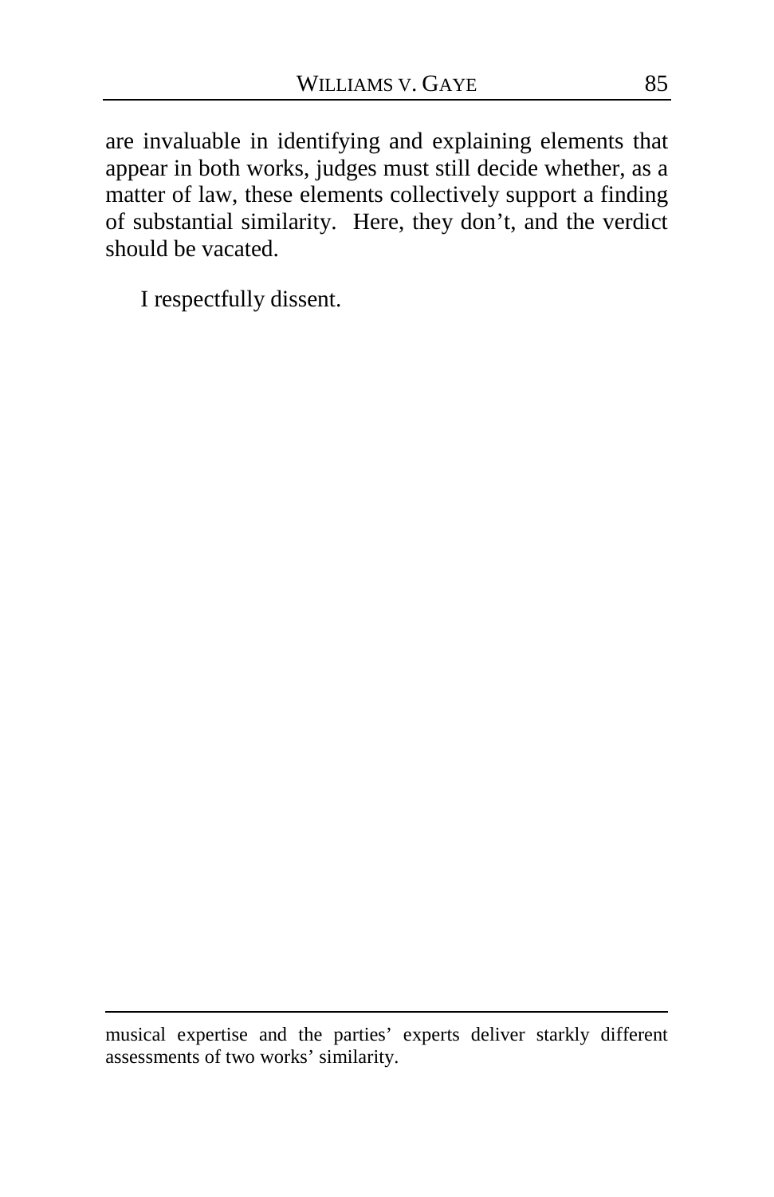are invaluable in identifying and explaining elements that appear in both works, judges must still decide whether, as a matter of law, these elements collectively support a finding of substantial similarity. Here, they don't, and the verdict should be vacated.

I respectfully dissent.

---

musical expertise and the parties' experts deliver starkly different assessments of two works' similarity.